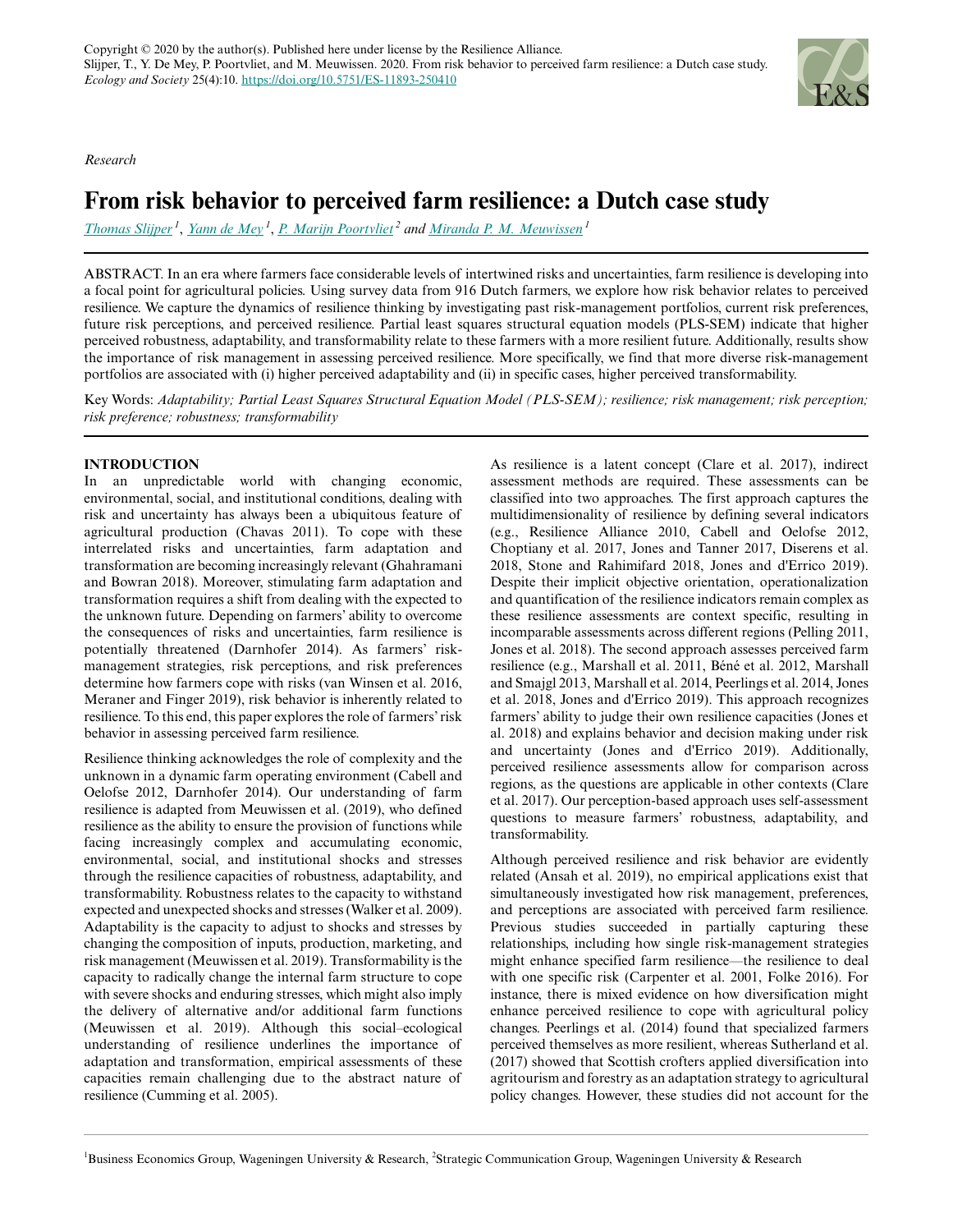Copyright © 2020 by the author(s). Published here under license by the Resilience Alliance.
Slijper, T., Y. De Mey, P. Poortvliet, and M. Meuwissen. 2020. From risk behavior to perceived farm resilience: a Dutch case study. *Ecology and Society* 25(4):10. https://doi.org/10.5751/ES-11893-250410

*Research*

# From risk behavior to perceived farm resilience: a Dutch case study

*Thomas Slijper* [1], *Yann de Mey* [1], *P. Marijn Poortvliet* [2] and *Miranda P. M. Meuwissen* [1]

ABSTRACT. In an era where farmers face considerable levels of intertwined risks and uncertainties, farm resilience is developing into a focal point for agricultural policies. Using survey data from 916 Dutch farmers, we explore how risk behavior relates to perceived resilience. We capture the dynamics of resilience thinking by investigating past risk-management portfolios, current risk preferences, future risk perceptions, and perceived resilience. Partial least squares structural equation models (PLS-SEM) indicate that higher perceived robustness, adaptability, and transformability relate to these farmers with a more resilient future. Additionally, results show the importance of risk management in assessing perceived resilience. More specifically, we find that more diverse risk-management portfolios are associated with (i) higher perceived adaptability and (ii) in specific cases, higher perceived transformability.

Key Words: *Adaptability; Partial Least Squares Structural Equation Model (PLS-SEM); resilience; risk management; risk perception; risk preference; robustness; transformability*

## INTRODUCTION

In an unpredictable world with changing economic, environmental, social, and institutional conditions, dealing with risk and uncertainty has always been a ubiquitous feature of agricultural production (Chavas 2011). To cope with these interrelated risks and uncertainties, farm adaptation and transformation are becoming increasingly relevant (Ghahramani and Bowran 2018). Moreover, stimulating farm adaptation and transformation requires a shift from dealing with the expected to the unknown future. Depending on farmers' ability to overcome the consequences of risks and uncertainties, farm resilience is potentially threatened (Darnhofer 2014). As farmers' risk-management strategies, risk perceptions, and risk preferences determine how farmers cope with risks (van Winsen et al. 2016, Meraner and Finger 2019), risk behavior is inherently related to resilience. To this end, this paper explores the role of farmers' risk behavior in assessing perceived farm resilience.

Resilience thinking acknowledges the role of complexity and the unknown in a dynamic farm operating environment (Cabell and Oelofse 2012, Darnhofer 2014). Our understanding of farm resilience is adapted from Meuwissen et al. (2019), who defined resilience as the ability to ensure the provision of functions while facing increasingly complex and accumulating economic, environmental, social, and institutional shocks and stresses through the resilience capacities of robustness, adaptability, and transformability. Robustness relates to the capacity to withstand expected and unexpected shocks and stresses (Walker et al. 2009). Adaptability is the capacity to adjust to shocks and stresses by changing the composition of inputs, production, marketing, and risk management (Meuwissen et al. 2019). Transformability is the capacity to radically change the internal farm structure to cope with severe shocks and enduring stresses, which might also imply the delivery of alternative and/or additional farm functions (Meuwissen et al. 2019). Although this social–ecological understanding of resilience underlines the importance of adaptation and transformation, empirical assessments of these capacities remain challenging due to the abstract nature of resilience (Cumming et al. 2005).

As resilience is a latent concept (Clare et al. 2017), indirect assessment methods are required. These assessments can be classified into two approaches. The first approach captures the multidimensionality of resilience by defining several indicators (e.g., Resilience Alliance 2010, Cabell and Oelofse 2012, Choptiany et al. 2017, Jones and Tanner 2017, Diserens et al. 2018, Stone and Rahimifard 2018, Jones and d'Errico 2019). Despite their implicit objective orientation, operationalization and quantification of the resilience indicators remain complex as these resilience assessments are context specific, resulting in incomparable assessments across different regions (Pelling 2011, Jones et al. 2018). The second approach assesses perceived farm resilience (e.g., Marshall et al. 2011, Béné et al. 2012, Marshall and Smajgl 2013, Marshall et al. 2014, Peerlings et al. 2014, Jones et al. 2018, Jones and d'Errico 2019). This approach recognizes farmers' ability to judge their own resilience capacities (Jones et al. 2018) and explains behavior and decision making under risk and uncertainty (Jones and d'Errico 2019). Additionally, perceived resilience assessments allow for comparison across regions, as the questions are applicable in other contexts (Clare et al. 2017). Our perception-based approach uses self-assessment questions to measure farmers' robustness, adaptability, and transformability.

Although perceived resilience and risk behavior are evidently related (Ansah et al. 2019), no empirical applications exist that simultaneously investigated how risk management, preferences, and perceptions are associated with perceived farm resilience. Previous studies succeeded in partially capturing these relationships, including how single risk-management strategies might enhance specified farm resilience—the resilience to deal with one specific risk (Carpenter et al. 2001, Folke 2016). For instance, there is mixed evidence on how diversification might enhance perceived resilience to cope with agricultural policy changes. Peerlings et al. (2014) found that specialized farmers perceived themselves as more resilient, whereas Sutherland et al. (2017) showed that Scottish crofters applied diversification into agritourism and forestry as an adaptation strategy to agricultural policy changes. However, these studies did not account for the

[1] Business Economics Group, Wageningen University & Research, [2] Strategic Communication Group, Wageningen University & Research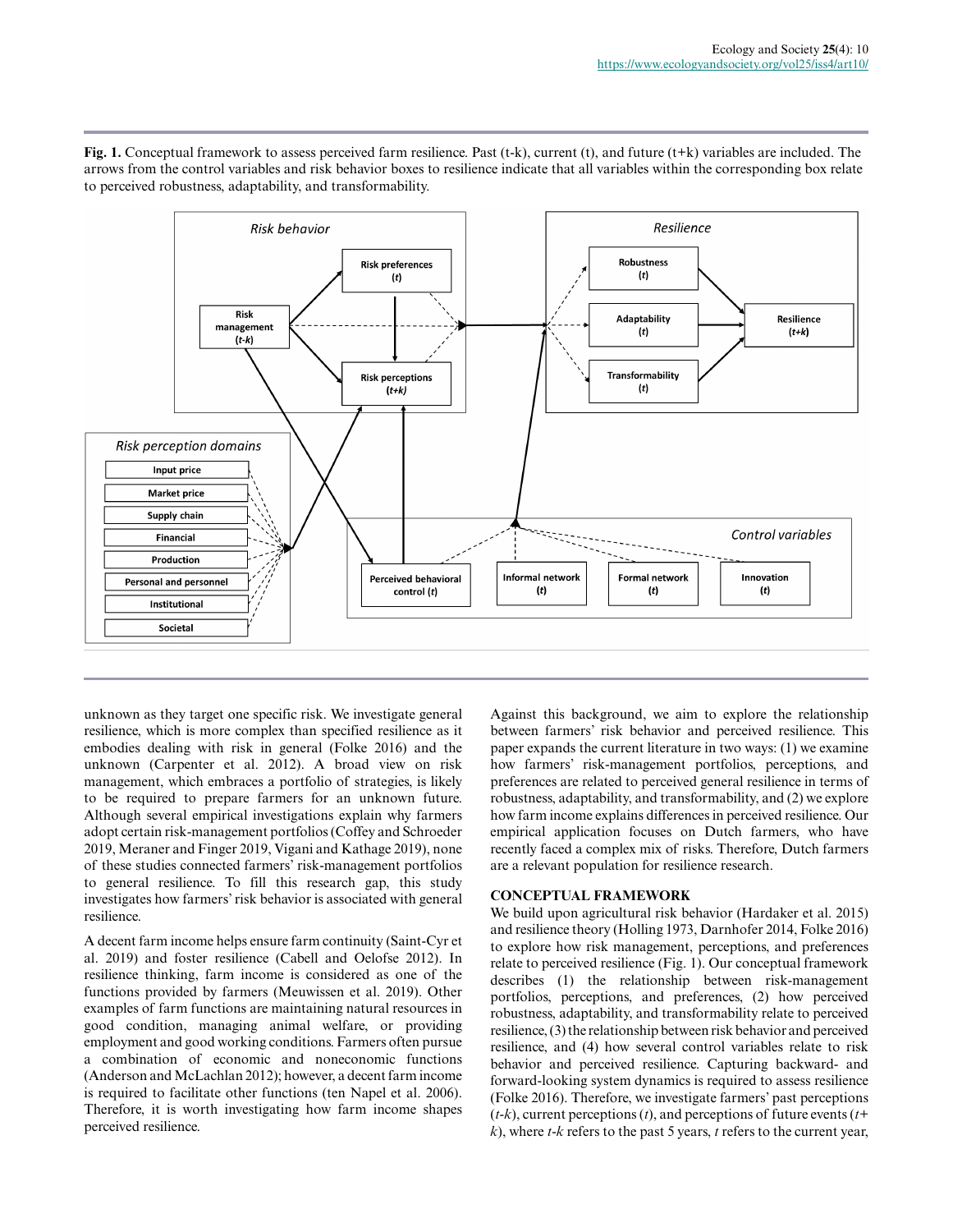**Fig. 1.** Conceptual framework to assess perceived farm resilience. Past (t-k), current (t), and future (t+k) variables are included. The arrows from the control variables and risk behavior boxes to resilience indicate that all variables within the corresponding box relate to perceived robustness, adaptability, and transformability.

unknown as they target one specific risk. We investigate general resilience, which is more complex than specified resilience as it embodies dealing with risk in general (Folke 2016) and the unknown (Carpenter et al. 2012). A broad view on risk management, which embraces a portfolio of strategies, is likely to be required to prepare farmers for an unknown future. Although several empirical investigations explain why farmers adopt certain risk-management portfolios (Coffey and Schroeder 2019, Meraner and Finger 2019, Vigani and Kathage 2019), none of these studies connected farmers' risk-management portfolios to general resilience. To fill this research gap, this study investigates how farmers' risk behavior is associated with general resilience.

A decent farm income helps ensure farm continuity (Saint-Cyr et al. 2019) and foster resilience (Cabell and Oelofse 2012). In resilience thinking, farm income is considered as one of the functions provided by farmers (Meuwissen et al. 2019). Other examples of farm functions are maintaining natural resources in good condition, managing animal welfare, or providing employment and good working conditions. Farmers often pursue a combination of economic and noneconomic functions (Anderson and McLachlan 2012); however, a decent farm income is required to facilitate other functions (ten Napel et al. 2006). Therefore, it is worth investigating how farm income shapes perceived resilience.

Against this background, we aim to explore the relationship between farmers' risk behavior and perceived resilience. This paper expands the current literature in two ways: (1) we examine how farmers' risk-management portfolios, perceptions, and preferences are related to perceived general resilience in terms of robustness, adaptability, and transformability, and (2) we explore how farm income explains differences in perceived resilience. Our empirical application focuses on Dutch farmers, who have recently faced a complex mix of risks. Therefore, Dutch farmers are a relevant population for resilience research.

## CONCEPTUAL FRAMEWORK

We build upon agricultural risk behavior (Hardaker et al. 2015) and resilience theory (Holling 1973, Darnhofer 2014, Folke 2016) to explore how risk management, perceptions, and preferences relate to perceived resilience (Fig. 1). Our conceptual framework describes (1) the relationship between risk-management portfolios, perceptions, and preferences, (2) how perceived robustness, adaptability, and transformability relate to perceived resilience, (3) the relationship between risk behavior and perceived resilience, and (4) how several control variables relate to risk behavior and perceived resilience. Capturing backward- and forward-looking system dynamics is required to assess resilience (Folke 2016). Therefore, we investigate farmers' past perceptions (*t-k*), current perceptions (*t*), and perceptions of future events (*t+k*), where *t-k* refers to the past 5 years, *t* refers to the current year,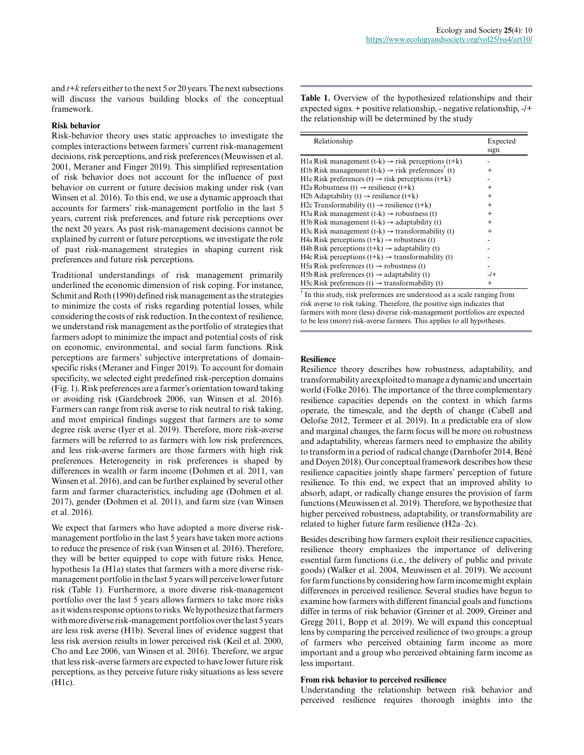and $t+k$ refers either to the next 5 or 20 years. The next subsections will discuss the various building blocks of the conceptual framework.

### Risk behavior

Risk-behavior theory uses static approaches to investigate the complex interactions between farmers' current risk-management decisions, risk perceptions, and risk preferences (Meuwissen et al. 2001, Meraner and Finger 2019). This simplified representation of risk behavior does not account for the influence of past behavior on current or future decision making under risk (van Winsen et al. 2016). To this end, we use a dynamic approach that accounts for farmers' risk-management portfolio in the last 5 years, current risk preferences, and future risk perceptions over the next 20 years. As past risk-management decisions cannot be explained by current or future perceptions, we investigate the role of past risk-management strategies in shaping current risk preferences and future risk perceptions.

Traditional understandings of risk management primarily underlined the economic dimension of risk coping. For instance, Schmit and Roth (1990) defined risk management as the strategies to minimize the costs of risks regarding potential losses, while considering the costs of risk reduction. In the context of resilience, we understand risk management as the portfolio of strategies that farmers adopt to minimize the impact and potential costs of risk on economic, environmental, and social farm functions. Risk perceptions are farmers' subjective interpretations of domain-specific risks (Meraner and Finger 2019). To account for domain specificity, we selected eight predefined risk-perception domains (Fig. 1). Risk preferences are a farmer's orientation toward taking or avoiding risk (Gardebroek 2006, van Winsen et al. 2016). Farmers can range from risk averse to risk neutral to risk taking, and most empirical findings suggest that farmers are to some degree risk averse (Iyer et al. 2019). Therefore, more risk-averse farmers will be referred to as farmers with low risk preferences, and less risk-averse farmers are those farmers with high risk preferences. Heterogeneity in risk preferences is shaped by differences in wealth or farm income (Dohmen et al. 2011, van Winsen et al. 2016), and can be further explained by several other farm and farmer characteristics, including age (Dohmen et al. 2017), gender (Dohmen et al. 2011), and farm size (van Winsen et al. 2016).

We expect that farmers who have adopted a more diverse risk-management portfolio in the last 5 years have taken more actions to reduce the presence of risk (van Winsen et al. 2016). Therefore, they will be better equipped to cope with future risks. Hence, hypothesis 1a (H1a) states that farmers with a more diverse risk-management portfolio in the last 5 years will perceive lower future risk (Table 1). Furthermore, a more diverse risk-management portfolio over the last 5 years allows farmers to take more risks as it widens response options to risks. We hypothesize that farmers with more diverse risk-management portfolios over the last 5 years are less risk averse (H1b). Several lines of evidence suggest that less risk aversion results in lower perceived risk (Keil et al. 2000, Cho and Lee 2006, van Winsen et al. 2016). Therefore, we argue that less risk-averse farmers are expected to have lower future risk perceptions, as they perceive future risky situations as less severe (H1c).

**Table 1.** Overview of the hypothesized relationships and their expected signs. + positive relationship, - negative relationship, -/+ the relationship will be determined by the study

| Relationship | Expected sign |
|---|---|
| H1a Risk management (t-k) → risk perceptions (t+k) | - |
| H1b Risk management (t-k) → risk preferences[†] (t) | + |
| H1c Risk preferences (t) → risk perceptions (t+k) | - |
| H2a Robustness (t) → resilience (t+k) | + |
| H2b Adaptability (t) → resilience (t+k) | + |
| H2c Transformability (t) → resilience (t+k) | + |
| H3a Risk management (t-k) → robustness (t) | + |
| H3b Risk management (t-k) → adaptability (t) | + |
| H3c Risk management (t-k) → transformability (t) | + |
| H4a Risk perceptions (t+k) → robustness (t) | - |
| H4b Risk perceptions (t+k) → adaptability (t) | - |
| H4c Risk perceptions (t+k) → transformability (t) | - |
| H5a Risk preferences (t) → robustness (t) | - |
| H5b Risk preferences (t) → adaptability (t) | -/+ |
| H5c Risk preferences (t) → transformability (t) | + |

[†] In this study, risk preferences are understood as a scale ranging from risk averse to risk taking. Therefore, the positive sign indicates that farmers with more (less) diverse risk-management portfolios are expected to be less (more) risk-averse farmers. This applies to all hypotheses.

### Resilience

Resilience theory describes how robustness, adaptability, and transformability are exploited to manage a dynamic and uncertain world (Folke 2016). The importance of the three complementary resilience capacities depends on the context in which farms operate, the timescale, and the depth of change (Cabell and Oelofse 2012, Termeer et al. 2019). In a predictable era of slow and marginal changes, the farm focus will be more on robustness and adaptability, whereas farmers need to emphasize the ability to transform in a period of radical change (Darnhofer 2014, Béné and Doyen 2018). Our conceptual framework describes how these resilience capacities jointly shape farmers' perception of future resilience. To this end, we expect that an improved ability to absorb, adapt, or radically change ensures the provision of farm functions (Meuwissen et al. 2019). Therefore, we hypothesize that higher perceived robustness, adaptability, or transformability are related to higher future farm resilience (H2a–2c).

Besides describing how farmers exploit their resilience capacities, resilience theory emphasizes the importance of delivering essential farm functions (i.e., the delivery of public and private goods) (Walker et al. 2004, Meuwissen et al. 2019). We account for farm functions by considering how farm income might explain differences in perceived resilience. Several studies have begun to examine how farmers with different financial goals and functions differ in terms of risk behavior (Greiner et al. 2009, Greiner and Gregg 2011, Bopp et al. 2019). We will expand this conceptual lens by comparing the perceived resilience of two groups: a group of farmers who perceived obtaining farm income as more important and a group who perceived obtaining farm income as less important.

### From risk behavior to perceived resilience

Understanding the relationship between risk behavior and perceived resilience requires thorough insights into the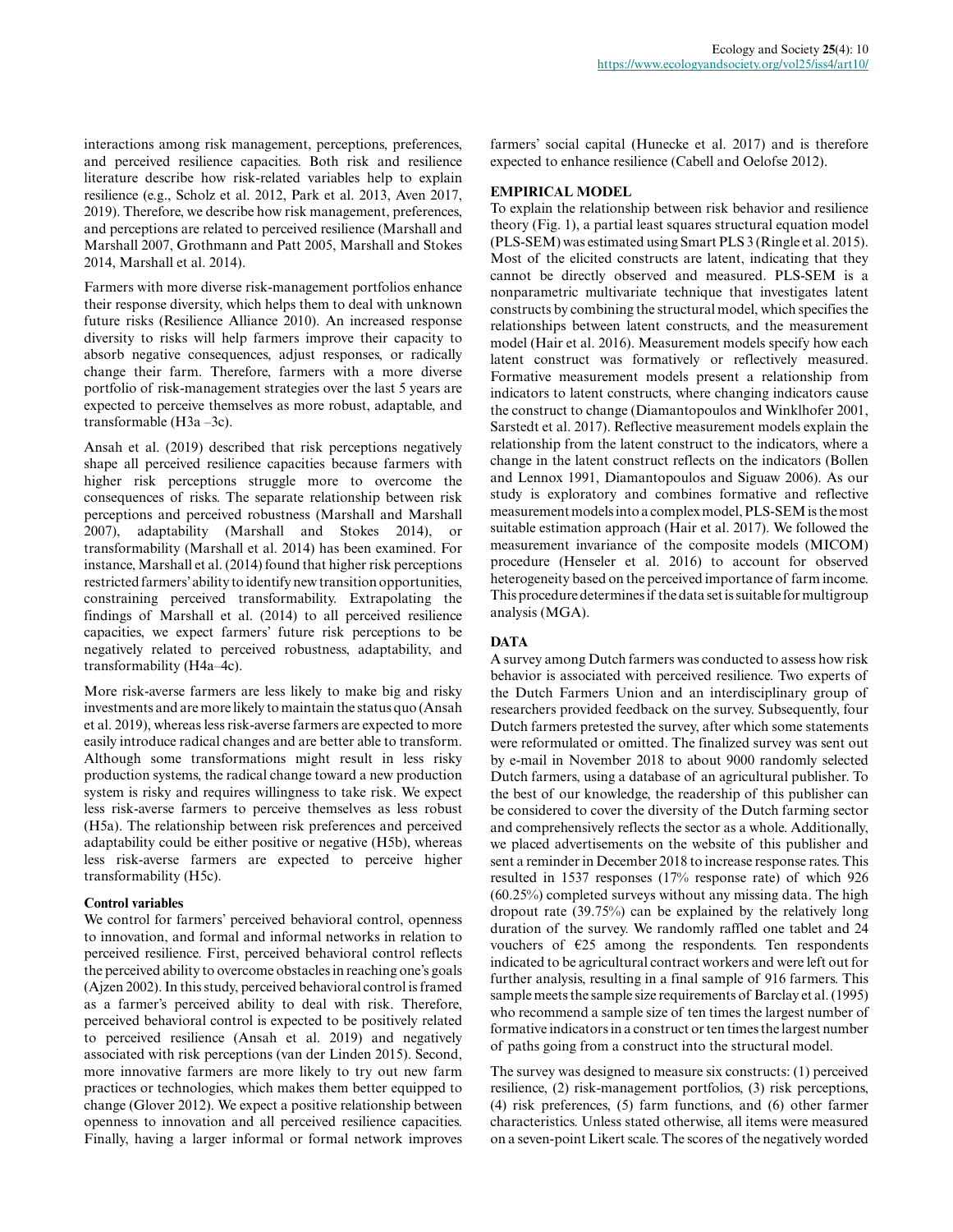interactions among risk management, perceptions, preferences, and perceived resilience capacities. Both risk and resilience literature describe how risk-related variables help to explain resilience (e.g., Scholz et al. 2012, Park et al. 2013, Aven 2017, 2019). Therefore, we describe how risk management, preferences, and perceptions are related to perceived resilience (Marshall and Marshall 2007, Grothmann and Patt 2005, Marshall and Stokes 2014, Marshall et al. 2014).

Farmers with more diverse risk-management portfolios enhance their response diversity, which helps them to deal with unknown future risks (Resilience Alliance 2010). An increased response diversity to risks will help farmers improve their capacity to absorb negative consequences, adjust responses, or radically change their farm. Therefore, farmers with a more diverse portfolio of risk-management strategies over the last 5 years are expected to perceive themselves as more robust, adaptable, and transformable (H3a –3c).

Ansah et al. (2019) described that risk perceptions negatively shape all perceived resilience capacities because farmers with higher risk perceptions struggle more to overcome the consequences of risks. The separate relationship between risk perceptions and perceived robustness (Marshall and Marshall 2007), adaptability (Marshall and Stokes 2014), or transformability (Marshall et al. 2014) has been examined. For instance, Marshall et al. (2014) found that higher risk perceptions restricted farmers' ability to identify new transition opportunities, constraining perceived transformability. Extrapolating the findings of Marshall et al. (2014) to all perceived resilience capacities, we expect farmers' future risk perceptions to be negatively related to perceived robustness, adaptability, and transformability (H4a–4c).

More risk-averse farmers are less likely to make big and risky investments and are more likely to maintain the status quo (Ansah et al. 2019), whereas less risk-averse farmers are expected to more easily introduce radical changes and are better able to transform. Although some transformations might result in less risky production systems, the radical change toward a new production system is risky and requires willingness to take risk. We expect less risk-averse farmers to perceive themselves as less robust (H5a). The relationship between risk preferences and perceived adaptability could be either positive or negative (H5b), whereas less risk-averse farmers are expected to perceive higher transformability (H5c).

#### Control variables

We control for farmers' perceived behavioral control, openness to innovation, and formal and informal networks in relation to perceived resilience. First, perceived behavioral control reflects the perceived ability to overcome obstacles in reaching one's goals (Ajzen 2002). In this study, perceived behavioral control is framed as a farmer's perceived ability to deal with risk. Therefore, perceived behavioral control is expected to be positively related to perceived resilience (Ansah et al. 2019) and negatively associated with risk perceptions (van der Linden 2015). Second, more innovative farmers are more likely to try out new farm practices or technologies, which makes them better equipped to change (Glover 2012). We expect a positive relationship between openness to innovation and all perceived resilience capacities. Finally, having a larger informal or formal network improves farmers' social capital (Hunecke et al. 2017) and is therefore expected to enhance resilience (Cabell and Oelofse 2012).

## EMPIRICAL MODEL

To explain the relationship between risk behavior and resilience theory (Fig. 1), a partial least squares structural equation model (PLS-SEM) was estimated using Smart PLS 3 (Ringle et al. 2015). Most of the elicited constructs are latent, indicating that they cannot be directly observed and measured. PLS-SEM is a nonparametric multivariate technique that investigates latent constructs by combining the structural model, which specifies the relationships between latent constructs, and the measurement model (Hair et al. 2016). Measurement models specify how each latent construct was formatively or reflectively measured. Formative measurement models present a relationship from indicators to latent constructs, where changing indicators cause the construct to change (Diamantopoulos and Winklhofer 2001, Sarstedt et al. 2017). Reflective measurement models explain the relationship from the latent construct to the indicators, where a change in the latent construct reflects on the indicators (Bollen and Lennox 1991, Diamantopoulos and Siguaw 2006). As our study is exploratory and combines formative and reflective measurement models into a complex model, PLS-SEM is the most suitable estimation approach (Hair et al. 2017). We followed the measurement invariance of the composite models (MICOM) procedure (Henseler et al. 2016) to account for observed heterogeneity based on the perceived importance of farm income. This procedure determines if the data set is suitable for multigroup analysis (MGA).

## DATA

A survey among Dutch farmers was conducted to assess how risk behavior is associated with perceived resilience. Two experts of the Dutch Farmers Union and an interdisciplinary group of researchers provided feedback on the survey. Subsequently, four Dutch farmers pretested the survey, after which some statements were reformulated or omitted. The finalized survey was sent out by e-mail in November 2018 to about 9000 randomly selected Dutch farmers, using a database of an agricultural publisher. To the best of our knowledge, the readership of this publisher can be considered to cover the diversity of the Dutch farming sector and comprehensively reflects the sector as a whole. Additionally, we placed advertisements on the website of this publisher and sent a reminder in December 2018 to increase response rates. This resulted in 1537 responses (17% response rate) of which 926 (60.25%) completed surveys without any missing data. The high dropout rate (39.75%) can be explained by the relatively long duration of the survey. We randomly raffled one tablet and 24 vouchers of €25 among the respondents. Ten respondents indicated to be agricultural contract workers and were left out for further analysis, resulting in a final sample of 916 farmers. This sample meets the sample size requirements of Barclay et al. (1995) who recommend a sample size of ten times the largest number of formative indicators in a construct or ten times the largest number of paths going from a construct into the structural model.

The survey was designed to measure six constructs: (1) perceived resilience, (2) risk-management portfolios, (3) risk perceptions, (4) risk preferences, (5) farm functions, and (6) other farmer characteristics. Unless stated otherwise, all items were measured on a seven-point Likert scale. The scores of the negatively worded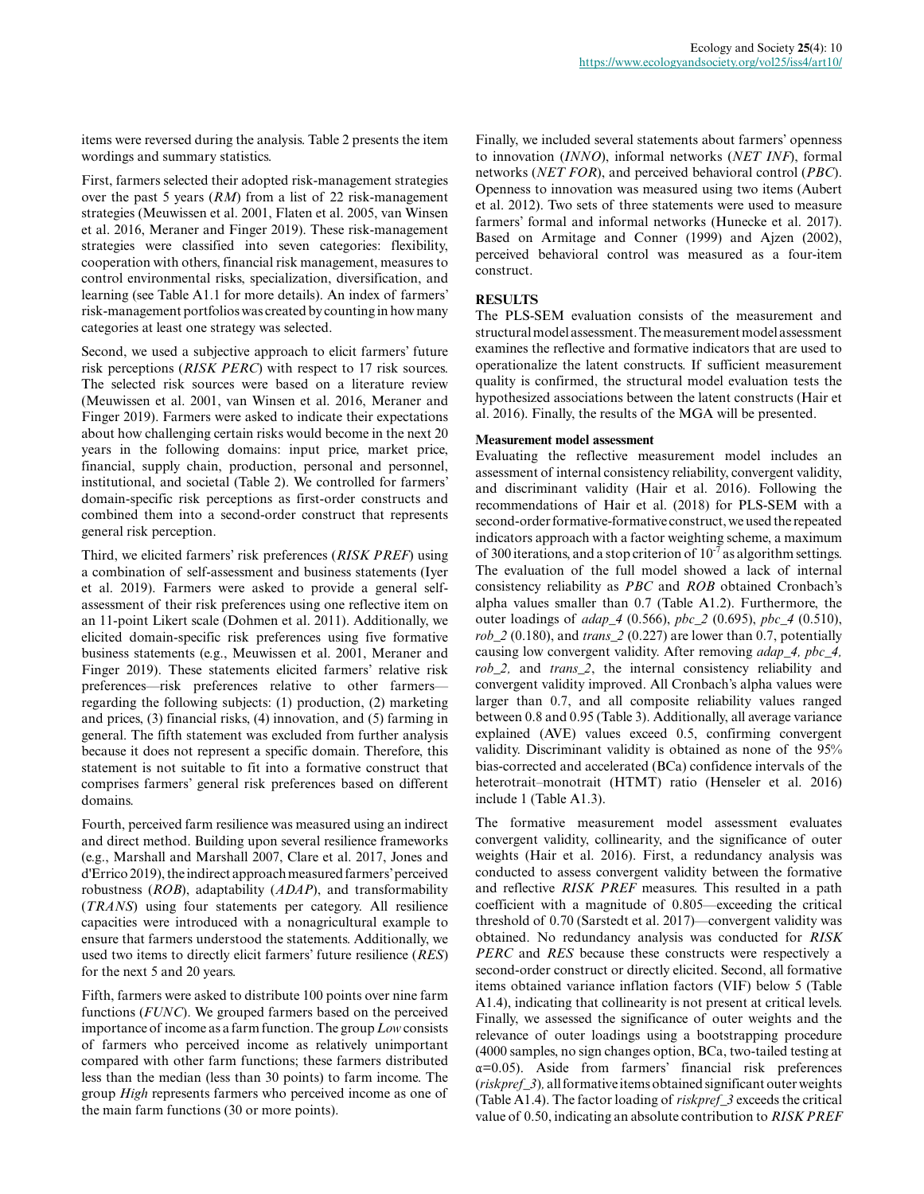items were reversed during the analysis. Table 2 presents the item wordings and summary statistics.

First, farmers selected their adopted risk-management strategies over the past 5 years (*RM*) from a list of 22 risk-management strategies (Meuwissen et al. 2001, Flaten et al. 2005, van Winsen et al. 2016, Meraner and Finger 2019). These risk-management strategies were classified into seven categories: flexibility, cooperation with others, financial risk management, measures to control environmental risks, specialization, diversification, and learning (see Table A1.1 for more details). An index of farmers' risk-management portfolios was created by counting in how many categories at least one strategy was selected.

Second, we used a subjective approach to elicit farmers' future risk perceptions (*RISK PERC*) with respect to 17 risk sources. The selected risk sources were based on a literature review (Meuwissen et al. 2001, van Winsen et al. 2016, Meraner and Finger 2019). Farmers were asked to indicate their expectations about how challenging certain risks would become in the next 20 years in the following domains: input price, market price, financial, supply chain, production, personal and personnel, institutional, and societal (Table 2). We controlled for farmers' domain-specific risk perceptions as first-order constructs and combined them into a second-order construct that represents general risk perception.

Third, we elicited farmers' risk preferences (*RISK PREF*) using a combination of self-assessment and business statements (Iyer et al. 2019). Farmers were asked to provide a general self-assessment of their risk preferences using one reflective item on an 11-point Likert scale (Dohmen et al. 2011). Additionally, we elicited domain-specific risk preferences using five formative business statements (e.g., Meuwissen et al. 2001, Meraner and Finger 2019). These statements elicited farmers' relative risk preferences—risk preferences relative to other farmers—regarding the following subjects: (1) production, (2) marketing and prices, (3) financial risks, (4) innovation, and (5) farming in general. The fifth statement was excluded from further analysis because it does not represent a specific domain. Therefore, this statement is not suitable to fit into a formative construct that comprises farmers' general risk preferences based on different domains.

Fourth, perceived farm resilience was measured using an indirect and direct method. Building upon several resilience frameworks (e.g., Marshall and Marshall 2007, Clare et al. 2017, Jones and d'Errico 2019), the indirect approach measured farmers' perceived robustness (*ROB*), adaptability (*ADAP*), and transformability (*TRANS*) using four statements per category. All resilience capacities were introduced with a nonagricultural example to ensure that farmers understood the statements. Additionally, we used two items to directly elicit farmers' future resilience (*RES*) for the next 5 and 20 years.

Fifth, farmers were asked to distribute 100 points over nine farm functions (*FUNC*). We grouped farmers based on the perceived importance of income as a farm function. The group *Low* consists of farmers who perceived income as relatively unimportant compared with other farm functions; these farmers distributed less than the median (less than 30 points) to farm income. The group *High* represents farmers who perceived income as one of the main farm functions (30 or more points).

Finally, we included several statements about farmers' openness to innovation (*INNO*), informal networks (*NET INF*), formal networks (*NET FOR*), and perceived behavioral control (*PBC*). Openness to innovation was measured using two items (Aubert et al. 2012). Two sets of three statements were used to measure farmers' formal and informal networks (Hunecke et al. 2017). Based on Armitage and Conner (1999) and Ajzen (2002), perceived behavioral control was measured as a four-item construct.

## RESULTS

The PLS-SEM evaluation consists of the measurement and structural model assessment. The measurement model assessment examines the reflective and formative indicators that are used to operationalize the latent constructs. If sufficient measurement quality is confirmed, the structural model evaluation tests the hypothesized associations between the latent constructs (Hair et al. 2016). Finally, the results of the MGA will be presented.

### Measurement model assessment

Evaluating the reflective measurement model includes an assessment of internal consistency reliability, convergent validity, and discriminant validity (Hair et al. 2016). Following the recommendations of Hair et al. (2018) for PLS-SEM with a second-order formative-formative construct, we used the repeated indicators approach with a factor weighting scheme, a maximum of 300 iterations, and a stop criterion of $10^{-7}$ as algorithm settings. The evaluation of the full model showed a lack of internal consistency reliability as *PBC* and *ROB* obtained Cronbach's alpha values smaller than 0.7 (Table A1.2). Furthermore, the outer loadings of *adap_4* (0.566), *pbc_2* (0.695), *pbc_4* (0.510), *rob_2* (0.180), and *trans_2* (0.227) are lower than 0.7, potentially causing low convergent validity. After removing *adap_4, pbc_4, rob_2,* and *trans_2*, the internal consistency reliability and convergent validity improved. All Cronbach's alpha values were larger than 0.7, and all composite reliability values ranged between 0.8 and 0.95 (Table 3). Additionally, all average variance explained (AVE) values exceed 0.5, confirming convergent validity. Discriminant validity is obtained as none of the 95% bias-corrected and accelerated (BCa) confidence intervals of the heterotrait–monotrait (HTMT) ratio (Henseler et al. 2016) include 1 (Table A1.3).

The formative measurement model assessment evaluates convergent validity, collinearity, and the significance of outer weights (Hair et al. 2016). First, a redundancy analysis was conducted to assess convergent validity between the formative and reflective *RISK PREF* measures. This resulted in a path coefficient with a magnitude of 0.805—exceeding the critical threshold of 0.70 (Sarstedt et al. 2017)—convergent validity was obtained. No redundancy analysis was conducted for *RISK PERC* and *RES* because these constructs were respectively a second-order construct or directly elicited. Second, all formative items obtained variance inflation factors (VIF) below 5 (Table A1.4), indicating that collinearity is not present at critical levels. Finally, we assessed the significance of outer weights and the relevance of outer loadings using a bootstrapping procedure (4000 samples, no sign changes option, BCa, two-tailed testing at $\alpha$=0.05). Aside from farmers' financial risk preferences (*riskpref_3*), all formative items obtained significant outer weights (Table A1.4). The factor loading of *riskpref_3* exceeds the critical value of 0.50, indicating an absolute contribution to *RISK PREF*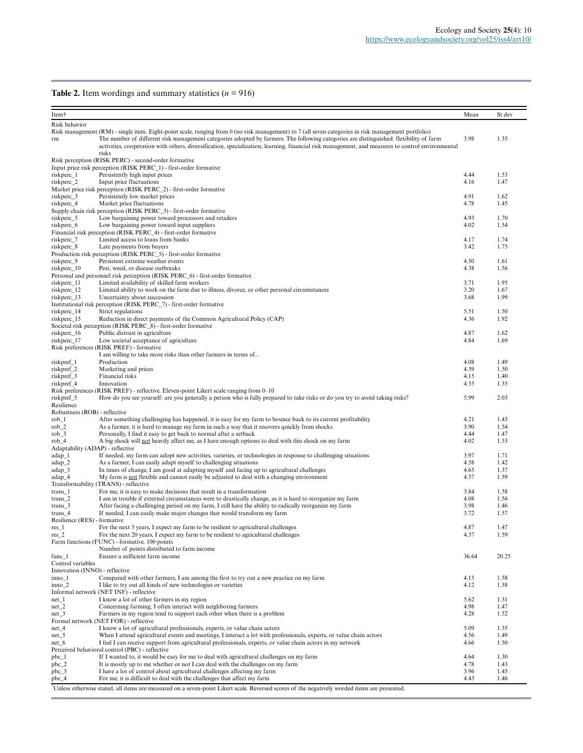**Table 2.** Item wordings and summary statistics ($n$ = 916)

| Item† | | Mean | St dev |
|---|---|---|---|
| Risk behavior | | | |
| Risk management (RM) - single item. Eight-point scale, ranging from 0 (no risk management) to 7 (all seven categories in risk management portfolio) | | | |
| rm | The number of different risk management categories adopted by farmers. The following categories are distinguished: flexibility of farm activities, cooperation with others, diversification, specialization, learning, financial risk management, and measures to control environmental risks | 3.98 | 1.35 |
| Risk perception (RISK PERC) - second-order formative | | | |
| Input price risk perception (RISK PERC_1) - first-order formative | | | |
| riskperc_1 | Persistently high input prices | 4.44 | 1.53 |
| riskperc_2 | Input price fluctuations | 4.16 | 1.47 |
| Market price risk perception (RISK PERC_2) - first-order formative | | | |
| riskperc_3 | Persistently low market prices | 4.91 | 1.62 |
| riskperc_4 | Market price fluctuations | 4.78 | 1.45 |
| Supply chain risk perception (RISK PERC_3) - first-order formative | | | |
| riskperc_5 | Low bargaining power toward processors and retailers | 4.93 | 1.70 |
| riskperc_6 | Low bargaining power toward input suppliers | 4.02 | 1.54 |
| Financial risk perception (RISK PERC_4) - first-order formative | | | |
| riskperc_7 | Limited access to loans from banks | 4.17 | 1.74 |
| riskperc_8 | Late payments from buyers | 3.42 | 1.75 |
| Production risk perception (RISK PERC_5) - first-order formative | | | |
| riskperc_9 | Persistent extreme weather events | 4.50 | 1.61 |
| riskperc_10 | Pest, weed, or disease outbreaks | 4.38 | 1.56 |
| Personal and personnel risk perception (RISK PERC_6) - first-order formative | | | |
| riskperc_11 | Limited availability of skilled farm workers | 3.71 | 1.95 |
| riskperc_12 | Limited ability to work on the farm due to illness, divorce, or other personal circumstances | 3.20 | 1.67 |
| riskperc_13 | Uncertainty about succession | 3.68 | 1.99 |
| Institutional risk perception (RISK PERC_7) - first-order formative | | | |
| riskperc_14 | Strict regulations | 5.51 | 1.50 |
| riskperc_15 | Reduction in direct payments of the Common Agricultural Policy (CAP) | 4.36 | 1.92 |
| Societal risk perception (RISK PERC_8) - first-order formative | | | |
| riskperc_16 | Public distrust in agriculture | 4.87 | 1.62 |
| riskperc_17 | Low societal acceptance of agriculture | 4.84 | 1.69 |
| Risk preferences (RISK PREF) - formative | | | |
| | I am willing to take more risks than other farmers in terms of... | | |
| riskpref_1 | Production | 4.08 | 1.49 |
| riskpref_2 | Marketing and prices | 4.39 | 1.50 |
| riskpref_3 | Financial risks | 4.15 | 1.40 |
| riskpref_4 | Innovation | 4.35 | 1.35 |
| Risk preferences (RISK PREF) - reflective. Eleven-point Likert scale ranging from 0–10 | | | |
| riskpref_5 | How do you see yourself: are you generally a person who is fully prepared to take risks or do you try to avoid taking risks? | 5.99 | 2.03 |
| Resilience | | | |
| Robustness (ROB) - reflective | | | |
| rob_1 | After something challenging has happened, it is easy for my farm to bounce back to its current profitability | 4.21 | 1.43 |
| rob_2 | As a farmer, it is hard to manage my farm in such a way that it recovers quickly from shocks | 3.90 | 1.54 |
| rob_3 | Personally, I find it easy to get back to normal after a setback | 4.44 | 1.47 |
| rob_4 | A big shock will not heavily affect me, as I have enough options to deal with this shock on my farm | 4.02 | 1.53 |
| Adaptability (ADAP) - reflective | | | |
| adap_1 | If needed, my farm can adopt new activities, varieties, or technologies in response to challenging situations | 3.97 | 1.71 |
| adap_2 | As a farmer, I can easily adapt myself to challenging situations | 4.58 | 1.42 |
| adap_3 | In times of change, I am good at adapting myself and facing up to agricultural challenges | 4.65 | 1.37 |
| adap_4 | My farm is not flexible and cannot easily be adjusted to deal with a changing environment | 4.57 | 1.59 |
| Transformability (TRANS) - reflective | | | |
| trans_1 | For me, it is easy to make decisions that result in a transformation | 3.84 | 1.58 |
| trans_2 | I am in trouble if external circumstances were to drastically change, as it is hard to reorganize my farm | 4.08 | 1.56 |
| trans_3 | After facing a challenging period on my farm, I still have the ability to radically reorganize my farm | 3.98 | 1.46 |
| trans_4 | If needed, I can easily make major changes that would transform my farm | 3.72 | 1.57 |
| Resilience (RES) - formative | | | |
| res_1 | For the next 5 years, I expect my farm to be resilient to agricultural challenges | 4.87 | 1.47 |
| res_2 | For the next 20 years, I expect my farm to be resilient to agricultural challenges | 4.37 | 1.59 |
| Farm functions (FUNC) - formative. 100 points | | | |
| | Number of points distributed to farm income | | |
| func_1 | Ensure a sufficient farm income | 36.64 | 20.25 |
| Control variables | | | |
| Innovation (INNO) - reflective | | | |
| inno_1 | Compared with other farmers, I am among the first to try out a new practice on my farm | 4.15 | 1.58 |
| inno_2 | I like to try out all kinds of new technologies or varieties | 4.12 | 1.58 |
| Informal network (NET INF) - reflective | | | |
| net_1 | I know a lot of other farmers in my region | 5.62 | 1.31 |
| net_2 | Concerning farming, I often interact with neighboring farmers | 4.98 | 1.47 |
| net_3 | Farmers in my region tend to support each other when there is a problem | 4.28 | 1.52 |
| Formal network (NET FOR) - reflective | | | |
| net_4 | I know a lot of agricultural professionals, experts, or value chain actors | 5.09 | 1.35 |
| net_5 | When I attend agricultural events and meetings, I interact a lot with professionals, experts, or value chain actors | 4.56 | 1.49 |
| net_6 | I feel I can receive support from agricultural professionals, experts, or value chain actors in my network | 4.66 | 1.50 |
| Perceived behavioral control (PBC) - reflective | | | |
| pbc_1 | If I wanted to, it would be easy for me to deal with agricultural challenges on my farm | 4.64 | 1.30 |
| pbc_2 | It is mostly up to me whether or not I can deal with the challenges on my farm | 4.78 | 1.43 |
| pbc_3 | I have a lot of control about agricultural challenges affecting my farm | 3.96 | 1.45 |
| pbc_4 | For me, it is difficult to deal with the challenges that affect my farm | 4.43 | 1.46 |

†Unless otherwise stated, all items are measured on a seven-point Likert scale. Reversed scores of the negatively worded items are presented.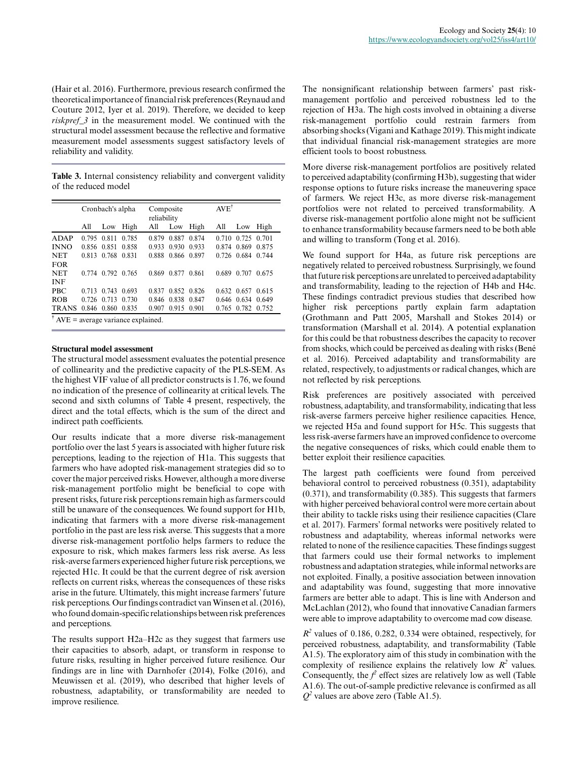(Hair et al. 2016). Furthermore, previous research confirmed the theoretical importance of financial risk preferences (Reynaud and Couture 2012, Iyer et al. 2019). Therefore, we decided to keep *riskpref_3* in the measurement model. We continued with the structural model assessment because the reflective and formative measurement model assessments suggest satisfactory levels of reliability and validity.

**Table 3.** Internal consistency reliability and convergent validity of the reduced model

| | Cronbach's alpha | | | Composite reliability | | | AVE[†] | | |
|---|---|---|---|---|---|---|---|---|---|
| | All | Low | High | All | Low | High | All | Low | High |
| ADAP | 0.795 | 0.811 | 0.785 | 0.879 | 0.887 | 0.874 | 0.710 | 0.725 | 0.701 |
| INNO | 0.856 | 0.851 | 0.858 | 0.933 | 0.930 | 0.933 | 0.874 | 0.869 | 0.875 |
| NET FOR | 0.813 | 0.768 | 0.831 | 0.888 | 0.866 | 0.897 | 0.726 | 0.684 | 0.744 |
| NET INF | 0.774 | 0.792 | 0.765 | 0.869 | 0.877 | 0.861 | 0.689 | 0.707 | 0.675 |
| PBC | 0.713 | 0.743 | 0.693 | 0.837 | 0.852 | 0.826 | 0.632 | 0.657 | 0.615 |
| ROB | 0.726 | 0.713 | 0.730 | 0.846 | 0.838 | 0.847 | 0.646 | 0.634 | 0.649 |
| TRANS | 0.846 | 0.860 | 0.835 | 0.907 | 0.915 | 0.901 | 0.765 | 0.782 | 0.752 |

[†] AVE = average variance explained.

### Structural model assessment

The structural model assessment evaluates the potential presence of collinearity and the predictive capacity of the PLS-SEM. As the highest VIF value of all predictor constructs is 1.76, we found no indication of the presence of collinearity at critical levels. The second and sixth columns of Table 4 present, respectively, the direct and the total effects, which is the sum of the direct and indirect path coefficients.

Our results indicate that a more diverse risk-management portfolio over the last 5 years is associated with higher future risk perceptions, leading to the rejection of H1a. This suggests that farmers who have adopted risk-management strategies did so to cover the major perceived risks. However, although a more diverse risk-management portfolio might be beneficial to cope with present risks, future risk perceptions remain high as farmers could still be unaware of the consequences. We found support for H1b, indicating that farmers with a more diverse risk-management portfolio in the past are less risk averse. This suggests that a more diverse risk-management portfolio helps farmers to reduce the exposure to risk, which makes farmers less risk averse. As less risk-averse farmers experienced higher future risk perceptions, we rejected H1c. It could be that the current degree of risk aversion reflects on current risks, whereas the consequences of these risks arise in the future. Ultimately, this might increase farmers' future risk perceptions. Our findings contradict van Winsen et al. (2016), who found domain-specific relationships between risk preferences and perceptions.

The results support H2a–H2c as they suggest that farmers use their capacities to absorb, adapt, or transform in response to future risks, resulting in higher perceived future resilience. Our findings are in line with Darnhofer (2014), Folke (2016), and Meuwissen et al. (2019), who described that higher levels of robustness, adaptability, or transformability are needed to improve resilience.

The nonsignificant relationship between farmers' past risk-management portfolio and perceived robustness led to the rejection of H3a. The high costs involved in obtaining a diverse risk-management portfolio could restrain farmers from absorbing shocks (Vigani and Kathage 2019). This might indicate that individual financial risk-management strategies are more efficient tools to boost robustness.

More diverse risk-management portfolios are positively related to perceived adaptability (confirming H3b), suggesting that wider response options to future risks increase the maneuvering space of farmers. We reject H3c, as more diverse risk-management portfolios were not related to perceived transformability. A diverse risk-management portfolio alone might not be sufficient to enhance transformability because farmers need to be both able and willing to transform (Tong et al. 2016).

We found support for H4a, as future risk perceptions are negatively related to perceived robustness. Surprisingly, we found that future risk perceptions are unrelated to perceived adaptability and transformability, leading to the rejection of H4b and H4c. These findings contradict previous studies that described how higher risk perceptions partly explain farm adaptation (Grothmann and Patt 2005, Marshall and Stokes 2014) or transformation (Marshall et al. 2014). A potential explanation for this could be that robustness describes the capacity to recover from shocks, which could be perceived as dealing with risks (Bené et al. 2016). Perceived adaptability and transformability are related, respectively, to adjustments or radical changes, which are not reflected by risk perceptions.

Risk preferences are positively associated with perceived robustness, adaptability, and transformability, indicating that less risk-averse farmers perceive higher resilience capacities. Hence, we rejected H5a and found support for H5c. This suggests that less risk-averse farmers have an improved confidence to overcome the negative consequences of risks, which could enable them to better exploit their resilience capacities.

The largest path coefficients were found from perceived behavioral control to perceived robustness (0.351), adaptability (0.371), and transformability (0.385). This suggests that farmers with higher perceived behavioral control were more certain about their ability to tackle risks using their resilience capacities (Clare et al. 2017). Farmers' formal networks were positively related to robustness and adaptability, whereas informal networks were related to none of the resilience capacities. These findings suggest that farmers could use their formal networks to implement robustness and adaptation strategies, while informal networks are not exploited. Finally, a positive association between innovation and adaptability was found, suggesting that more innovative farmers are better able to adapt. This is line with Anderson and McLachlan (2012), who found that innovative Canadian farmers were able to improve adaptability to overcome mad cow disease.

$R^2$ values of 0.186, 0.282, 0.334 were obtained, respectively, for perceived robustness, adaptability, and transformability (Table A1.5). The exploratory aim of this study in combination with the complexity of resilience explains the relatively low $R^2$ values. Consequently, the $f^2$ effect sizes are relatively low as well (Table A1.6). The out-of-sample predictive relevance is confirmed as all $Q^2$ values are above zero (Table A1.5).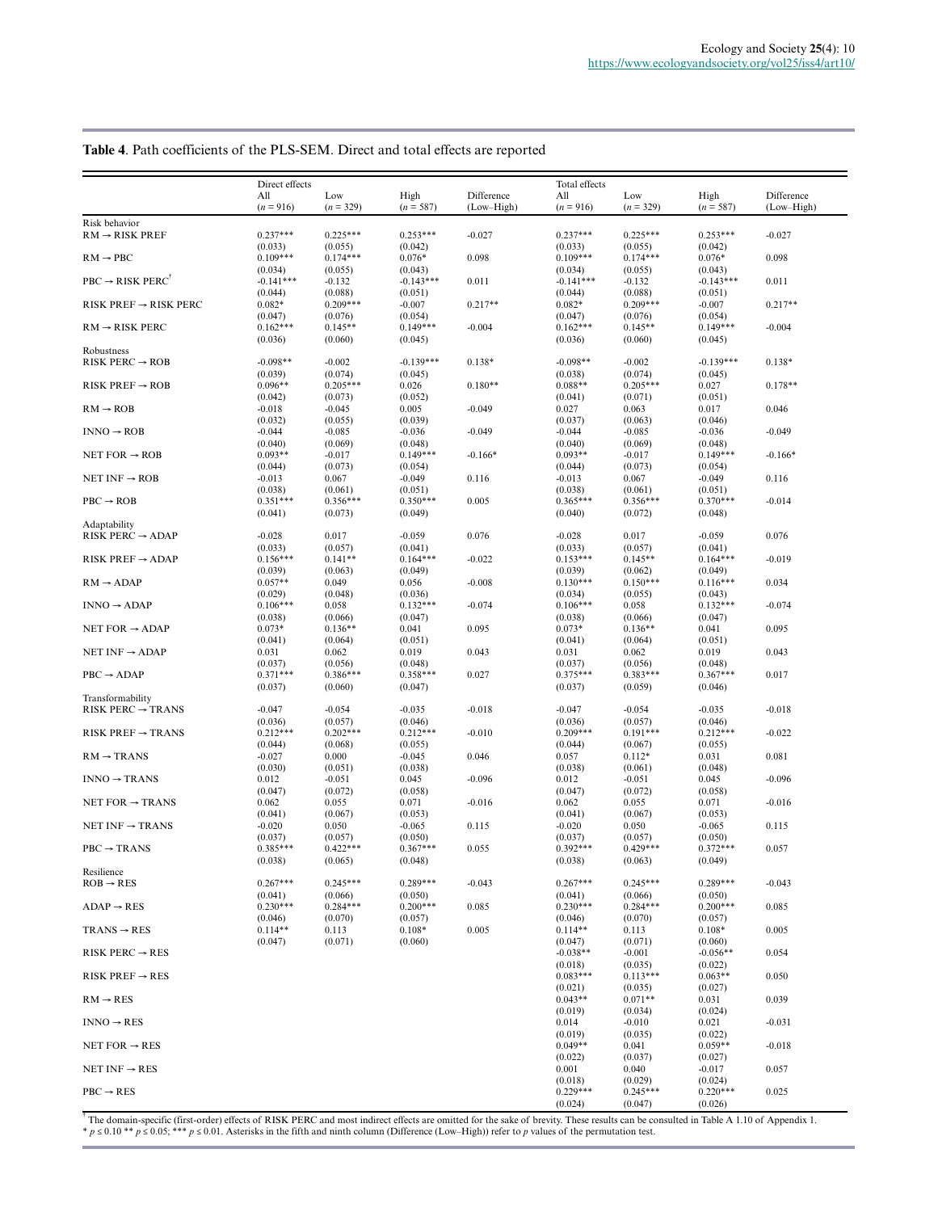**Table 4**. Path coefficients of the PLS-SEM. Direct and total effects are reported

| | Direct effects | | | | Total effects | | | |
|---|---|---|---|---|---|---|---|---|
| | All ($n$ = 916) | Low ($n$ = 329) | High ($n$ = 587) | Difference (Low–High) | All ($n$ = 916) | Low ($n$ = 329) | High ($n$ = 587) | Difference (Low–High) |
| Risk behavior | | | | | | | | |
| RM → RISK PREF | 0.237*** | 0.225*** | 0.253*** | -0.027 | 0.237*** | 0.225*** | 0.253*** | -0.027 |
| | (0.033) | (0.055) | (0.042) | | (0.033) | (0.055) | (0.042) | |
| RM → PBC | 0.109*** | 0.174*** | 0.076* | 0.098 | 0.109*** | 0.174*** | 0.076* | 0.098 |
| | (0.034) | (0.055) | (0.043) | | (0.034) | (0.055) | (0.043) | |
| PBC → RISK PERC[†] | -0.141*** | -0.132 | -0.143*** | 0.011 | -0.141*** | -0.132 | -0.143*** | 0.011 |
| | (0.044) | (0.088) | (0.051) | | (0.044) | (0.088) | (0.051) | |
| RISK PREF → RISK PERC | 0.082* | 0.209*** | -0.007 | 0.217** | 0.082* | 0.209*** | -0.007 | 0.217** |
| | (0.047) | (0.076) | (0.054) | | (0.047) | (0.076) | (0.054) | |
| RM → RISK PERC | 0.162*** | 0.145** | 0.149*** | -0.004 | 0.162*** | 0.145** | 0.149*** | -0.004 |
| | (0.036) | (0.060) | (0.045) | | (0.036) | (0.060) | (0.045) | |
| Robustness | | | | | | | | |
| RISK PERC → ROB | -0.098** | -0.002 | -0.139*** | 0.138* | -0.098** | -0.002 | -0.139*** | 0.138* |
| | (0.039) | (0.074) | (0.045) | | (0.038) | (0.074) | (0.045) | |
| RISK PREF → ROB | 0.096** | 0.205*** | 0.026 | 0.180** | 0.088** | 0.205*** | 0.027 | 0.178** |
| | (0.042) | (0.073) | (0.052) | | (0.041) | (0.071) | (0.051) | |
| RM → ROB | -0.018 | -0.045 | 0.005 | -0.049 | 0.027 | 0.063 | 0.017 | 0.046 |
| | (0.032) | (0.055) | (0.039) | | (0.037) | (0.063) | (0.046) | |
| INNO → ROB | -0.044 | -0.085 | -0.036 | -0.049 | -0.044 | -0.085 | -0.036 | -0.049 |
| | (0.040) | (0.069) | (0.048) | | (0.040) | (0.069) | (0.048) | |
| NET FOR → ROB | 0.093** | -0.017 | 0.149*** | -0.166* | 0.093** | -0.017 | 0.149*** | -0.166* |
| | (0.044) | (0.073) | (0.054) | | (0.044) | (0.073) | (0.054) | |
| NET INF → ROB | -0.013 | 0.067 | -0.049 | 0.116 | -0.013 | 0.067 | -0.049 | 0.116 |
| | (0.038) | (0.061) | (0.051) | | (0.038) | (0.061) | (0.051) | |
| PBC → ROB | 0.351*** | 0.356*** | 0.350*** | 0.005 | 0.365*** | 0.356*** | 0.370*** | -0.014 |
| | (0.041) | (0.073) | (0.049) | | (0.040) | (0.072) | (0.048) | |
| Adaptability | | | | | | | | |
| RISK PERC → ADAP | -0.028 | 0.017 | -0.059 | 0.076 | -0.028 | 0.017 | -0.059 | 0.076 |
| | (0.033) | (0.057) | (0.041) | | (0.033) | (0.057) | (0.041) | |
| RISK PREF → ADAP | 0.156*** | 0.141** | 0.164*** | -0.022 | 0.153*** | 0.145** | 0.164*** | -0.019 |
| | (0.039) | (0.063) | (0.049) | | (0.039) | (0.062) | (0.049) | |
| RM → ADAP | 0.057** | 0.049 | 0.056 | -0.008 | 0.130*** | 0.150*** | 0.116*** | 0.034 |
| | (0.029) | (0.048) | (0.036) | | (0.034) | (0.055) | (0.043) | |
| INNO → ADAP | 0.106*** | 0.058 | 0.132*** | -0.074 | 0.106*** | 0.058 | 0.132*** | -0.074 |
| | (0.038) | (0.066) | (0.047) | | (0.038) | (0.066) | (0.047) | |
| NET FOR → ADAP | 0.073* | 0.136** | 0.041 | 0.095 | 0.073* | 0.136** | 0.041 | 0.095 |
| | (0.041) | (0.064) | (0.051) | | (0.041) | (0.064) | (0.051) | |
| NET INF → ADAP | 0.031 | 0.062 | 0.019 | 0.043 | 0.031 | 0.062 | 0.019 | 0.043 |
| | (0.037) | (0.056) | (0.048) | | (0.037) | (0.056) | (0.048) | |
| PBC → ADAP | 0.371*** | 0.386*** | 0.358*** | 0.027 | 0.375*** | 0.383*** | 0.367*** | 0.017 |
| | (0.037) | (0.060) | (0.047) | | (0.037) | (0.059) | (0.046) | |
| Transformability | | | | | | | | |
| RISK PERC → TRANS | -0.047 | -0.054 | -0.035 | -0.018 | -0.047 | -0.054 | -0.035 | -0.018 |
| | (0.036) | (0.057) | (0.046) | | (0.036) | (0.057) | (0.046) | |
| RISK PREF → TRANS | 0.212*** | 0.202*** | 0.212*** | -0.010 | 0.209*** | 0.191*** | 0.212*** | -0.022 |
| | (0.044) | (0.068) | (0.055) | | (0.044) | (0.067) | (0.055) | |
| RM → TRANS | -0.027 | 0.000 | -0.045 | 0.046 | 0.057 | 0.112* | 0.031 | 0.081 |
| | (0.030) | (0.051) | (0.038) | | (0.038) | (0.061) | (0.048) | |
| INNO → TRANS | 0.012 | -0.051 | 0.045 | -0.096 | 0.012 | -0.051 | 0.045 | -0.096 |
| | (0.047) | (0.072) | (0.058) | | (0.047) | (0.072) | (0.058) | |
| NET FOR → TRANS | 0.062 | 0.055 | 0.071 | -0.016 | 0.062 | 0.055 | 0.071 | -0.016 |
| | (0.041) | (0.067) | (0.053) | | (0.041) | (0.067) | (0.053) | |
| NET INF → TRANS | -0.020 | 0.050 | -0.065 | 0.115 | -0.020 | 0.050 | -0.065 | 0.115 |
| | (0.037) | (0.057) | (0.050) | | (0.037) | (0.057) | (0.050) | |
| PBC → TRANS | 0.385*** | 0.422*** | 0.367*** | 0.055 | 0.392*** | 0.429*** | 0.372*** | 0.057 |
| | (0.038) | (0.065) | (0.048) | | (0.038) | (0.063) | (0.049) | |
| Resilience | | | | | | | | |
| ROB → RES | 0.267*** | 0.245*** | 0.289*** | -0.043 | 0.267*** | 0.245*** | 0.289*** | -0.043 |
| | (0.041) | (0.066) | (0.050) | | (0.041) | (0.066) | (0.050) | |
| ADAP → RES | 0.230*** | 0.284*** | 0.200*** | 0.085 | 0.230*** | 0.284*** | 0.200*** | 0.085 |
| | (0.046) | (0.070) | (0.057) | | (0.046) | (0.070) | (0.057) | |
| TRANS → RES | 0.114** | 0.113 | 0.108* | 0.005 | 0.114** | 0.113 | 0.108* | 0.005 |
| | (0.047) | (0.071) | (0.060) | | (0.047) | (0.071) | (0.060) | |
| RISK PERC → RES | | | | | -0.038** | -0.001 | -0.056** | 0.054 |
| | | | | | (0.018) | (0.035) | (0.022) | |
| RISK PREF → RES | | | | | 0.083*** | 0.113*** | 0.063** | 0.050 |
| | | | | | (0.021) | (0.035) | (0.027) | |
| RM → RES | | | | | 0.043** | 0.071** | 0.031 | 0.039 |
| | | | | | (0.019) | (0.034) | (0.024) | |
| INNO → RES | | | | | 0.014 | -0.010 | 0.021 | -0.031 |
| | | | | | (0.019) | (0.035) | (0.022) | |
| NET FOR → RES | | | | | 0.049** | 0.041 | 0.059** | -0.018 |
| | | | | | (0.022) | (0.037) | (0.027) | |
| NET INF → RES | | | | | 0.001 | 0.040 | -0.017 | 0.057 |
| | | | | | (0.018) | (0.029) | (0.024) | |
| PBC → RES | | | | | 0.229*** | 0.245*** | 0.220*** | 0.025 |
| | | | | | (0.024) | (0.047) | (0.026) | |

[†] The domain-specific (first-order) effects of RISK PERC and most indirect effects are omitted for the sake of brevity. These results can be consulted in Table A 1.10 of Appendix 1.
\* $p \leq 0.10$ \*\* $p \leq 0.05$; \*\*\* $p \leq 0.01$. Asterisks in the fifth and ninth column (Difference (Low–High)) refer to $p$ values of the permutation test.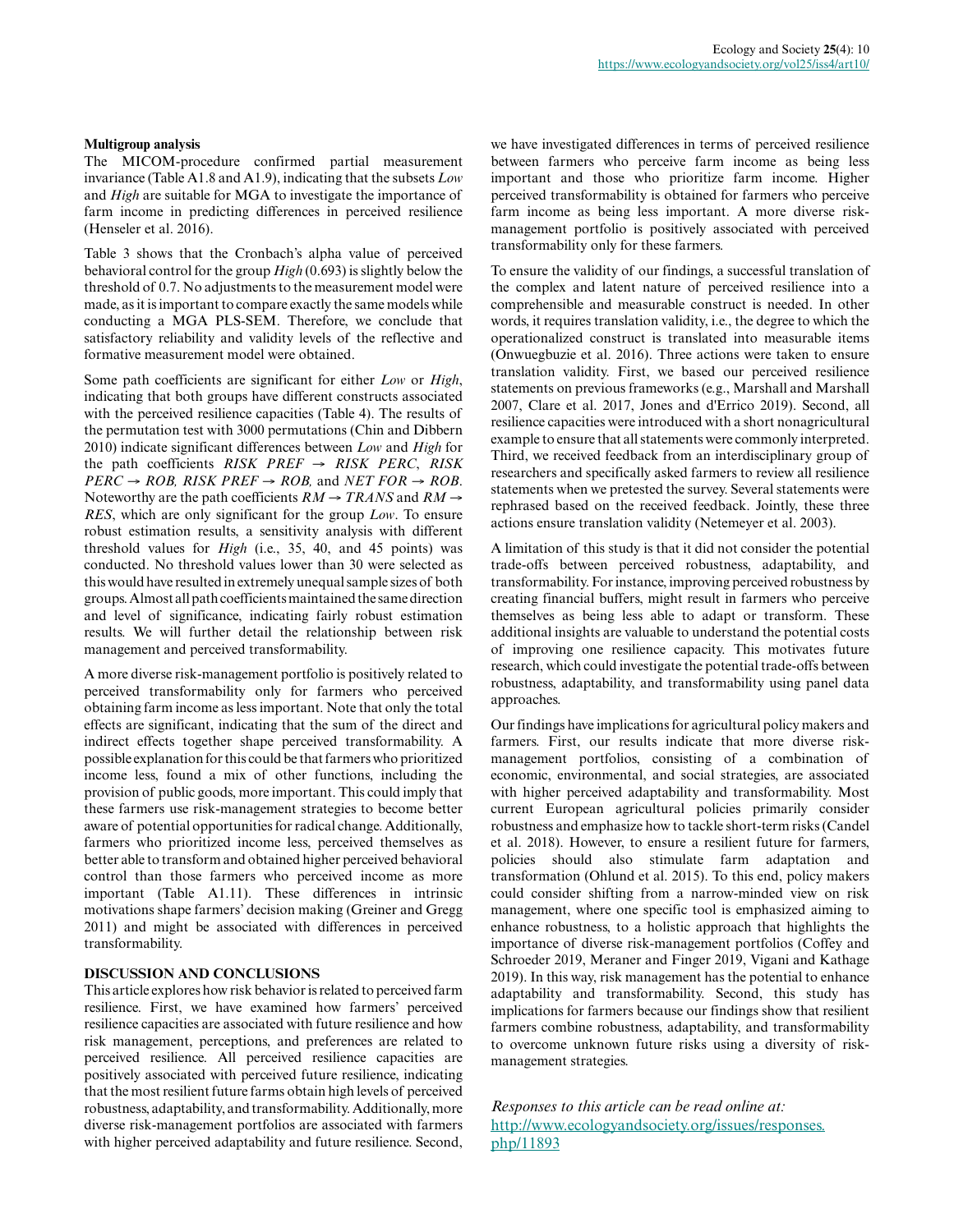**Multigroup analysis**

The MICOM-procedure confirmed partial measurement invariance (Table A1.8 and A1.9), indicating that the subsets *Low* and *High* are suitable for MGA to investigate the importance of farm income in predicting differences in perceived resilience (Henseler et al. 2016).

Table 3 shows that the Cronbach's alpha value of perceived behavioral control for the group *High* (0.693) is slightly below the threshold of 0.7. No adjustments to the measurement model were made, as it is important to compare exactly the same models while conducting a MGA PLS-SEM. Therefore, we conclude that satisfactory reliability and validity levels of the reflective and formative measurement model were obtained.

Some path coefficients are significant for either *Low* or *High*, indicating that both groups have different constructs associated with the perceived resilience capacities (Table 4). The results of the permutation test with 3000 permutations (Chin and Dibbern 2010) indicate significant differences between *Low* and *High* for the path coefficients *RISK PREF* → *RISK PERC*, *RISK PERC* → *ROB*, *RISK PREF* → *ROB,* and *NET FOR* → *ROB*. Noteworthy are the path coefficients *RM* → *TRANS* and *RM* → *RES*, which are only significant for the group *Low*. To ensure robust estimation results, a sensitivity analysis with different threshold values for *High* (i.e., 35, 40, and 45 points) was conducted. No threshold values lower than 30 were selected as this would have resulted in extremely unequal sample sizes of both groups. Almost all path coefficients maintained the same direction and level of significance, indicating fairly robust estimation results. We will further detail the relationship between risk management and perceived transformability.

A more diverse risk-management portfolio is positively related to perceived transformability only for farmers who perceived obtaining farm income as less important. Note that only the total effects are significant, indicating that the sum of the direct and indirect effects together shape perceived transformability. A possible explanation for this could be that farmers who prioritized income less, found a mix of other functions, including the provision of public goods, more important. This could imply that these farmers use risk-management strategies to become better aware of potential opportunities for radical change. Additionally, farmers who prioritized income less, perceived themselves as better able to transform and obtained higher perceived behavioral control than those farmers who perceived income as more important (Table A1.11). These differences in intrinsic motivations shape farmers' decision making (Greiner and Gregg 2011) and might be associated with differences in perceived transformability.

## DISCUSSION AND CONCLUSIONS

This article explores how risk behavior is related to perceived farm resilience. First, we have examined how farmers' perceived resilience capacities are associated with future resilience and how risk management, perceptions, and preferences are related to perceived resilience. All perceived resilience capacities are positively associated with perceived future resilience, indicating that the most resilient future farms obtain high levels of perceived robustness, adaptability, and transformability. Additionally, more diverse risk-management portfolios are associated with farmers with higher perceived adaptability and future resilience. Second, we have investigated differences in terms of perceived resilience between farmers who perceive farm income as being less important and those who prioritize farm income. Higher perceived transformability is obtained for farmers who perceive farm income as being less important. A more diverse risk-management portfolio is positively associated with perceived transformability only for these farmers.

To ensure the validity of our findings, a successful translation of the complex and latent nature of perceived resilience into a comprehensible and measurable construct is needed. In other words, it requires translation validity, i.e., the degree to which the operationalized construct is translated into measurable items (Onwuegbuzie et al. 2016). Three actions were taken to ensure translation validity. First, we based our perceived resilience statements on previous frameworks (e.g., Marshall and Marshall 2007, Clare et al. 2017, Jones and d'Errico 2019). Second, all resilience capacities were introduced with a short nonagricultural example to ensure that all statements were commonly interpreted. Third, we received feedback from an interdisciplinary group of researchers and specifically asked farmers to review all resilience statements when we pretested the survey. Several statements were rephrased based on the received feedback. Jointly, these three actions ensure translation validity (Netemeyer et al. 2003).

A limitation of this study is that it did not consider the potential trade-offs between perceived robustness, adaptability, and transformability. For instance, improving perceived robustness by creating financial buffers, might result in farmers who perceive themselves as being less able to adapt or transform. These additional insights are valuable to understand the potential costs of improving one resilience capacity. This motivates future research, which could investigate the potential trade-offs between robustness, adaptability, and transformability using panel data approaches.

Our findings have implications for agricultural policy makers and farmers. First, our results indicate that more diverse risk-management portfolios, consisting of a combination of economic, environmental, and social strategies, are associated with higher perceived adaptability and transformability. Most current European agricultural policies primarily consider robustness and emphasize how to tackle short-term risks (Candel et al. 2018). However, to ensure a resilient future for farmers, policies should also stimulate farm adaptation and transformation (Ohlund et al. 2015). To this end, policy makers could consider shifting from a narrow-minded view on risk management, where one specific tool is emphasized aiming to enhance robustness, to a holistic approach that highlights the importance of diverse risk-management portfolios (Coffey and Schroeder 2019, Meraner and Finger 2019, Vigani and Kathage 2019). In this way, risk management has the potential to enhance adaptability and transformability. Second, this study has implications for farmers because our findings show that resilient farmers combine robustness, adaptability, and transformability to overcome unknown future risks using a diversity of risk-management strategies.

*Responses to this article can be read online at:*
http://www.ecologyandsociety.org/issues/responses.php/11893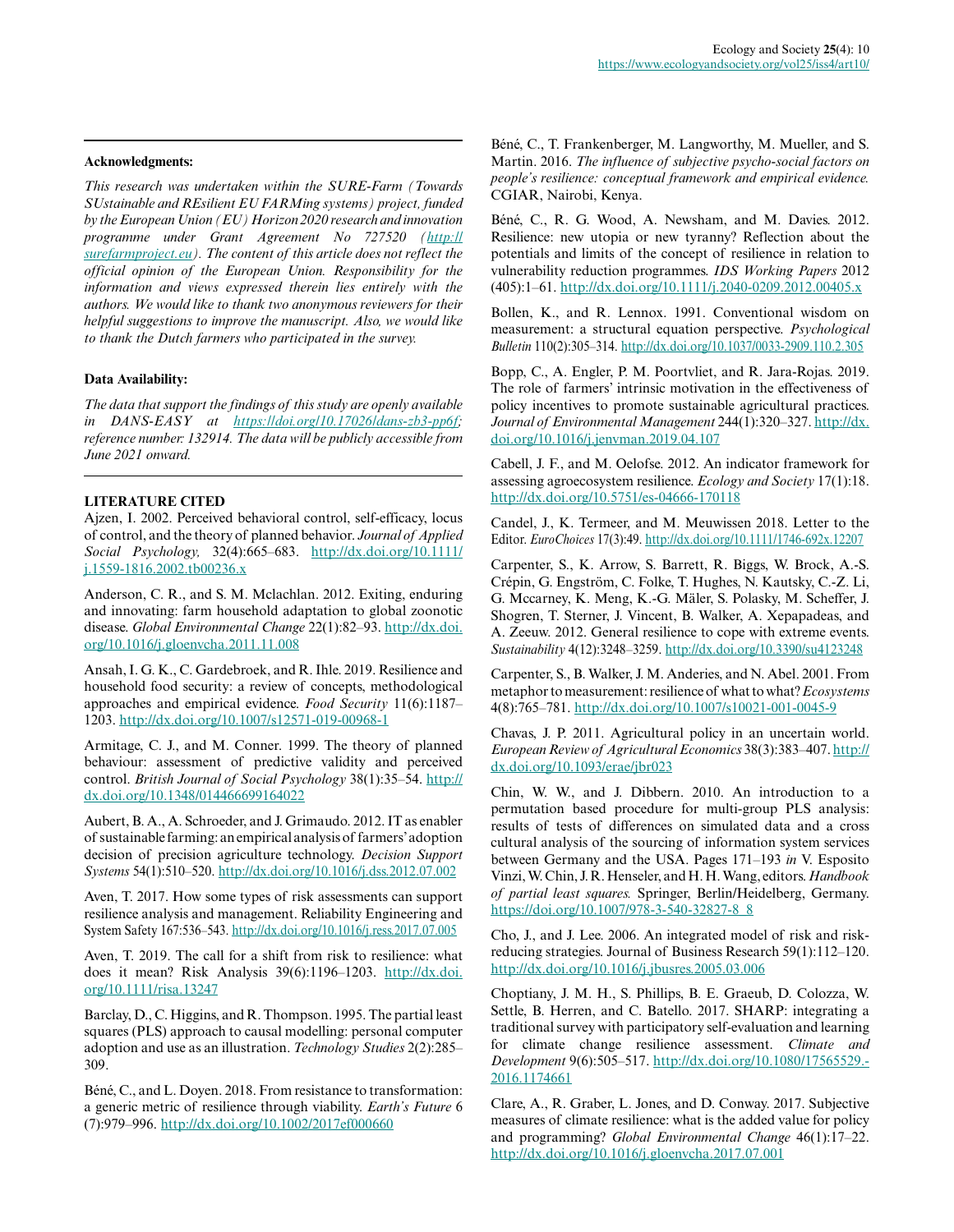**Acknowledgments:**

*This research was undertaken within the SURE-Farm (Towards SUstainable and REsilient EU FARMing systems) project, funded by the European Union (EU) Horizon2020 research and innovation programme under Grant Agreement No 727520 (http://surefarmproject.eu). The content of this article does not reflect the official opinion of the European Union. Responsibility for the information and views expressed therein lies entirely with the authors. We would like to thank two anonymous reviewers for their helpful suggestions to improve the manuscript. Also, we would like to thank the Dutch farmers who participated in the survey.*

**Data Availability:**

*The data that support the findings of this study are openly available in DANS-EASY at https://doi.org/10.17026/dans-zb3-pp6f; reference number: 132914. The data will be publicly accessible from June 2021 onward.*

## LITERATURE CITED

Ajzen, I. 2002. Perceived behavioral control, self-efficacy, locus of control, and the theory of planned behavior. *Journal of Applied Social Psychology,* 32(4):665–683. http://dx.doi.org/10.1111/j.1559-1816.2002.tb00236.x

Anderson, C. R., and S. M. Mclachlan. 2012. Exiting, enduring and innovating: farm household adaptation to global zoonotic disease. *Global Environmental Change* 22(1):82–93. http://dx.doi.org/10.1016/j.gloenvcha.2011.11.008

Ansah, I. G. K., C. Gardebroek, and R. Ihle. 2019. Resilience and household food security: a review of concepts, methodological approaches and empirical evidence. *Food Security* 11(6):1187–1203. http://dx.doi.org/10.1007/s12571-019-00968-1

Armitage, C. J., and M. Conner. 1999. The theory of planned behaviour: assessment of predictive validity and perceived control. *British Journal of Social Psychology* 38(1):35–54. http://dx.doi.org/10.1348/014466699164022

Aubert, B. A., A. Schroeder, and J. Grimaudo. 2012. IT as enabler of sustainable farming: an empirical analysis of farmers' adoption decision of precision agriculture technology. *Decision Support Systems* 54(1):510–520. http://dx.doi.org/10.1016/j.dss.2012.07.002

Aven, T. 2017. How some types of risk assessments can support resilience analysis and management. Reliability Engineering and System Safety 167:536–543. http://dx.doi.org/10.1016/j.ress.2017.07.005

Aven, T. 2019. The call for a shift from risk to resilience: what does it mean? Risk Analysis 39(6):1196–1203. http://dx.doi.org/10.1111/risa.13247

Barclay, D., C. Higgins, and R. Thompson. 1995. The partial least squares (PLS) approach to causal modelling: personal computer adoption and use as an illustration. *Technology Studies* 2(2):285–309.

Béné, C., and L. Doyen. 2018. From resistance to transformation: a generic metric of resilience through viability. *Earth's Future* 6 (7):979–996. http://dx.doi.org/10.1002/2017ef000660

Béné, C., T. Frankenberger, M. Langworthy, M. Mueller, and S. Martin. 2016. *The influence of subjective psycho-social factors on people's resilience: conceptual framework and empirical evidence.* CGIAR, Nairobi, Kenya.

Béné, C., R. G. Wood, A. Newsham, and M. Davies. 2012. Resilience: new utopia or new tyranny? Reflection about the potentials and limits of the concept of resilience in relation to vulnerability reduction programmes. *IDS Working Papers* 2012 (405):1–61. http://dx.doi.org/10.1111/j.2040-0209.2012.00405.x

Bollen, K., and R. Lennox. 1991. Conventional wisdom on measurement: a structural equation perspective. *Psychological Bulletin* 110(2):305–314. http://dx.doi.org/10.1037/0033-2909.110.2.305

Bopp, C., A. Engler, P. M. Poortvliet, and R. Jara-Rojas. 2019. The role of farmers' intrinsic motivation in the effectiveness of policy incentives to promote sustainable agricultural practices. *Journal of Environmental Management* 244(1):320–327. http://dx.doi.org/10.1016/j.jenvman.2019.04.107

Cabell, J. F., and M. Oelofse. 2012. An indicator framework for assessing agroecosystem resilience. *Ecology and Society* 17(1):18. http://dx.doi.org/10.5751/es-04666-170118

Candel, J., K. Termeer, and M. Meuwissen 2018. Letter to the Editor. *EuroChoices* 17(3):49. http://dx.doi.org/10.1111/1746-692x.12207

Carpenter, S., K. Arrow, S. Barrett, R. Biggs, W. Brock, A.-S. Crépin, G. Engström, C. Folke, T. Hughes, N. Kautsky, C.-Z. Li, G. Mccarney, K. Meng, K.-G. Mäler, S. Polasky, M. Scheffer, J. Shogren, T. Sterner, J. Vincent, B. Walker, A. Xepapadeas, and A. Zeeuw. 2012. General resilience to cope with extreme events. *Sustainability* 4(12):3248–3259. http://dx.doi.org/10.3390/su4123248

Carpenter, S., B. Walker, J. M. Anderies, and N. Abel. 2001. From metaphor to measurement: resilience of what to what? *Ecosystems* 4(8):765–781. http://dx.doi.org/10.1007/s10021-001-0045-9

Chavas, J. P. 2011. Agricultural policy in an uncertain world. *European Review of Agricultural Economics* 38(3):383–407. http://dx.doi.org/10.1093/erae/jbr023

Chin, W. W., and J. Dibbern. 2010. An introduction to a permutation based procedure for multi-group PLS analysis: results of tests of differences on simulated data and a cross cultural analysis of the sourcing of information system services between Germany and the USA. Pages 171–193 *in* V. Esposito Vinzi, W. Chin, J. R. Henseler, and H. H. Wang, editors. *Handbook of partial least squares.* Springer, Berlin/Heidelberg, Germany. https://doi.org/10.1007/978-3-540-32827-8_8

Cho, J., and J. Lee. 2006. An integrated model of risk and risk-reducing strategies. Journal of Business Research 59(1):112–120. http://dx.doi.org/10.1016/j.jbusres.2005.03.006

Choptiany, J. M. H., S. Phillips, B. E. Graeub, D. Colozza, W. Settle, B. Herren, and C. Batello. 2017. SHARP: integrating a traditional survey with participatory self-evaluation and learning for climate change resilience assessment. *Climate and Development* 9(6):505–517. http://dx.doi.org/10.1080/17565529.2016.1174661

Clare, A., R. Graber, L. Jones, and D. Conway. 2017. Subjective measures of climate resilience: what is the added value for policy and programming? *Global Environmental Change* 46(1):17–22. http://dx.doi.org/10.1016/j.gloenvcha.2017.07.001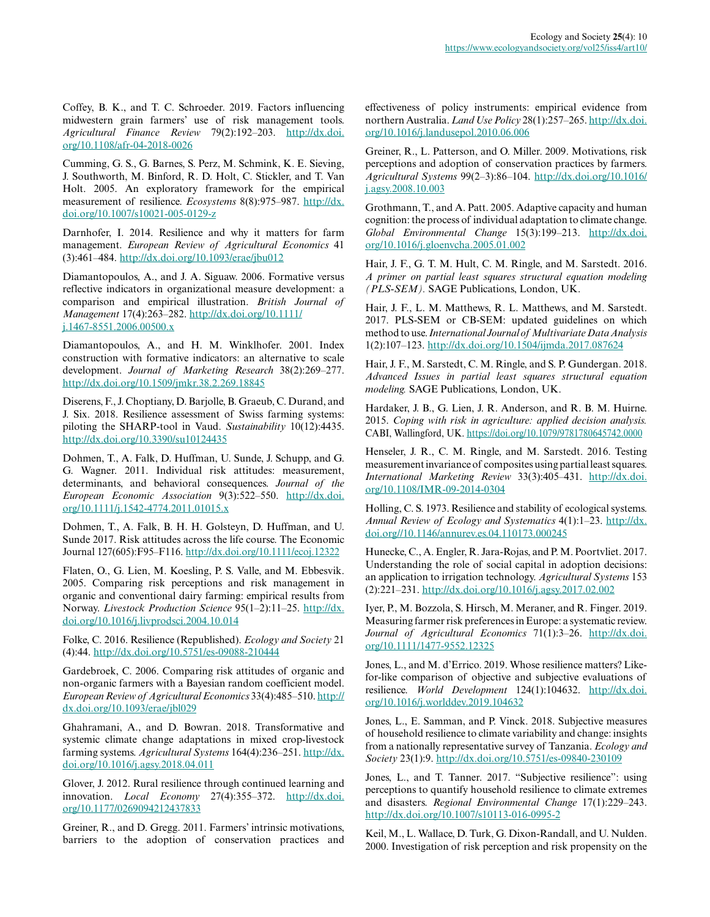Coffey, B. K., and T. C. Schroeder. 2019. Factors influencing midwestern grain farmers' use of risk management tools. *Agricultural Finance Review* 79(2):192–203. http://dx.doi.org/10.1108/afr-04-2018-0026

Cumming, G. S., G. Barnes, S. Perz, M. Schmink, K. E. Sieving, J. Southworth, M. Binford, R. D. Holt, C. Stickler, and T. Van Holt. 2005. An exploratory framework for the empirical measurement of resilience. *Ecosystems* 8(8):975–987. http://dx.doi.org/10.1007/s10021-005-0129-z

Darnhofer, I. 2014. Resilience and why it matters for farm management. *European Review of Agricultural Economics* 41(3):461–484. http://dx.doi.org/10.1093/erae/jbu012

Diamantopoulos, A., and J. A. Siguaw. 2006. Formative versus reflective indicators in organizational measure development: a comparison and empirical illustration. *British Journal of Management* 17(4):263–282. http://dx.doi.org/10.1111/j.1467-8551.2006.00500.x

Diamantopoulos, A., and H. M. Winklhofer. 2001. Index construction with formative indicators: an alternative to scale development. *Journal of Marketing Research* 38(2):269–277. http://dx.doi.org/10.1509/jmkr.38.2.269.18845

Diserens, F., J. Choptiany, D. Barjolle, B. Graeub, C. Durand, and J. Six. 2018. Resilience assessment of Swiss farming systems: piloting the SHARP-tool in Vaud. *Sustainability* 10(12):4435. http://dx.doi.org/10.3390/su10124435

Dohmen, T., A. Falk, D. Huffman, U. Sunde, J. Schupp, and G. G. Wagner. 2011. Individual risk attitudes: measurement, determinants, and behavioral consequences. *Journal of the European Economic Association* 9(3):522–550. http://dx.doi.org/10.1111/j.1542-4774.2011.01015.x

Dohmen, T., A. Falk, B. H. H. Golsteyn, D. Huffman, and U. Sunde 2017. Risk attitudes across the life course. The Economic Journal 127(605):F95–F116. http://dx.doi.org/10.1111/ecoj.12322

Flaten, O., G. Lien, M. Koesling, P. S. Valle, and M. Ebbesvik. 2005. Comparing risk perceptions and risk management in organic and conventional dairy farming: empirical results from Norway. *Livestock Production Science* 95(1–2):11–25. http://dx.doi.org/10.1016/j.livprodsci.2004.10.014

Folke, C. 2016. Resilience (Republished). *Ecology and Society* 21(4):44. http://dx.doi.org/10.5751/es-09088-210444

Gardebroek, C. 2006. Comparing risk attitudes of organic and non-organic farmers with a Bayesian random coefficient model. *European Review of Agricultural Economics* 33(4):485–510. http://dx.doi.org/10.1093/erae/jbl029

Ghahramani, A., and D. Bowran. 2018. Transformative and systemic climate change adaptations in mixed crop-livestock farming systems. *Agricultural Systems* 164(4):236–251. http://dx.doi.org/10.1016/j.agsy.2018.04.011

Glover, J. 2012. Rural resilience through continued learning and innovation. *Local Economy* 27(4):355–372. http://dx.doi.org/10.1177/0269094212437833

Greiner, R., and D. Gregg. 2011. Farmers' intrinsic motivations, barriers to the adoption of conservation practices and effectiveness of policy instruments: empirical evidence from northern Australia. *Land Use Policy* 28(1):257–265. http://dx.doi.org/10.1016/j.landusepol.2010.06.006

Greiner, R., L. Patterson, and O. Miller. 2009. Motivations, risk perceptions and adoption of conservation practices by farmers. *Agricultural Systems* 99(2–3):86–104. http://dx.doi.org/10.1016/j.agsy.2008.10.003

Grothmann, T., and A. Patt. 2005. Adaptive capacity and human cognition: the process of individual adaptation to climate change. *Global Environmental Change* 15(3):199–213. http://dx.doi.org/10.1016/j.gloenvcha.2005.01.002

Hair, J. F., G. T. M. Hult, C. M. Ringle, and M. Sarstedt. 2016. *A primer on partial least squares structural equation modeling (PLS-SEM).* SAGE Publications, London, UK.

Hair, J. F., L. M. Matthews, R. L. Matthews, and M. Sarstedt. 2017. PLS-SEM or CB-SEM: updated guidelines on which method to use. *International Journal of Multivariate Data Analysis* 1(2):107–123. http://dx.doi.org/10.1504/ijmda.2017.087624

Hair, J. F., M. Sarstedt, C. M. Ringle, and S. P. Gundergan. 2018. *Advanced Issues in partial least squares structural equation modeling.* SAGE Publications, London, UK.

Hardaker, J. B., G. Lien, J. R. Anderson, and R. B. M. Huirne. 2015. *Coping with risk in agriculture: applied decision analysis.* CABI, Wallingford, UK. https://doi.org/10.1079/9781780645742.0000

Henseler, J. R., C. M. Ringle, and M. Sarstedt. 2016. Testing measurement invariance of composites using partial least squares. *International Marketing Review* 33(3):405–431. http://dx.doi.org/10.1108/IMR-09-2014-0304

Holling, C. S. 1973. Resilience and stability of ecological systems. *Annual Review of Ecology and Systematics* 4(1):1–23. http://dx.doi.org//10.1146/annurev.es.04.110173.000245

Hunecke, C., A. Engler, R. Jara-Rojas, and P. M. Poortvliet. 2017. Understanding the role of social capital in adoption decisions: an application to irrigation technology. *Agricultural Systems* 153(2):221–231. http://dx.doi.org/10.1016/j.agsy.2017.02.002

Iyer, P., M. Bozzola, S. Hirsch, M. Meraner, and R. Finger. 2019. Measuring farmer risk preferences in Europe: a systematic review. *Journal of Agricultural Economics* 71(1):3–26. http://dx.doi.org/10.1111/1477-9552.12325

Jones, L., and M. d'Errico. 2019. Whose resilience matters? Like-for-like comparison of objective and subjective evaluations of resilience. *World Development* 124(1):104632. http://dx.doi.org/10.1016/j.worlddev.2019.104632

Jones, L., E. Samman, and P. Vinck. 2018. Subjective measures of household resilience to climate variability and change: insights from a nationally representative survey of Tanzania. *Ecology and Society* 23(1):9. http://dx.doi.org/10.5751/es-09840-230109

Jones, L., and T. Tanner. 2017. "Subjective resilience": using perceptions to quantify household resilience to climate extremes and disasters. *Regional Environmental Change* 17(1):229–243. http://dx.doi.org/10.1007/s10113-016-0995-2

Keil, M., L. Wallace, D. Turk, G. Dixon-Randall, and U. Nulden. 2000. Investigation of risk perception and risk propensity on the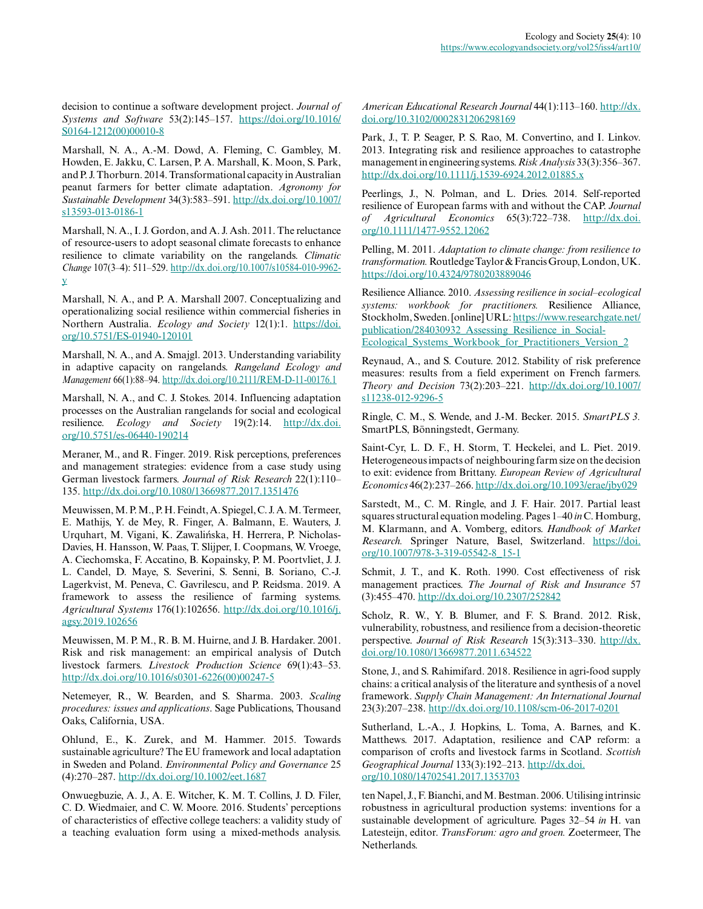decision to continue a software development project. *Journal of Systems and Software* 53(2):145–157. https://doi.org/10.1016/S0164-1212(00)00010-8

Marshall, N. A., A.-M. Dowd, A. Fleming, C. Gambley, M. Howden, E. Jakku, C. Larsen, P. A. Marshall, K. Moon, S. Park, and P. J. Thorburn. 2014. Transformational capacity in Australian peanut farmers for better climate adaptation. *Agronomy for Sustainable Development* 34(3):583–591. http://dx.doi.org/10.1007/s13593-013-0186-1

Marshall, N. A., I. J. Gordon, and A. J. Ash. 2011. The reluctance of resource-users to adopt seasonal climate forecasts to enhance resilience to climate variability on the rangelands. *Climatic Change* 107(3–4): 511–529. http://dx.doi.org/10.1007/s10584-010-9962-y

Marshall, N. A., and P. A. Marshall 2007. Conceptualizing and operationalizing social resilience within commercial fisheries in Northern Australia. *Ecology and Society* 12(1):1. https://doi.org/10.5751/ES-01940-120101

Marshall, N. A., and A. Smajgl. 2013. Understanding variability in adaptive capacity on rangelands. *Rangeland Ecology and Management* 66(1):88–94. http://dx.doi.org/10.2111/REM-D-11-00176.1

Marshall, N. A., and C. J. Stokes. 2014. Influencing adaptation processes on the Australian rangelands for social and ecological resilience. *Ecology and Society* 19(2):14. http://dx.doi.org/10.5751/es-06440-190214

Meraner, M., and R. Finger. 2019. Risk perceptions, preferences and management strategies: evidence from a case study using German livestock farmers. *Journal of Risk Research* 22(1):110–135. http://dx.doi.org/10.1080/13669877.2017.1351476

Meuwissen, M. P. M., P. H. Feindt, A. Spiegel, C. J. A. M. Termeer, E. Mathijs, Y. de Mey, R. Finger, A. Balmann, E. Wauters, J. Urquhart, M. Vigani, K. Zawalińska, H. Herrera, P. Nicholas-Davies, H. Hansson, W. Paas, T. Slijper, I. Coopmans, W. Vroege, A. Ciechomska, F. Accatino, B. Kopainsky, P. M. Poortvliet, J. J. L. Candel, D. Maye, S. Severini, S. Senni, B. Soriano, C.-J. Lagerkvist, M. Peneva, C. Gavrilescu, and P. Reidsma. 2019. A framework to assess the resilience of farming systems. *Agricultural Systems* 176(1):102656. http://dx.doi.org/10.1016/j.agsy.2019.102656

Meuwissen, M. P. M., R. B. M. Huirne, and J. B. Hardaker. 2001. Risk and risk management: an empirical analysis of Dutch livestock farmers. *Livestock Production Science* 69(1):43–53. http://dx.doi.org/10.1016/s0301-6226(00)00247-5

Netemeyer, R., W. Bearden, and S. Sharma. 2003. *Scaling procedures: issues and applications*. Sage Publications, Thousand Oaks, California, USA.

Ohlund, E., K. Zurek, and M. Hammer. 2015. Towards sustainable agriculture? The EU framework and local adaptation in Sweden and Poland. *Environmental Policy and Governance* 25 (4):270–287. http://dx.doi.org/10.1002/eet.1687

Onwuegbuzie, A. J., A. E. Witcher, K. M. T. Collins, J. D. Filer, C. D. Wiedmaier, and C. W. Moore. 2016. Students' perceptions of characteristics of effective college teachers: a validity study of a teaching evaluation form using a mixed-methods analysis. *American Educational Research Journal* 44(1):113–160. http://dx.doi.org/10.3102/0002831206298169

Park, J., T. P. Seager, P. S. Rao, M. Convertino, and I. Linkov. 2013. Integrating risk and resilience approaches to catastrophe management in engineering systems. *Risk Analysis* 33(3):356–367. http://dx.doi.org/10.1111/j.1539-6924.2012.01885.x

Peerlings, J., N. Polman, and L. Dries. 2014. Self-reported resilience of European farms with and without the CAP. *Journal of Agricultural Economics* 65(3):722–738. http://dx.doi.org/10.1111/1477-9552.12062

Pelling, M. 2011. *Adaptation to climate change: from resilience to transformation.* Routledge Taylor & Francis Group, London, UK. https://doi.org/10.4324/9780203889046

Resilience Alliance. 2010. *Assessing resilience in social–ecological systems: workbook for practitioners.* Resilience Alliance, Stockholm, Sweden. [online] URL: https://www.researchgate.net/publication/284030932_Assessing_Resilience_in_Social-Ecological_Systems_Workbook_for_Practitioners_Version_2

Reynaud, A., and S. Couture. 2012. Stability of risk preference measures: results from a field experiment on French farmers. *Theory and Decision* 73(2):203–221. http://dx.doi.org/10.1007/s11238-012-9296-5

Ringle, C. M., S. Wende, and J.-M. Becker. 2015. *SmartPLS 3.* SmartPLS, Bönningstedt, Germany.

Saint-Cyr, L. D. F., H. Storm, T. Heckelei, and L. Piet. 2019. Heterogeneous impacts of neighbouring farm size on the decision to exit: evidence from Brittany. *European Review of Agricultural Economics* 46(2):237–266. http://dx.doi.org/10.1093/erae/jby029

Sarstedt, M., C. M. Ringle, and J. F. Hair. 2017. Partial least squares structural equation modeling. Pages 1–40 *in* C. Homburg, M. Klarmann, and A. Vomberg, editors. *Handbook of Market Research.* Springer Nature, Basel, Switzerland. https://doi.org/10.1007/978-3-319-05542-8_15-1

Schmit, J. T., and K. Roth. 1990. Cost effectiveness of risk management practices. *The Journal of Risk and Insurance* 57 (3):455–470. http://dx.doi.org/10.2307/252842

Scholz, R. W., Y. B. Blumer, and F. S. Brand. 2012. Risk, vulnerability, robustness, and resilience from a decision-theoretic perspective. *Journal of Risk Research* 15(3):313–330. http://dx.doi.org/10.1080/13669877.2011.634522

Stone, J., and S. Rahimifard. 2018. Resilience in agri-food supply chains: a critical analysis of the literature and synthesis of a novel framework. *Supply Chain Management: An International Journal* 23(3):207–238. http://dx.doi.org/10.1108/scm-06-2017-0201

Sutherland, L.-A., J. Hopkins, L. Toma, A. Barnes, and K. Matthews. 2017. Adaptation, resilience and CAP reform: a comparison of crofts and livestock farms in Scotland. *Scottish Geographical Journal* 133(3):192–213. http://dx.doi.org/10.1080/14702541.2017.1353703

ten Napel, J., F. Bianchi, and M. Bestman. 2006. Utilising intrinsic robustness in agricultural production systems: inventions for a sustainable development of agriculture. Pages 32–54 *in* H. van Latesteijn, editor. *TransForum: agro and groen.* Zoetermeer, The Netherlands.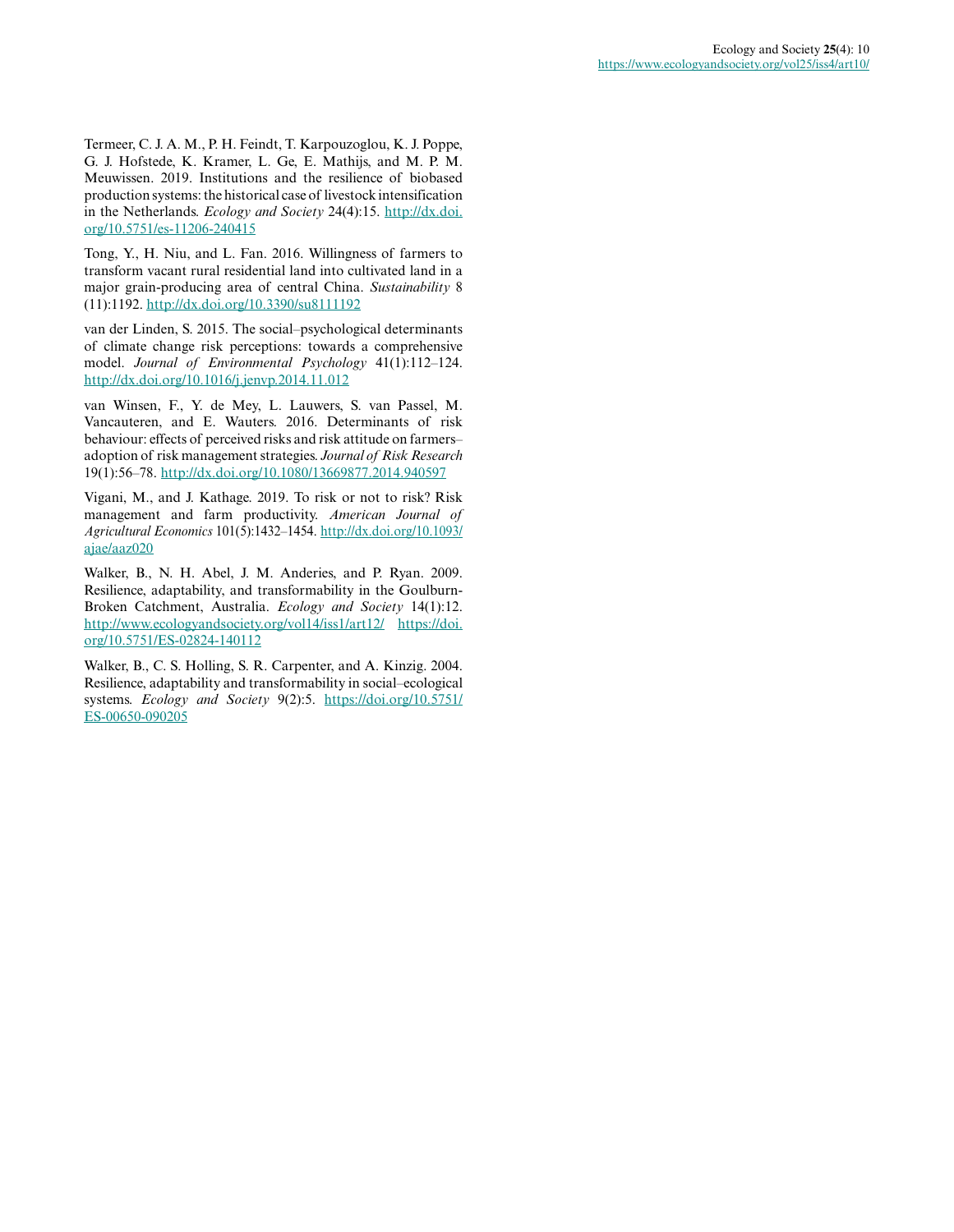Termeer, C. J. A. M., P. H. Feindt, T. Karpouzoglou, K. J. Poppe, G. J. Hofstede, K. Kramer, L. Ge, E. Mathijs, and M. P. M. Meuwissen. 2019. Institutions and the resilience of biobased production systems: the historical case of livestock intensification in the Netherlands. *Ecology and Society* 24(4):15. http://dx.doi.org/10.5751/es-11206-240415

Tong, Y., H. Niu, and L. Fan. 2016. Willingness of farmers to transform vacant rural residential land into cultivated land in a major grain-producing area of central China. *Sustainability* 8 (11):1192. http://dx.doi.org/10.3390/su8111192

van der Linden, S. 2015. The social–psychological determinants of climate change risk perceptions: towards a comprehensive model. *Journal of Environmental Psychology* 41(1):112–124. http://dx.doi.org/10.1016/j.jenvp.2014.11.012

van Winsen, F., Y. de Mey, L. Lauwers, S. van Passel, M. Vancauteren, and E. Wauters. 2016. Determinants of risk behaviour: effects of perceived risks and risk attitude on farmers– adoption of risk management strategies. *Journal of Risk Research* 19(1):56–78. http://dx.doi.org/10.1080/13669877.2014.940597

Vigani, M., and J. Kathage. 2019. To risk or not to risk? Risk management and farm productivity. *American Journal of Agricultural Economics* 101(5):1432–1454. http://dx.doi.org/10.1093/ajae/aaz020

Walker, B., N. H. Abel, J. M. Anderies, and P. Ryan. 2009. Resilience, adaptability, and transformability in the Goulburn-Broken Catchment, Australia. *Ecology and Society* 14(1):12. http://www.ecologyandsociety.org/vol14/iss1/art12/ https://doi.org/10.5751/ES-02824-140112

Walker, B., C. S. Holling, S. R. Carpenter, and A. Kinzig. 2004. Resilience, adaptability and transformability in social–ecological systems. *Ecology and Society* 9(2):5. https://doi.org/10.5751/ES-00650-090205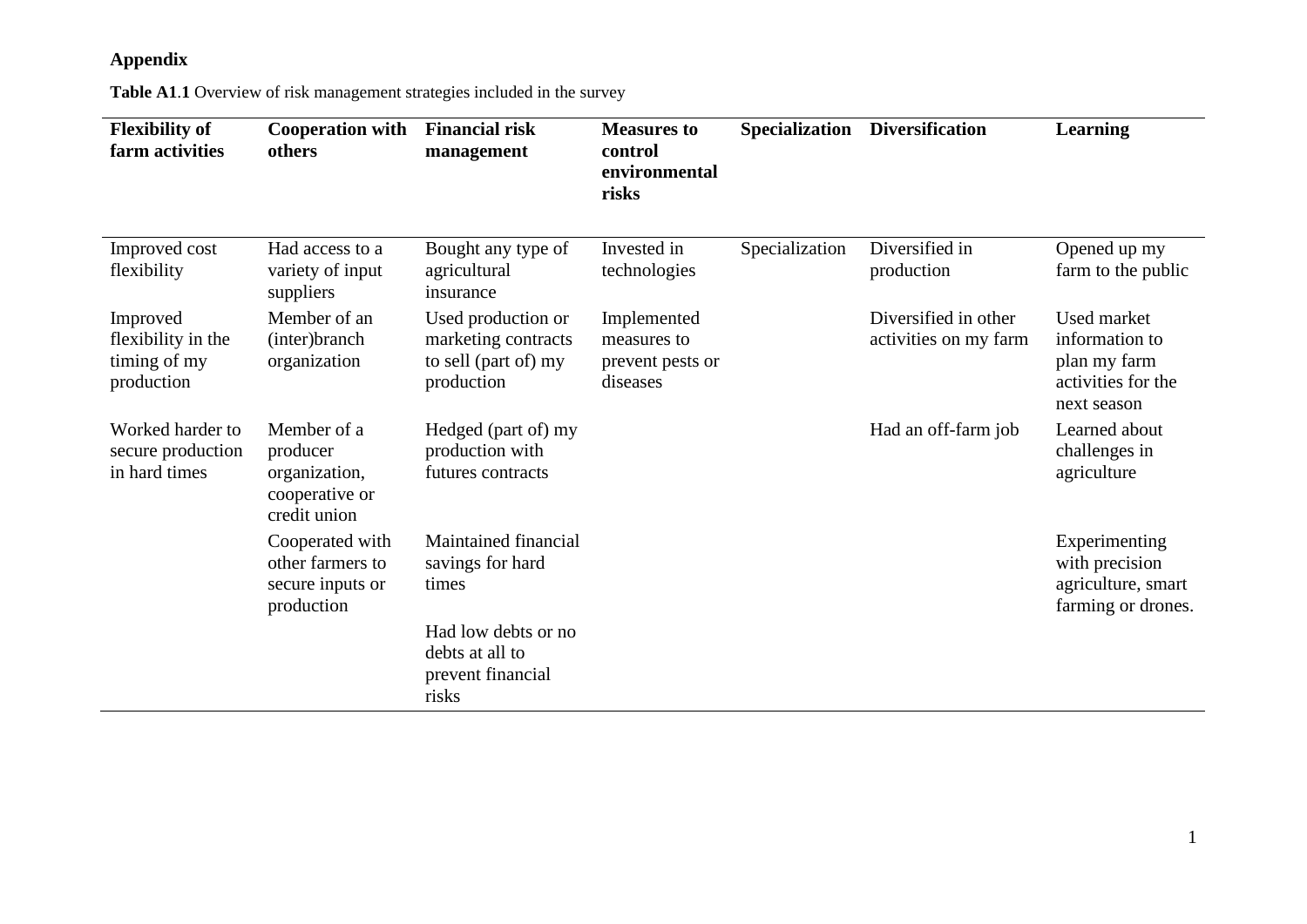## Appendix

**Table A1.1** Overview of risk management strategies included in the survey

| Flexibility of farm activities | Cooperation with others | Financial risk management | Measures to control environmental risks | Specialization | Diversification | Learning |
|---|---|---|---|---|---|---|
| Improved cost flexibility | Had access to a variety of input suppliers | Bought any type of agricultural insurance | Invested in technologies | Specialization | Diversified in production | Opened up my farm to the public |
| Improved flexibility in the timing of my production | Member of an (inter)branch organization | Used production or marketing contracts to sell (part of) my production | Implemented measures to prevent pests or diseases | | Diversified in other activities on my farm | Used market information to plan my farm activities for the next season |
| Worked harder to secure production in hard times | Member of a producer organization, cooperative or credit union | Hedged (part of) my production with futures contracts | | | Had an off-farm job | Learned about challenges in agriculture |
| | Cooperated with other farmers to secure inputs or production | Maintained financial savings for hard times | | | | Experimenting with precision agriculture, smart farming or drones. |
| | | Had low debts or no debts at all to prevent financial risks | | | | |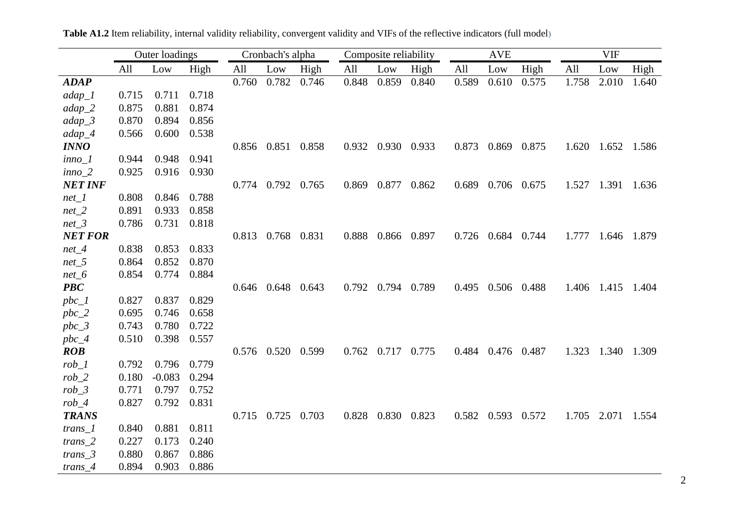**Table A1.2** Item reliability, internal validity reliability, convergent validity and VIFs of the reflective indicators (full model)

| | Outer loadings | | | Cronbach's alpha | | | Composite reliability | | | AVE | | | VIF | | |
|---|---|---|---|---|---|---|---|---|---|---|---|---|---|---|---|
| | All | Low | High | All | Low | High | All | Low | High | All | Low | High | All | Low | High |
| ***ADAP*** | | | | 0.760 | 0.782 | 0.746 | 0.848 | 0.859 | 0.840 | 0.589 | 0.610 | 0.575 | 1.758 | 2.010 | 1.640 |
| *adap_1* | 0.715 | 0.711 | 0.718 | | | | | | | | | | | | |
| *adap_2* | 0.875 | 0.881 | 0.874 | | | | | | | | | | | | |
| *adap_3* | 0.870 | 0.894 | 0.856 | | | | | | | | | | | | |
| *adap_4* | 0.566 | 0.600 | 0.538 | | | | | | | | | | | | |
| ***INNO*** | | | | 0.856 | 0.851 | 0.858 | 0.932 | 0.930 | 0.933 | 0.873 | 0.869 | 0.875 | 1.620 | 1.652 | 1.586 |
| *inno_1* | 0.944 | 0.948 | 0.941 | | | | | | | | | | | | |
| *inno_2* | 0.925 | 0.916 | 0.930 | | | | | | | | | | | | |
| ***NET INF*** | | | | 0.774 | 0.792 | 0.765 | 0.869 | 0.877 | 0.862 | 0.689 | 0.706 | 0.675 | 1.527 | 1.391 | 1.636 |
| *net_1* | 0.808 | 0.846 | 0.788 | | | | | | | | | | | | |
| *net_2* | 0.891 | 0.933 | 0.858 | | | | | | | | | | | | |
| *net_3* | 0.786 | 0.731 | 0.818 | | | | | | | | | | | | |
| ***NET FOR*** | | | | 0.813 | 0.768 | 0.831 | 0.888 | 0.866 | 0.897 | 0.726 | 0.684 | 0.744 | 1.777 | 1.646 | 1.879 |
| *net_4* | 0.838 | 0.853 | 0.833 | | | | | | | | | | | | |
| *net_5* | 0.864 | 0.852 | 0.870 | | | | | | | | | | | | |
| *net_6* | 0.854 | 0.774 | 0.884 | | | | | | | | | | | | |
| ***PBC*** | | | | 0.646 | 0.648 | 0.643 | 0.792 | 0.794 | 0.789 | 0.495 | 0.506 | 0.488 | 1.406 | 1.415 | 1.404 |
| *pbc_1* | 0.827 | 0.837 | 0.829 | | | | | | | | | | | | |
| *pbc_2* | 0.695 | 0.746 | 0.658 | | | | | | | | | | | | |
| *pbc_3* | 0.743 | 0.780 | 0.722 | | | | | | | | | | | | |
| *pbc_4* | 0.510 | 0.398 | 0.557 | | | | | | | | | | | | |
| ***ROB*** | | | | 0.576 | 0.520 | 0.599 | 0.762 | 0.717 | 0.775 | 0.484 | 0.476 | 0.487 | 1.323 | 1.340 | 1.309 |
| *rob_1* | 0.792 | 0.796 | 0.779 | | | | | | | | | | | | |
| *rob_2* | 0.180 | -0.083 | 0.294 | | | | | | | | | | | | |
| *rob_3* | 0.771 | 0.797 | 0.752 | | | | | | | | | | | | |
| *rob_4* | 0.827 | 0.792 | 0.831 | | | | | | | | | | | | |
| ***TRANS*** | | | | 0.715 | 0.725 | 0.703 | 0.828 | 0.830 | 0.823 | 0.582 | 0.593 | 0.572 | 1.705 | 2.071 | 1.554 |
| *trans_1* | 0.840 | 0.881 | 0.811 | | | | | | | | | | | | |
| *trans_2* | 0.227 | 0.173 | 0.240 | | | | | | | | | | | | |
| *trans_3* | 0.880 | 0.867 | 0.886 | | | | | | | | | | | | |
| *trans_4* | 0.894 | 0.903 | 0.886 | | | | | | | | | | | | |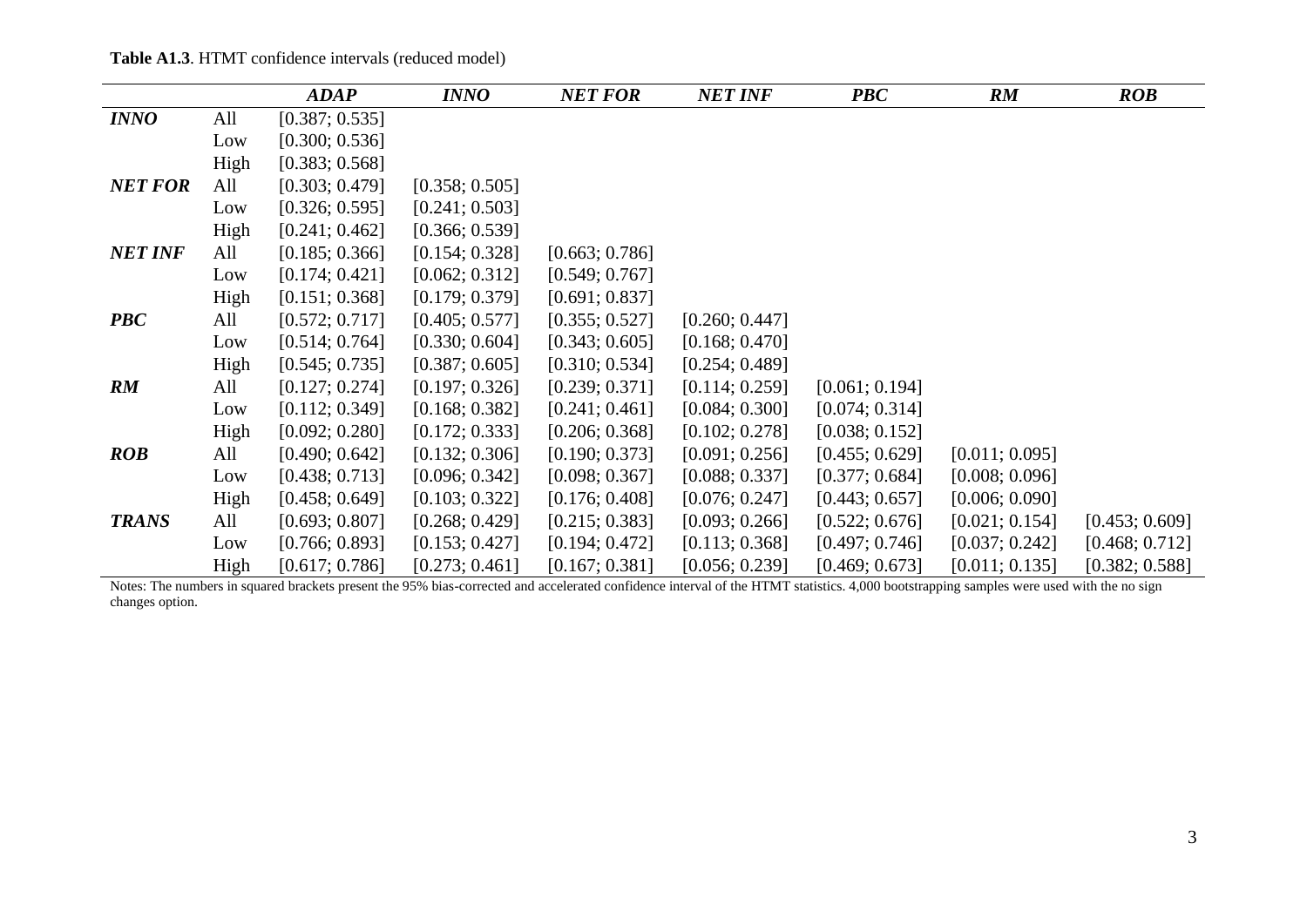**Table A1.3**. HTMT confidence intervals (reduced model)

| | | *ADAP* | *INNO* | *NET FOR* | *NET INF* | *PBC* | *RM* | *ROB* |
|---|---|---|---|---|---|---|---|---|
| ***INNO*** | All | [0.387; 0.535] | | | | | | |
| | Low | [0.300; 0.536] | | | | | | |
| | High | [0.383; 0.568] | | | | | | |
| ***NET FOR*** | All | [0.303; 0.479] | [0.358; 0.505] | | | | | |
| | Low | [0.326; 0.595] | [0.241; 0.503] | | | | | |
| | High | [0.241; 0.462] | [0.366; 0.539] | | | | | |
| ***NET INF*** | All | [0.185; 0.366] | [0.154; 0.328] | [0.663; 0.786] | | | | |
| | Low | [0.174; 0.421] | [0.062; 0.312] | [0.549; 0.767] | | | | |
| | High | [0.151; 0.368] | [0.179; 0.379] | [0.691; 0.837] | | | | |
| ***PBC*** | All | [0.572; 0.717] | [0.405; 0.577] | [0.355; 0.527] | [0.260; 0.447] | | | |
| | Low | [0.514; 0.764] | [0.330; 0.604] | [0.343; 0.605] | [0.168; 0.470] | | | |
| | High | [0.545; 0.735] | [0.387; 0.605] | [0.310; 0.534] | [0.254; 0.489] | | | |
| ***RM*** | All | [0.127; 0.274] | [0.197; 0.326] | [0.239; 0.371] | [0.114; 0.259] | [0.061; 0.194] | | |
| | Low | [0.112; 0.349] | [0.168; 0.382] | [0.241; 0.461] | [0.084; 0.300] | [0.074; 0.314] | | |
| | High | [0.092; 0.280] | [0.172; 0.333] | [0.206; 0.368] | [0.102; 0.278] | [0.038; 0.152] | | |
| ***ROB*** | All | [0.490; 0.642] | [0.132; 0.306] | [0.190; 0.373] | [0.091; 0.256] | [0.455; 0.629] | [0.011; 0.095] | |
| | Low | [0.438; 0.713] | [0.096; 0.342] | [0.098; 0.367] | [0.088; 0.337] | [0.377; 0.684] | [0.008; 0.096] | |
| | High | [0.458; 0.649] | [0.103; 0.322] | [0.176; 0.408] | [0.076; 0.247] | [0.443; 0.657] | [0.006; 0.090] | |
| ***TRANS*** | All | [0.693; 0.807] | [0.268; 0.429] | [0.215; 0.383] | [0.093; 0.266] | [0.522; 0.676] | [0.021; 0.154] | [0.453; 0.609] |
| | Low | [0.766; 0.893] | [0.153; 0.427] | [0.194; 0.472] | [0.113; 0.368] | [0.497; 0.746] | [0.037; 0.242] | [0.468; 0.712] |
| | High | [0.617; 0.786] | [0.273; 0.461] | [0.167; 0.381] | [0.056; 0.239] | [0.469; 0.673] | [0.011; 0.135] | [0.382; 0.588] |

Notes: The numbers in squared brackets present the 95% bias-corrected and accelerated confidence interval of the HTMT statistics. 4,000 bootstrapping samples were used with the no sign changes option.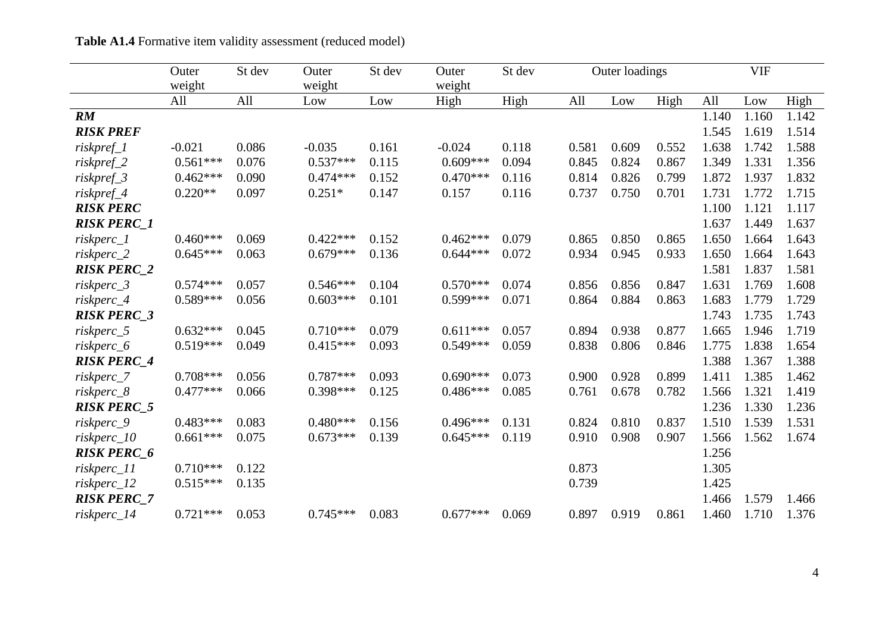**Table A1.4** Formative item validity assessment (reduced model)

| | Outer weight | St dev | Outer weight | St dev | Outer weight | St dev | Outer loadings | | | VIF | | |
|---|---|---|---|---|---|---|---|---|---|---|---|---|
| | All | All | Low | Low | High | High | All | Low | High | All | Low | High |
| ***RM*** | | | | | | | | | | 1.140 | 1.160 | 1.142 |
| ***RISK PREF*** | | | | | | | | | | 1.545 | 1.619 | 1.514 |
| *riskpref_1* | -0.021 | 0.086 | -0.035 | 0.161 | -0.024 | 0.118 | 0.581 | 0.609 | 0.552 | 1.638 | 1.742 | 1.588 |
| *riskpref_2* | 0.561*** | 0.076 | 0.537*** | 0.115 | 0.609*** | 0.094 | 0.845 | 0.824 | 0.867 | 1.349 | 1.331 | 1.356 |
| *riskpref_3* | 0.462*** | 0.090 | 0.474*** | 0.152 | 0.470*** | 0.116 | 0.814 | 0.826 | 0.799 | 1.872 | 1.937 | 1.832 |
| *riskpref_4* | 0.220** | 0.097 | 0.251* | 0.147 | 0.157 | 0.116 | 0.737 | 0.750 | 0.701 | 1.731 | 1.772 | 1.715 |
| ***RISK PERC*** | | | | | | | | | | 1.100 | 1.121 | 1.117 |
| ***RISK PERC_1*** | | | | | | | | | | 1.637 | 1.449 | 1.637 |
| *riskperc_1* | 0.460*** | 0.069 | 0.422*** | 0.152 | 0.462*** | 0.079 | 0.865 | 0.850 | 0.865 | 1.650 | 1.664 | 1.643 |
| *riskperc_2* | 0.645*** | 0.063 | 0.679*** | 0.136 | 0.644*** | 0.072 | 0.934 | 0.945 | 0.933 | 1.650 | 1.664 | 1.643 |
| ***RISK PERC_2*** | | | | | | | | | | 1.581 | 1.837 | 1.581 |
| *riskperc_3* | 0.574*** | 0.057 | 0.546*** | 0.104 | 0.570*** | 0.074 | 0.856 | 0.856 | 0.847 | 1.631 | 1.769 | 1.608 |
| *riskperc_4* | 0.589*** | 0.056 | 0.603*** | 0.101 | 0.599*** | 0.071 | 0.864 | 0.884 | 0.863 | 1.683 | 1.779 | 1.729 |
| ***RISK PERC_3*** | | | | | | | | | | 1.743 | 1.735 | 1.743 |
| *riskperc_5* | 0.632*** | 0.045 | 0.710*** | 0.079 | 0.611*** | 0.057 | 0.894 | 0.938 | 0.877 | 1.665 | 1.946 | 1.719 |
| *riskperc_6* | 0.519*** | 0.049 | 0.415*** | 0.093 | 0.549*** | 0.059 | 0.838 | 0.806 | 0.846 | 1.775 | 1.838 | 1.654 |
| ***RISK PERC_4*** | | | | | | | | | | 1.388 | 1.367 | 1.388 |
| *riskperc_7* | 0.708*** | 0.056 | 0.787*** | 0.093 | 0.690*** | 0.073 | 0.900 | 0.928 | 0.899 | 1.411 | 1.385 | 1.462 |
| *riskperc_8* | 0.477*** | 0.066 | 0.398*** | 0.125 | 0.486*** | 0.085 | 0.761 | 0.678 | 0.782 | 1.566 | 1.321 | 1.419 |
| ***RISK PERC_5*** | | | | | | | | | | 1.236 | 1.330 | 1.236 |
| *riskperc_9* | 0.483*** | 0.083 | 0.480*** | 0.156 | 0.496*** | 0.131 | 0.824 | 0.810 | 0.837 | 1.510 | 1.539 | 1.531 |
| *riskperc_10* | 0.661*** | 0.075 | 0.673*** | 0.139 | 0.645*** | 0.119 | 0.910 | 0.908 | 0.907 | 1.566 | 1.562 | 1.674 |
| ***RISK PERC_6*** | | | | | | | | | | 1.256 | | |
| *riskperc_11* | 0.710*** | 0.122 | | | | | 0.873 | | | 1.305 | | |
| *riskperc_12* | 0.515*** | 0.135 | | | | | 0.739 | | | 1.425 | | |
| ***RISK PERC_7*** | | | | | | | | | | 1.466 | 1.579 | 1.466 |
| *riskperc_14* | 0.721*** | 0.053 | 0.745*** | 0.083 | 0.677*** | 0.069 | 0.897 | 0.919 | 0.861 | 1.460 | 1.710 | 1.376 |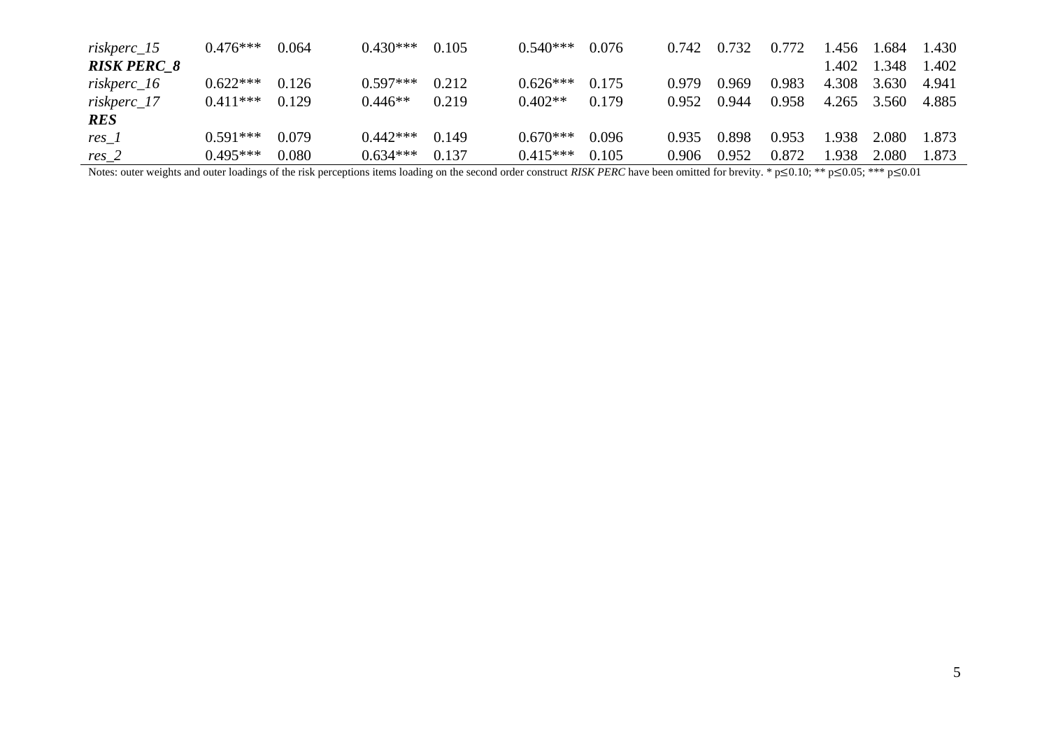| | | | | | | | | | | | | |
|---|---|---|---|---|---|---|---|---|---|---|---|---|
| *riskperc_15* | 0.476*** | 0.064 | 0.430*** | 0.105 | 0.540*** | 0.076 | 0.742 | 0.732 | 0.772 | 1.456 | 1.684 | 1.430 |
| ***RISK PERC_8*** | | | | | | | | | | 1.402 | 1.348 | 1.402 |
| *riskperc_16* | 0.622*** | 0.126 | 0.597*** | 0.212 | 0.626*** | 0.175 | 0.979 | 0.969 | 0.983 | 4.308 | 3.630 | 4.941 |
| *riskperc_17* | 0.411*** | 0.129 | 0.446** | 0.219 | 0.402** | 0.179 | 0.952 | 0.944 | 0.958 | 4.265 | 3.560 | 4.885 |
| ***RES*** | | | | | | | | | | | | |
| *res_1* | 0.591*** | 0.079 | 0.442*** | 0.149 | 0.670*** | 0.096 | 0.935 | 0.898 | 0.953 | 1.938 | 2.080 | 1.873 |
| *res_2* | 0.495*** | 0.080 | 0.634*** | 0.137 | 0.415*** | 0.105 | 0.906 | 0.952 | 0.872 | 1.938 | 2.080 | 1.873 |

Notes: outer weights and outer loadings of the risk perceptions items loading on the second order construct *RISK PERC* have been omitted for brevity. * $p \leq 0.10$; ** $p \leq 0.05$; *** $p \leq 0.01$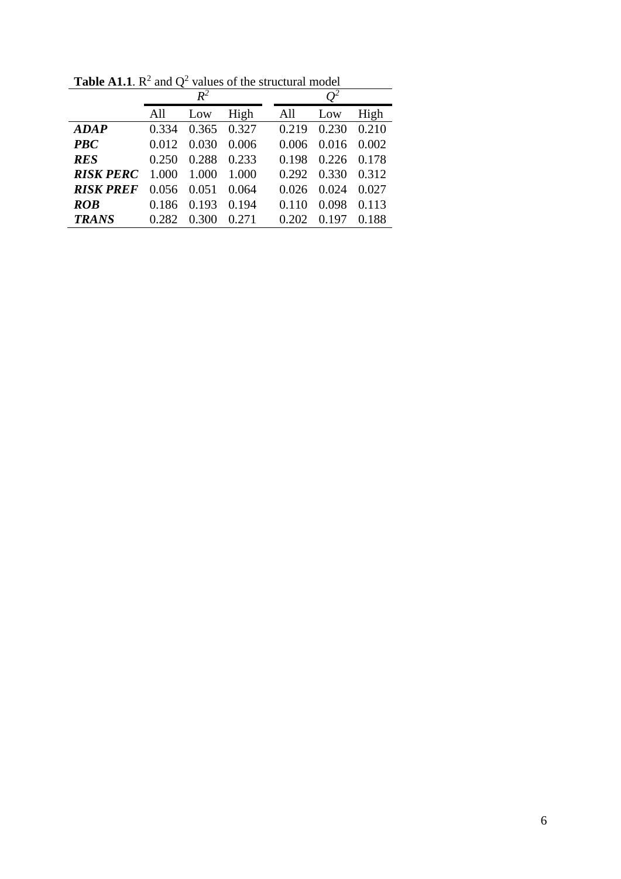**Table A1.1**. $R^2$ and $Q^2$ values of the structural model

| | $R^2$ | | | $Q^2$ | | |
|---|---|---|---|---|---|---|
| | All | Low | High | All | Low | High |
| ***ADAP*** | 0.334 | 0.365 | 0.327 | 0.219 | 0.230 | 0.210 |
| ***PBC*** | 0.012 | 0.030 | 0.006 | 0.006 | 0.016 | 0.002 |
| ***RES*** | 0.250 | 0.288 | 0.233 | 0.198 | 0.226 | 0.178 |
| ***RISK PERC*** | 1.000 | 1.000 | 1.000 | 0.292 | 0.330 | 0.312 |
| ***RISK PREF*** | 0.056 | 0.051 | 0.064 | 0.026 | 0.024 | 0.027 |
| ***ROB*** | 0.186 | 0.193 | 0.194 | 0.110 | 0.098 | 0.113 |
| ***TRANS*** | 0.282 | 0.300 | 0.271 | 0.202 | 0.197 | 0.188 |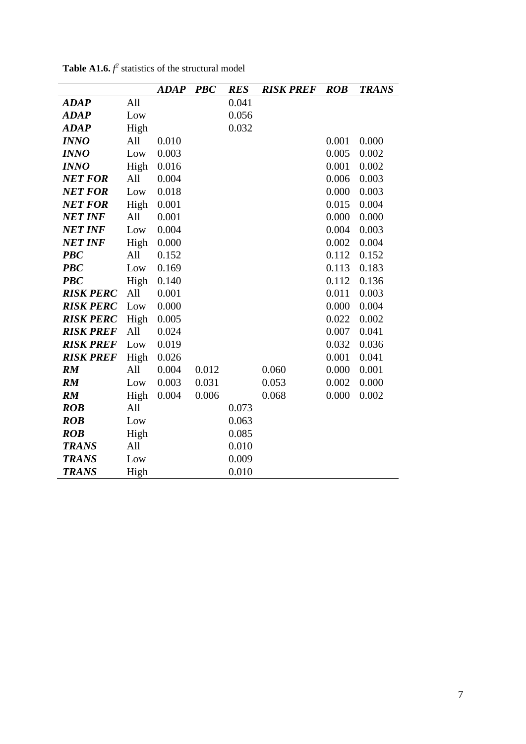**Table A1.6.** $f^2$ statistics of the structural model

| | | *ADAP* | *PBC* | *RES* | *RISK PREF* | *ROB* | *TRANS* |
|---|---|---|---|---|---|---|---|
| ***ADAP*** | All | | | 0.041 | | | |
| ***ADAP*** | Low | | | 0.056 | | | |
| ***ADAP*** | High | | | 0.032 | | | |
| ***INNO*** | All | 0.010 | | | | 0.001 | 0.000 |
| ***INNO*** | Low | 0.003 | | | | 0.005 | 0.002 |
| ***INNO*** | High | 0.016 | | | | 0.001 | 0.002 |
| ***NET FOR*** | All | 0.004 | | | | 0.006 | 0.003 |
| ***NET FOR*** | Low | 0.018 | | | | 0.000 | 0.003 |
| ***NET FOR*** | High | 0.001 | | | | 0.015 | 0.004 |
| ***NET INF*** | All | 0.001 | | | | 0.000 | 0.000 |
| ***NET INF*** | Low | 0.004 | | | | 0.004 | 0.003 |
| ***NET INF*** | High | 0.000 | | | | 0.002 | 0.004 |
| ***PBC*** | All | 0.152 | | | | 0.112 | 0.152 |
| ***PBC*** | Low | 0.169 | | | | 0.113 | 0.183 |
| ***PBC*** | High | 0.140 | | | | 0.112 | 0.136 |
| ***RISK PERC*** | All | 0.001 | | | | 0.011 | 0.003 |
| ***RISK PERC*** | Low | 0.000 | | | | 0.000 | 0.004 |
| ***RISK PERC*** | High | 0.005 | | | | 0.022 | 0.002 |
| ***RISK PREF*** | All | 0.024 | | | | 0.007 | 0.041 |
| ***RISK PREF*** | Low | 0.019 | | | | 0.032 | 0.036 |
| ***RISK PREF*** | High | 0.026 | | | | 0.001 | 0.041 |
| ***RM*** | All | 0.004 | 0.012 | | 0.060 | 0.000 | 0.001 |
| ***RM*** | Low | 0.003 | 0.031 | | 0.053 | 0.002 | 0.000 |
| ***RM*** | High | 0.004 | 0.006 | | 0.068 | 0.000 | 0.002 |
| ***ROB*** | All | | | 0.073 | | | |
| ***ROB*** | Low | | | 0.063 | | | |
| ***ROB*** | High | | | 0.085 | | | |
| ***TRANS*** | All | | | 0.010 | | | |
| ***TRANS*** | Low | | | 0.009 | | | |
| ***TRANS*** | High | | | 0.010 | | | |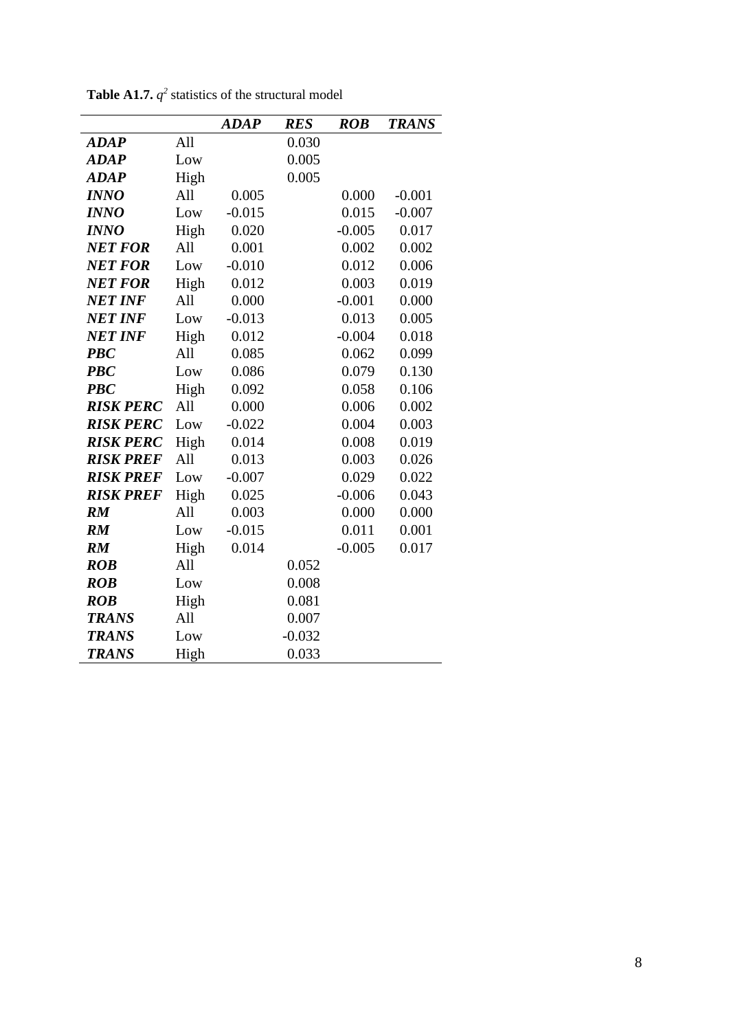**Table A1.7.** $q^2$ statistics of the structural model

| | | ***ADAP*** | ***RES*** | ***ROB*** | ***TRANS*** |
|---|---|---|---|---|---|
| ***ADAP*** | All | | 0.030 | | |
| ***ADAP*** | Low | | 0.005 | | |
| ***ADAP*** | High | | 0.005 | | |
| ***INNO*** | All | 0.005 | | 0.000 | -0.001 |
| ***INNO*** | Low | -0.015 | | 0.015 | -0.007 |
| ***INNO*** | High | 0.020 | | -0.005 | 0.017 |
| ***NET FOR*** | All | 0.001 | | 0.002 | 0.002 |
| ***NET FOR*** | Low | -0.010 | | 0.012 | 0.006 |
| ***NET FOR*** | High | 0.012 | | 0.003 | 0.019 |
| ***NET INF*** | All | 0.000 | | -0.001 | 0.000 |
| ***NET INF*** | Low | -0.013 | | 0.013 | 0.005 |
| ***NET INF*** | High | 0.012 | | -0.004 | 0.018 |
| ***PBC*** | All | 0.085 | | 0.062 | 0.099 |
| ***PBC*** | Low | 0.086 | | 0.079 | 0.130 |
| ***PBC*** | High | 0.092 | | 0.058 | 0.106 |
| ***RISK PERC*** | All | 0.000 | | 0.006 | 0.002 |
| ***RISK PERC*** | Low | -0.022 | | 0.004 | 0.003 |
| ***RISK PERC*** | High | 0.014 | | 0.008 | 0.019 |
| ***RISK PREF*** | All | 0.013 | | 0.003 | 0.026 |
| ***RISK PREF*** | Low | -0.007 | | 0.029 | 0.022 |
| ***RISK PREF*** | High | 0.025 | | -0.006 | 0.043 |
| ***RM*** | All | 0.003 | | 0.000 | 0.000 |
| ***RM*** | Low | -0.015 | | 0.011 | 0.001 |
| ***RM*** | High | 0.014 | | -0.005 | 0.017 |
| ***ROB*** | All | | 0.052 | | |
| ***ROB*** | Low | | 0.008 | | |
| ***ROB*** | High | | 0.081 | | |
| ***TRANS*** | All | | 0.007 | | |
| ***TRANS*** | Low | | -0.032 | | |
| ***TRANS*** | High | | 0.033 | | |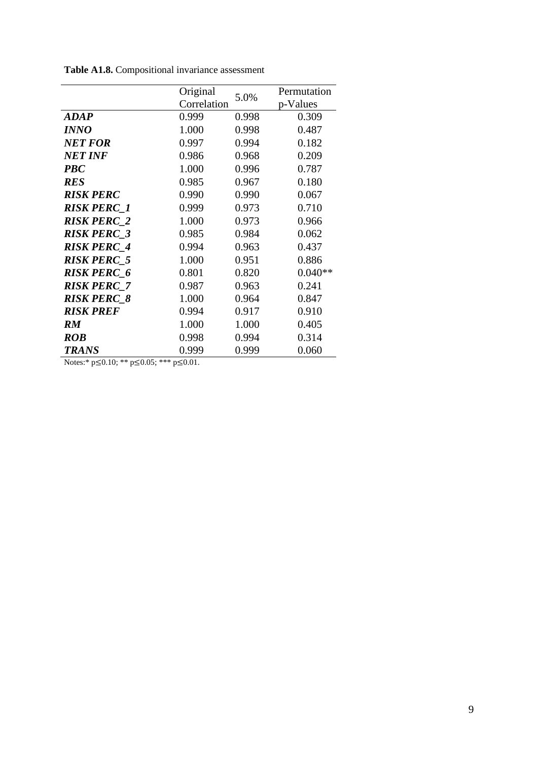**Table A1.8.** Compositional invariance assessment

| | Original Correlation | 5.0% | Permutation p-Values |
|---|---|---|---|
| ***ADAP*** | 0.999 | 0.998 | 0.309 |
| ***INNO*** | 1.000 | 0.998 | 0.487 |
| ***NET FOR*** | 0.997 | 0.994 | 0.182 |
| ***NET INF*** | 0.986 | 0.968 | 0.209 |
| ***PBC*** | 1.000 | 0.996 | 0.787 |
| ***RES*** | 0.985 | 0.967 | 0.180 |
| ***RISK PERC*** | 0.990 | 0.990 | 0.067 |
| ***RISK PERC_1*** | 0.999 | 0.973 | 0.710 |
| ***RISK PERC_2*** | 1.000 | 0.973 | 0.966 |
| ***RISK PERC_3*** | 0.985 | 0.984 | 0.062 |
| ***RISK PERC_4*** | 0.994 | 0.963 | 0.437 |
| ***RISK PERC_5*** | 1.000 | 0.951 | 0.886 |
| ***RISK PERC_6*** | 0.801 | 0.820 | 0.040** |
| ***RISK PERC_7*** | 0.987 | 0.963 | 0.241 |
| ***RISK PERC_8*** | 1.000 | 0.964 | 0.847 |
| ***RISK PREF*** | 0.994 | 0.917 | 0.910 |
| ***RM*** | 1.000 | 1.000 | 0.405 |
| ***ROB*** | 0.998 | 0.994 | 0.314 |
| ***TRANS*** | 0.999 | 0.999 | 0.060 |

Notes:* $p \leq 0.10$; ** $p \leq 0.05$; *** $p \leq 0.01$.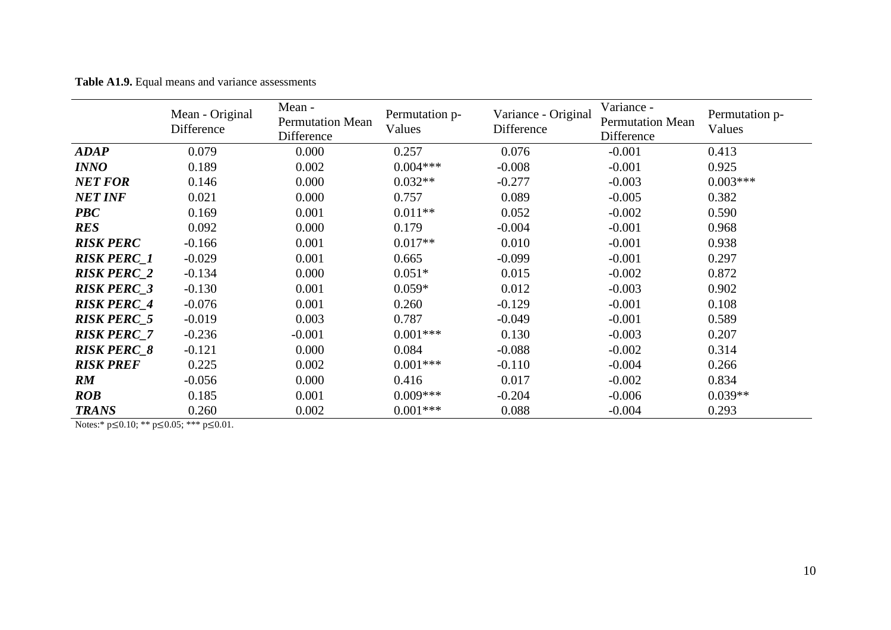**Table A1.9.** Equal means and variance assessments

| | Mean - Original Difference | Mean - Permutation Mean Difference | Permutation p-Values | Variance - Original Difference | Variance - Permutation Mean Difference | Permutation p-Values |
|---|---|---|---|---|---|---|
| ***ADAP*** | 0.079 | 0.000 | 0.257 | 0.076 | -0.001 | 0.413 |
| ***INNO*** | 0.189 | 0.002 | 0.004*** | -0.008 | -0.001 | 0.925 |
| ***NET FOR*** | 0.146 | 0.000 | 0.032** | -0.277 | -0.003 | 0.003*** |
| ***NET INF*** | 0.021 | 0.000 | 0.757 | 0.089 | -0.005 | 0.382 |
| ***PBC*** | 0.169 | 0.001 | 0.011** | 0.052 | -0.002 | 0.590 |
| ***RES*** | 0.092 | 0.000 | 0.179 | -0.004 | -0.001 | 0.968 |
| ***RISK PERC*** | -0.166 | 0.001 | 0.017** | 0.010 | -0.001 | 0.938 |
| ***RISK PERC_1*** | -0.029 | 0.001 | 0.665 | -0.099 | -0.001 | 0.297 |
| ***RISK PERC_2*** | -0.134 | 0.000 | 0.051* | 0.015 | -0.002 | 0.872 |
| ***RISK PERC_3*** | -0.130 | 0.001 | 0.059* | 0.012 | -0.003 | 0.902 |
| ***RISK PERC_4*** | -0.076 | 0.001 | 0.260 | -0.129 | -0.001 | 0.108 |
| ***RISK PERC_5*** | -0.019 | 0.003 | 0.787 | -0.049 | -0.001 | 0.589 |
| ***RISK PERC_7*** | -0.236 | -0.001 | 0.001*** | 0.130 | -0.003 | 0.207 |
| ***RISK PERC_8*** | -0.121 | 0.000 | 0.084 | -0.088 | -0.002 | 0.314 |
| ***RISK PREF*** | 0.225 | 0.002 | 0.001*** | -0.110 | -0.004 | 0.266 |
| ***RM*** | -0.056 | 0.000 | 0.416 | 0.017 | -0.002 | 0.834 |
| ***ROB*** | 0.185 | 0.001 | 0.009*** | -0.204 | -0.006 | 0.039** |
| ***TRANS*** | 0.260 | 0.002 | 0.001*** | 0.088 | -0.004 | 0.293 |

Notes:* $p \leq 0.10$; ** $p \leq 0.05$; *** $p \leq 0.01$.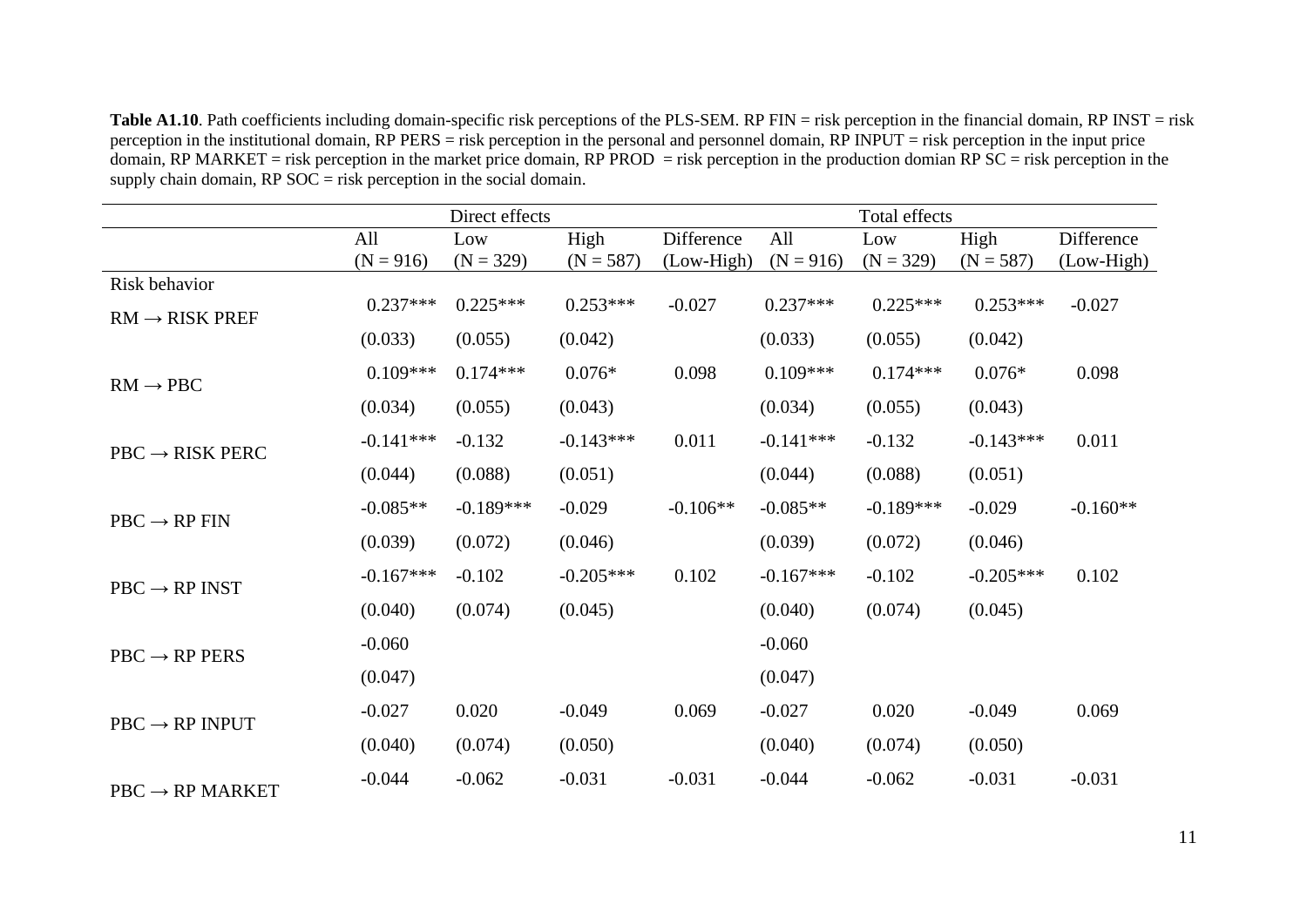**Table A1.10**. Path coefficients including domain-specific risk perceptions of the PLS-SEM. RP FIN = risk perception in the financial domain, RP INST = risk perception in the institutional domain, RP PERS = risk perception in the personal and personnel domain, RP INPUT = risk perception in the input price domain, RP MARKET = risk perception in the market price domain, RP PROD = risk perception in the production domian RP SC = risk perception in the supply chain domain, RP SOC = risk perception in the social domain.

| | Direct effects | | | | Total effects | | | |
|---|---|---|---|---|---|---|---|---|
| | All (N = 916) | Low (N = 329) | High (N = 587) | Difference (Low-High) | All (N = 916) | Low (N = 329) | High (N = 587) | Difference (Low-High) |
| Risk behavior | | | | | | | | |
| RM → RISK PREF | 0.237*** | 0.225*** | 0.253*** | -0.027 | 0.237*** | 0.225*** | 0.253*** | -0.027 |
| | (0.033) | (0.055) | (0.042) | | (0.033) | (0.055) | (0.042) | |
| RM → PBC | 0.109*** | 0.174*** | 0.076* | 0.098 | 0.109*** | 0.174*** | 0.076* | 0.098 |
| | (0.034) | (0.055) | (0.043) | | (0.034) | (0.055) | (0.043) | |
| PBC → RISK PERC | -0.141*** | -0.132 | -0.143*** | 0.011 | -0.141*** | -0.132 | -0.143*** | 0.011 |
| | (0.044) | (0.088) | (0.051) | | (0.044) | (0.088) | (0.051) | |
| PBC → RP FIN | -0.085** | -0.189*** | -0.029 | -0.106** | -0.085** | -0.189*** | -0.029 | -0.160** |
| | (0.039) | (0.072) | (0.046) | | (0.039) | (0.072) | (0.046) | |
| PBC → RP INST | -0.167*** | -0.102 | -0.205*** | 0.102 | -0.167*** | -0.102 | -0.205*** | 0.102 |
| | (0.040) | (0.074) | (0.045) | | (0.040) | (0.074) | (0.045) | |
| PBC → RP PERS | -0.060 | | | | -0.060 | | | |
| | (0.047) | | | | (0.047) | | | |
| PBC → RP INPUT | -0.027 | 0.020 | -0.049 | 0.069 | -0.027 | 0.020 | -0.049 | 0.069 |
| | (0.040) | (0.074) | (0.050) | | (0.040) | (0.074) | (0.050) | |
| PBC → RP MARKET | -0.044 | -0.062 | -0.031 | -0.031 | -0.044 | -0.062 | -0.031 | -0.031 |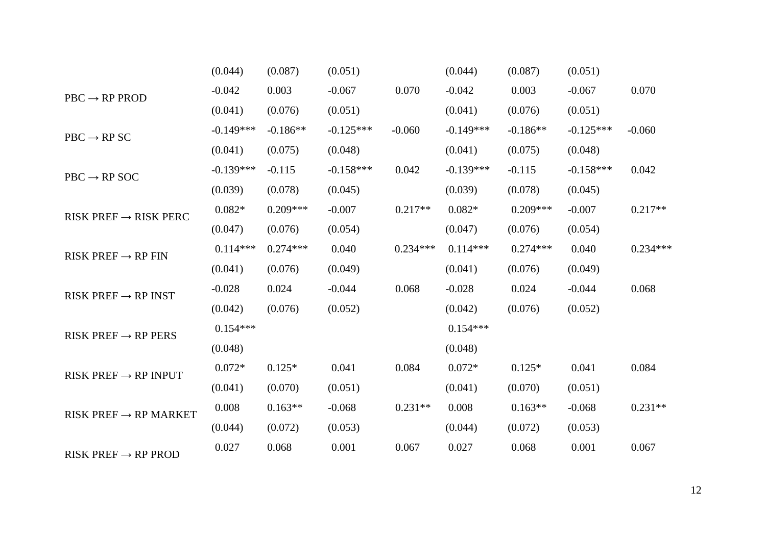| | | | | | | | | |
|---|---|---|---|---|---|---|---|---|
| | (0.044) | (0.087) | (0.051) | | (0.044) | (0.087) | (0.051) | |
| PBC → RP PROD | -0.042 | 0.003 | -0.067 | 0.070 | -0.042 | 0.003 | -0.067 | 0.070 |
| | (0.041) | (0.076) | (0.051) | | (0.041) | (0.076) | (0.051) | |
| PBC → RP SC | -0.149*** | -0.186** | -0.125*** | -0.060 | -0.149*** | -0.186** | -0.125*** | -0.060 |
| | (0.041) | (0.075) | (0.048) | | (0.041) | (0.075) | (0.048) | |
| PBC → RP SOC | -0.139*** | -0.115 | -0.158*** | 0.042 | -0.139*** | -0.115 | -0.158*** | 0.042 |
| | (0.039) | (0.078) | (0.045) | | (0.039) | (0.078) | (0.045) | |
| RISK PREF → RISK PERC | 0.082* | 0.209*** | -0.007 | 0.217** | 0.082* | 0.209*** | -0.007 | 0.217** |
| | (0.047) | (0.076) | (0.054) | | (0.047) | (0.076) | (0.054) | |
| RISK PREF → RP FIN | 0.114*** | 0.274*** | 0.040 | 0.234*** | 0.114*** | 0.274*** | 0.040 | 0.234*** |
| | (0.041) | (0.076) | (0.049) | | (0.041) | (0.076) | (0.049) | |
| RISK PREF → RP INST | -0.028 | 0.024 | -0.044 | 0.068 | -0.028 | 0.024 | -0.044 | 0.068 |
| | (0.042) | (0.076) | (0.052) | | (0.042) | (0.076) | (0.052) | |
| RISK PREF → RP PERS | 0.154*** | | | | 0.154*** | | | |
| | (0.048) | | | | (0.048) | | | |
| RISK PREF → RP INPUT | 0.072* | 0.125* | 0.041 | 0.084 | 0.072* | 0.125* | 0.041 | 0.084 |
| | (0.041) | (0.070) | (0.051) | | (0.041) | (0.070) | (0.051) | |
| RISK PREF → RP MARKET | 0.008 | 0.163** | -0.068 | 0.231** | 0.008 | 0.163** | -0.068 | 0.231** |
| | (0.044) | (0.072) | (0.053) | | (0.044) | (0.072) | (0.053) | |
| RISK PREF → RP PROD | 0.027 | 0.068 | 0.001 | 0.067 | 0.027 | 0.068 | 0.001 | 0.067 |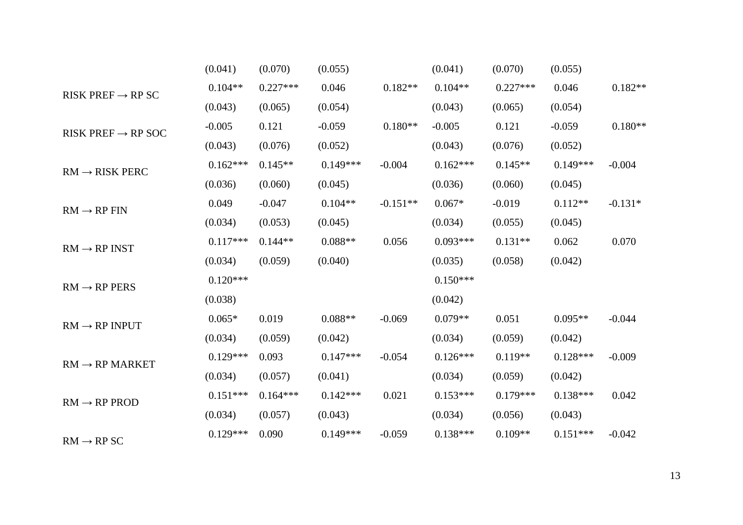| | | | | | | | | |
|---|---|---|---|---|---|---|---|---|
| | (0.041) | (0.070) | (0.055) | | (0.041) | (0.070) | (0.055) | |
| RISK PREF → RP SC | 0.104** | 0.227*** | 0.046 | 0.182** | 0.104** | 0.227*** | 0.046 | 0.182** |
| | (0.043) | (0.065) | (0.054) | | (0.043) | (0.065) | (0.054) | |
| RISK PREF → RP SOC | -0.005 | 0.121 | -0.059 | 0.180** | -0.005 | 0.121 | -0.059 | 0.180** |
| | (0.043) | (0.076) | (0.052) | | (0.043) | (0.076) | (0.052) | |
| RM → RISK PERC | 0.162*** | 0.145** | 0.149*** | -0.004 | 0.162*** | 0.145** | 0.149*** | -0.004 |
| | (0.036) | (0.060) | (0.045) | | (0.036) | (0.060) | (0.045) | |
| RM → RP FIN | 0.049 | -0.047 | 0.104** | -0.151** | 0.067* | -0.019 | 0.112** | -0.131* |
| | (0.034) | (0.053) | (0.045) | | (0.034) | (0.055) | (0.045) | |
| RM → RP INST | 0.117*** | 0.144** | 0.088** | 0.056 | 0.093*** | 0.131** | 0.062 | 0.070 |
| | (0.034) | (0.059) | (0.040) | | (0.035) | (0.058) | (0.042) | |
| RM → RP PERS | 0.120*** | | | | 0.150*** | | | |
| | (0.038) | | | | (0.042) | | | |
| RM → RP INPUT | 0.065* | 0.019 | 0.088** | -0.069 | 0.079** | 0.051 | 0.095** | -0.044 |
| | (0.034) | (0.059) | (0.042) | | (0.034) | (0.059) | (0.042) | |
| RM → RP MARKET | 0.129*** | 0.093 | 0.147*** | -0.054 | 0.126*** | 0.119** | 0.128*** | -0.009 |
| | (0.034) | (0.057) | (0.041) | | (0.034) | (0.059) | (0.042) | |
| RM → RP PROD | 0.151*** | 0.164*** | 0.142*** | 0.021 | 0.153*** | 0.179*** | 0.138*** | 0.042 |
| | (0.034) | (0.057) | (0.043) | | (0.034) | (0.056) | (0.043) | |
| RM → RP SC | 0.129*** | 0.090 | 0.149*** | -0.059 | 0.138*** | 0.109** | 0.151*** | -0.042 |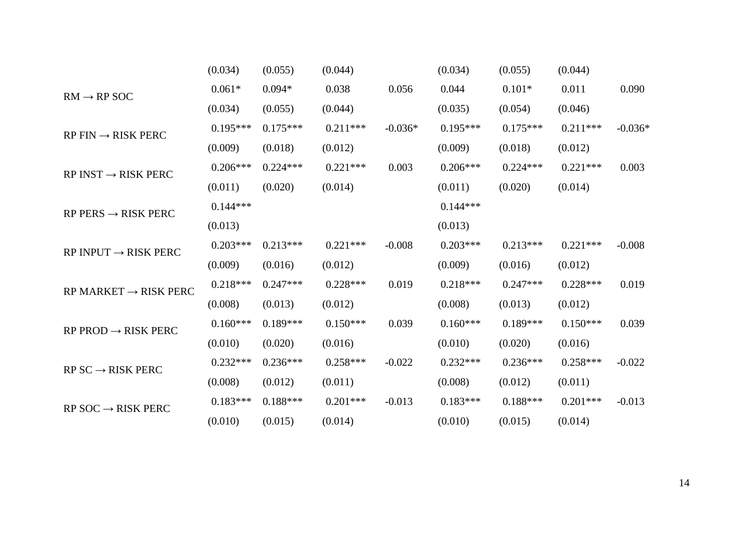| | | | | | | | | |
|---|---|---|---|---|---|---|---|---|
| | (0.034) | (0.055) | (0.044) | | (0.034) | (0.055) | (0.044) | |
| RM → RP SOC | 0.061* | 0.094* | 0.038 | 0.056 | 0.044 | 0.101* | 0.011 | 0.090 |
| | (0.034) | (0.055) | (0.044) | | (0.035) | (0.054) | (0.046) | |
| RP FIN → RISK PERC | 0.195*** | 0.175*** | 0.211*** | -0.036* | 0.195*** | 0.175*** | 0.211*** | -0.036* |
| | (0.009) | (0.018) | (0.012) | | (0.009) | (0.018) | (0.012) | |
| RP INST → RISK PERC | 0.206*** | 0.224*** | 0.221*** | 0.003 | 0.206*** | 0.224*** | 0.221*** | 0.003 |
| | (0.011) | (0.020) | (0.014) | | (0.011) | (0.020) | (0.014) | |
| RP PERS → RISK PERC | 0.144*** | | | | 0.144*** | | | |
| | (0.013) | | | | (0.013) | | | |
| RP INPUT → RISK PERC | 0.203*** | 0.213*** | 0.221*** | -0.008 | 0.203*** | 0.213*** | 0.221*** | -0.008 |
| | (0.009) | (0.016) | (0.012) | | (0.009) | (0.016) | (0.012) | |
| RP MARKET → RISK PERC | 0.218*** | 0.247*** | 0.228*** | 0.019 | 0.218*** | 0.247*** | 0.228*** | 0.019 |
| | (0.008) | (0.013) | (0.012) | | (0.008) | (0.013) | (0.012) | |
| RP PROD → RISK PERC | 0.160*** | 0.189*** | 0.150*** | 0.039 | 0.160*** | 0.189*** | 0.150*** | 0.039 |
| | (0.010) | (0.020) | (0.016) | | (0.010) | (0.020) | (0.016) | |
| RP SC → RISK PERC | 0.232*** | 0.236*** | 0.258*** | -0.022 | 0.232*** | 0.236*** | 0.258*** | -0.022 |
| | (0.008) | (0.012) | (0.011) | | (0.008) | (0.012) | (0.011) | |
| RP SOC → RISK PERC | 0.183*** | 0.188*** | 0.201*** | -0.013 | 0.183*** | 0.188*** | 0.201*** | -0.013 |
| | (0.010) | (0.015) | (0.014) | | (0.010) | (0.015) | (0.014) | |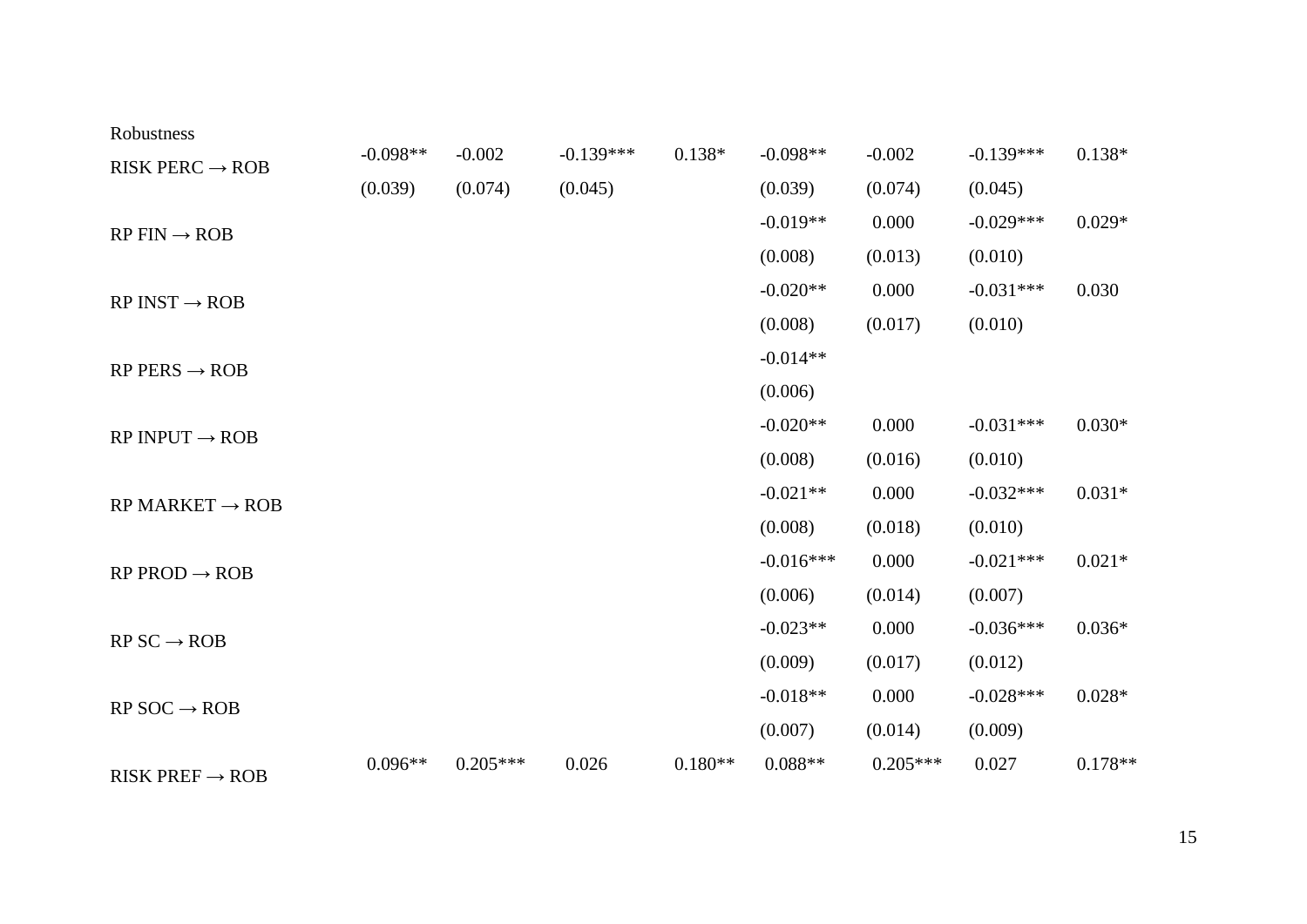| | | | | | | | | |
|---|---|---|---|---|---|---|---|---|
| Robustness | | | | | | | | |
| RISK PERC → ROB | -0.098** | -0.002 | -0.139*** | 0.138* | -0.098** | -0.002 | -0.139*** | 0.138* |
| | (0.039) | (0.074) | (0.045) | | (0.039) | (0.074) | (0.045) | |
| RP FIN → ROB | | | | | -0.019** | 0.000 | -0.029*** | 0.029* |
| | | | | | (0.008) | (0.013) | (0.010) | |
| RP INST → ROB | | | | | -0.020** | 0.000 | -0.031*** | 0.030 |
| | | | | | (0.008) | (0.017) | (0.010) | |
| RP PERS → ROB | | | | | -0.014** | | | |
| | | | | | (0.006) | | | |
| RP INPUT → ROB | | | | | -0.020** | 0.000 | -0.031*** | 0.030* |
| | | | | | (0.008) | (0.016) | (0.010) | |
| RP MARKET → ROB | | | | | -0.021** | 0.000 | -0.032*** | 0.031* |
| | | | | | (0.008) | (0.018) | (0.010) | |
| RP PROD → ROB | | | | | -0.016*** | 0.000 | -0.021*** | 0.021* |
| | | | | | (0.006) | (0.014) | (0.007) | |
| RP SC → ROB | | | | | -0.023** | 0.000 | -0.036*** | 0.036* |
| | | | | | (0.009) | (0.017) | (0.012) | |
| RP SOC → ROB | | | | | -0.018** | 0.000 | -0.028*** | 0.028* |
| | | | | | (0.007) | (0.014) | (0.009) | |
| RISK PREF → ROB | 0.096** | 0.205*** | 0.026 | 0.180** | 0.088** | 0.205*** | 0.027 | 0.178** |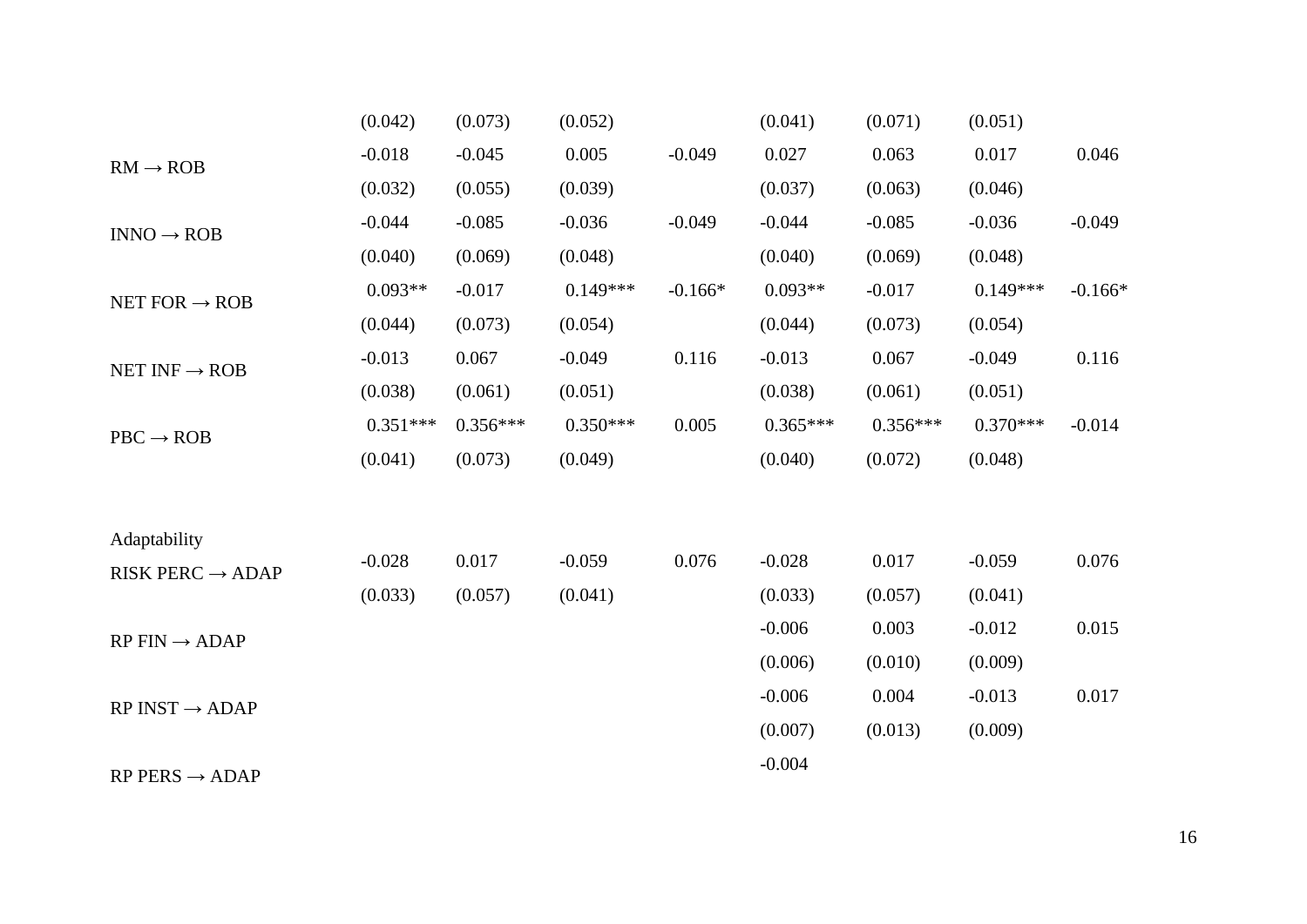| | | | | | | | | |
|---|---|---|---|---|---|---|---|---|
| | (0.042) | (0.073) | (0.052) | | (0.041) | (0.071) | (0.051) | |
| RM → ROB | -0.018 | -0.045 | 0.005 | -0.049 | 0.027 | 0.063 | 0.017 | 0.046 |
| | (0.032) | (0.055) | (0.039) | | (0.037) | (0.063) | (0.046) | |
| INNO → ROB | -0.044 | -0.085 | -0.036 | -0.049 | -0.044 | -0.085 | -0.036 | -0.049 |
| | (0.040) | (0.069) | (0.048) | | (0.040) | (0.069) | (0.048) | |
| NET FOR → ROB | 0.093** | -0.017 | 0.149*** | -0.166* | 0.093** | -0.017 | 0.149*** | -0.166* |
| | (0.044) | (0.073) | (0.054) | | (0.044) | (0.073) | (0.054) | |
| NET INF → ROB | -0.013 | 0.067 | -0.049 | 0.116 | -0.013 | 0.067 | -0.049 | 0.116 |
| | (0.038) | (0.061) | (0.051) | | (0.038) | (0.061) | (0.051) | |
| PBC → ROB | 0.351*** | 0.356*** | 0.350*** | 0.005 | 0.365*** | 0.356*** | 0.370*** | -0.014 |
| | (0.041) | (0.073) | (0.049) | | (0.040) | (0.072) | (0.048) | |
| Adaptability | | | | | | | | |
| RISK PERC → ADAP | -0.028 | 0.017 | -0.059 | 0.076 | -0.028 | 0.017 | -0.059 | 0.076 |
| | (0.033) | (0.057) | (0.041) | | (0.033) | (0.057) | (0.041) | |
| RP FIN → ADAP | | | | | -0.006 | 0.003 | -0.012 | 0.015 |
| | | | | | (0.006) | (0.010) | (0.009) | |
| RP INST → ADAP | | | | | -0.006 | 0.004 | -0.013 | 0.017 |
| | | | | | (0.007) | (0.013) | (0.009) | |
| RP PERS → ADAP | | | | | -0.004 | | | |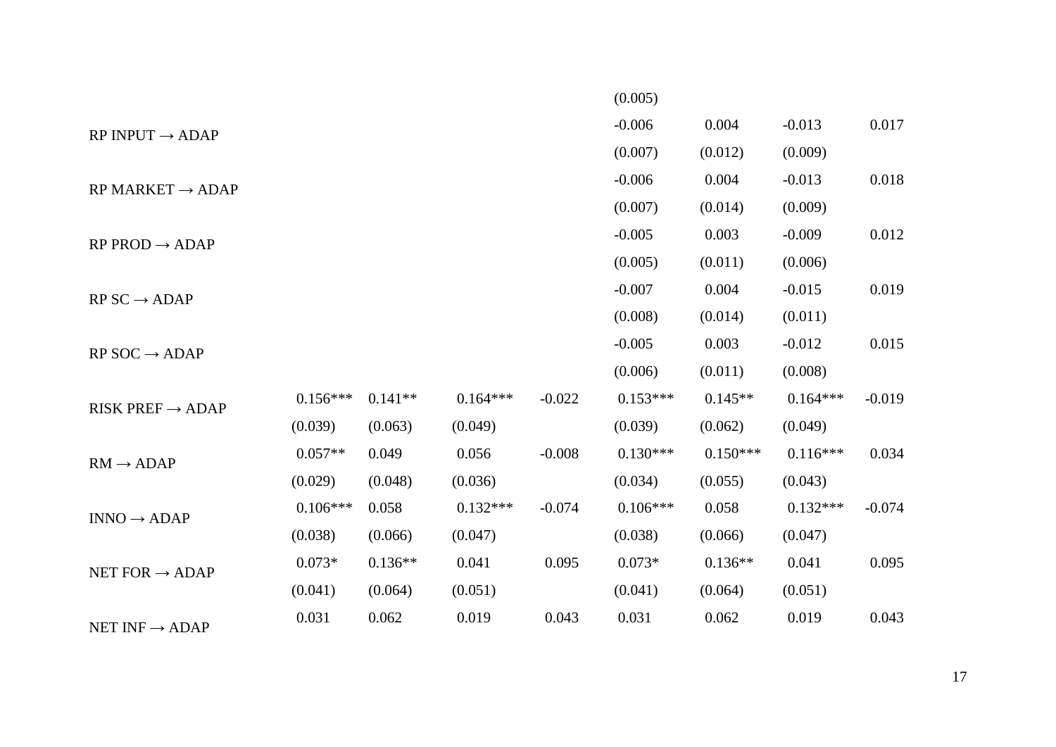| | | | | | | | | |
|---|---|---|---|---|---|---|---|---|
| | | | | | (0.005) | | | |
| RP INPUT → ADAP | | | | | -0.006 | 0.004 | -0.013 | 0.017 |
| | | | | | (0.007) | (0.012) | (0.009) | |
| RP MARKET → ADAP | | | | | -0.006 | 0.004 | -0.013 | 0.018 |
| | | | | | (0.007) | (0.014) | (0.009) | |
| RP PROD → ADAP | | | | | -0.005 | 0.003 | -0.009 | 0.012 |
| | | | | | (0.005) | (0.011) | (0.006) | |
| RP SC → ADAP | | | | | -0.007 | 0.004 | -0.015 | 0.019 |
| | | | | | (0.008) | (0.014) | (0.011) | |
| RP SOC → ADAP | | | | | -0.005 | 0.003 | -0.012 | 0.015 |
| | | | | | (0.006) | (0.011) | (0.008) | |
| RISK PREF → ADAP | 0.156*** | 0.141** | 0.164*** | -0.022 | 0.153*** | 0.145** | 0.164*** | -0.019 |
| | (0.039) | (0.063) | (0.049) | | (0.039) | (0.062) | (0.049) | |
| RM → ADAP | 0.057** | 0.049 | 0.056 | -0.008 | 0.130*** | 0.150*** | 0.116*** | 0.034 |
| | (0.029) | (0.048) | (0.036) | | (0.034) | (0.055) | (0.043) | |
| INNO → ADAP | 0.106*** | 0.058 | 0.132*** | -0.074 | 0.106*** | 0.058 | 0.132*** | -0.074 |
| | (0.038) | (0.066) | (0.047) | | (0.038) | (0.066) | (0.047) | |
| NET FOR → ADAP | 0.073* | 0.136** | 0.041 | 0.095 | 0.073* | 0.136** | 0.041 | 0.095 |
| | (0.041) | (0.064) | (0.051) | | (0.041) | (0.064) | (0.051) | |
| NET INF → ADAP | 0.031 | 0.062 | 0.019 | 0.043 | 0.031 | 0.062 | 0.019 | 0.043 |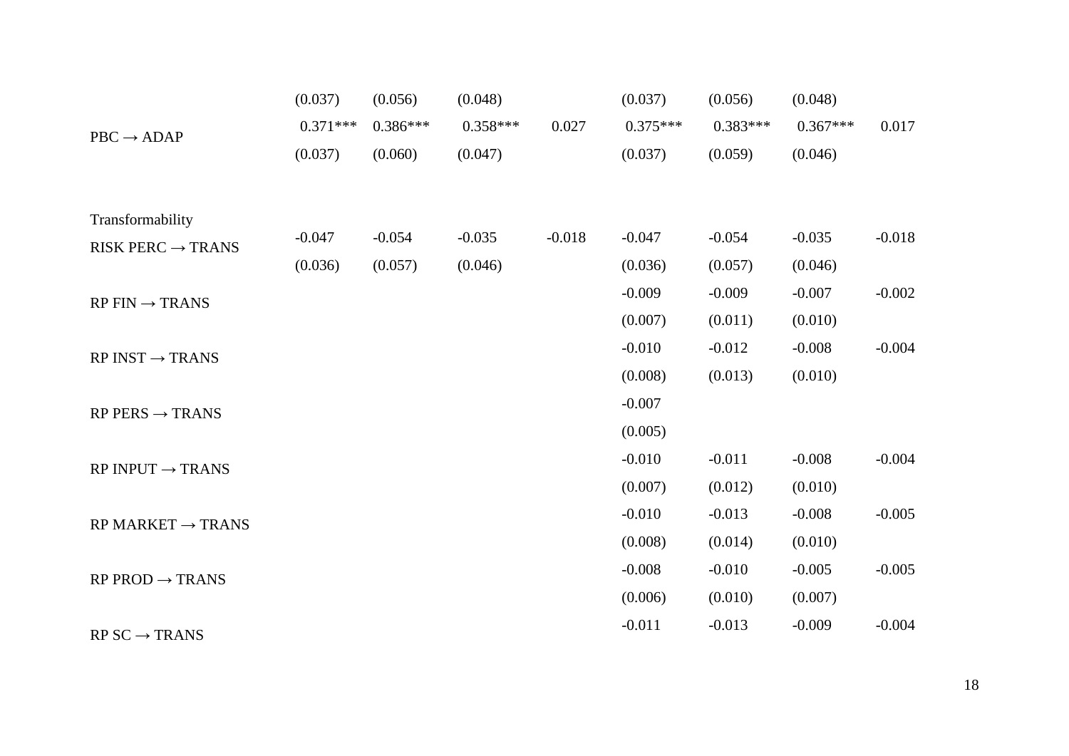| | | | | | | | | |
|---|---|---|---|---|---|---|---|---|
| | (0.037) | (0.056) | (0.048) | | (0.037) | (0.056) | (0.048) | |
| PBC → ADAP | 0.371*** | 0.386*** | 0.358*** | 0.027 | 0.375*** | 0.383*** | 0.367*** | 0.017 |
| | (0.037) | (0.060) | (0.047) | | (0.037) | (0.059) | (0.046) | |
| Transformability | | | | | | | | |
| RISK PERC → TRANS | -0.047 | -0.054 | -0.035 | -0.018 | -0.047 | -0.054 | -0.035 | -0.018 |
| | (0.036) | (0.057) | (0.046) | | (0.036) | (0.057) | (0.046) | |
| RP FIN → TRANS | | | | | -0.009 | -0.009 | -0.007 | -0.002 |
| | | | | | (0.007) | (0.011) | (0.010) | |
| RP INST → TRANS | | | | | -0.010 | -0.012 | -0.008 | -0.004 |
| | | | | | (0.008) | (0.013) | (0.010) | |
| RP PERS → TRANS | | | | | -0.007 | | | |
| | | | | | (0.005) | | | |
| RP INPUT → TRANS | | | | | -0.010 | -0.011 | -0.008 | -0.004 |
| | | | | | (0.007) | (0.012) | (0.010) | |
| RP MARKET → TRANS | | | | | -0.010 | -0.013 | -0.008 | -0.005 |
| | | | | | (0.008) | (0.014) | (0.010) | |
| RP PROD → TRANS | | | | | -0.008 | -0.010 | -0.005 | -0.005 |
| | | | | | (0.006) | (0.010) | (0.007) | |
| RP SC → TRANS | | | | | -0.011 | -0.013 | -0.009 | -0.004 |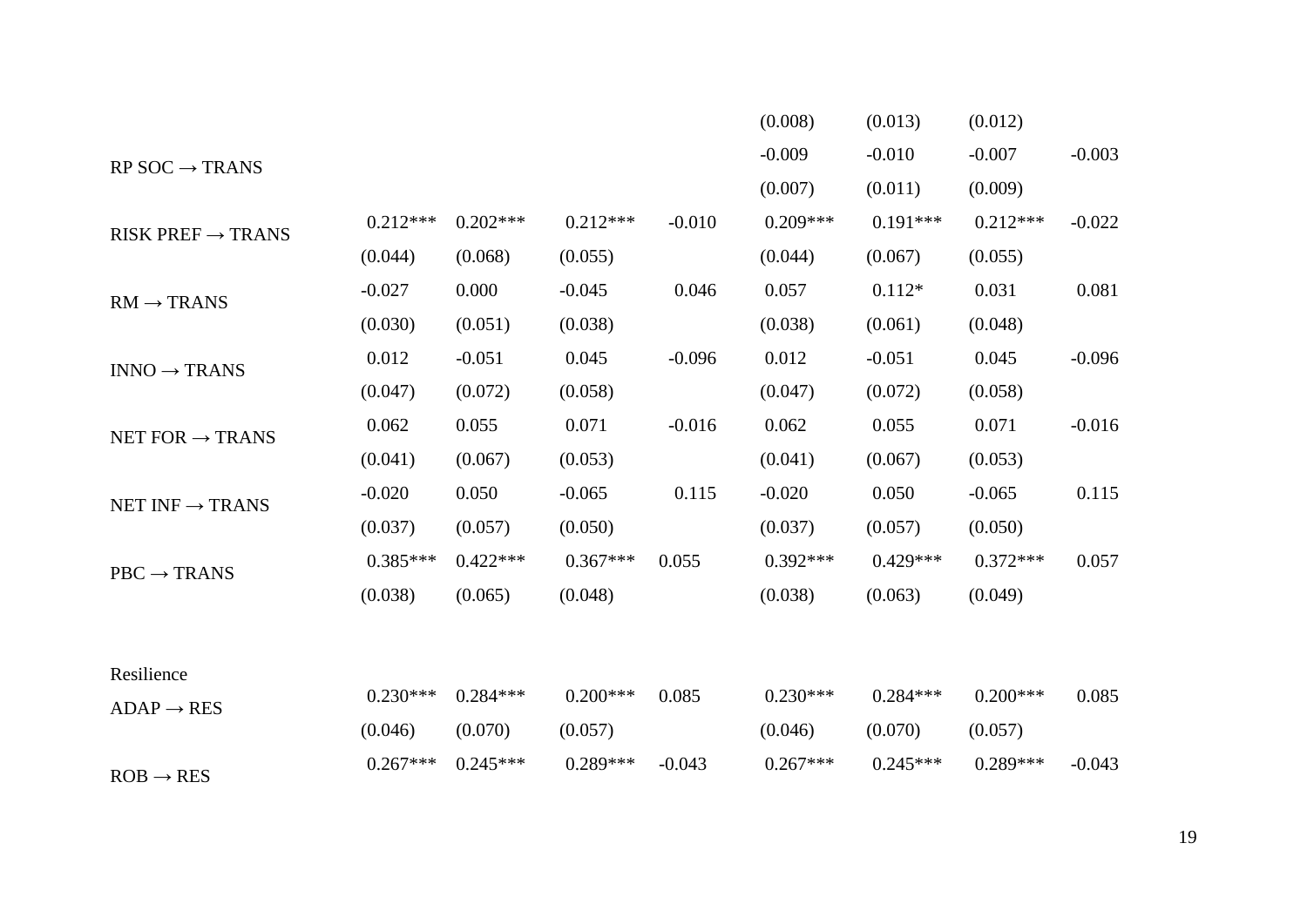| | | | | | | | | |
|---|---|---|---|---|---|---|---|---|
| | | | | | (0.008) | (0.013) | (0.012) | |
| RP SOC → TRANS | | | | | -0.009 | -0.010 | -0.007 | -0.003 |
| | | | | | (0.007) | (0.011) | (0.009) | |
| RISK PREF → TRANS | 0.212*** | 0.202*** | 0.212*** | -0.010 | 0.209*** | 0.191*** | 0.212*** | -0.022 |
| | (0.044) | (0.068) | (0.055) | | (0.044) | (0.067) | (0.055) | |
| RM → TRANS | -0.027 | 0.000 | -0.045 | 0.046 | 0.057 | 0.112* | 0.031 | 0.081 |
| | (0.030) | (0.051) | (0.038) | | (0.038) | (0.061) | (0.048) | |
| INNO → TRANS | 0.012 | -0.051 | 0.045 | -0.096 | 0.012 | -0.051 | 0.045 | -0.096 |
| | (0.047) | (0.072) | (0.058) | | (0.047) | (0.072) | (0.058) | |
| NET FOR → TRANS | 0.062 | 0.055 | 0.071 | -0.016 | 0.062 | 0.055 | 0.071 | -0.016 |
| | (0.041) | (0.067) | (0.053) | | (0.041) | (0.067) | (0.053) | |
| NET INF → TRANS | -0.020 | 0.050 | -0.065 | 0.115 | -0.020 | 0.050 | -0.065 | 0.115 |
| | (0.037) | (0.057) | (0.050) | | (0.037) | (0.057) | (0.050) | |
| PBC → TRANS | 0.385*** | 0.422*** | 0.367*** | 0.055 | 0.392*** | 0.429*** | 0.372*** | 0.057 |
| | (0.038) | (0.065) | (0.048) | | (0.038) | (0.063) | (0.049) | |
| Resilience | | | | | | | | |
| ADAP → RES | 0.230*** | 0.284*** | 0.200*** | 0.085 | 0.230*** | 0.284*** | 0.200*** | 0.085 |
| | (0.046) | (0.070) | (0.057) | | (0.046) | (0.070) | (0.057) | |
| ROB → RES | 0.267*** | 0.245*** | 0.289*** | -0.043 | 0.267*** | 0.245*** | 0.289*** | -0.043 |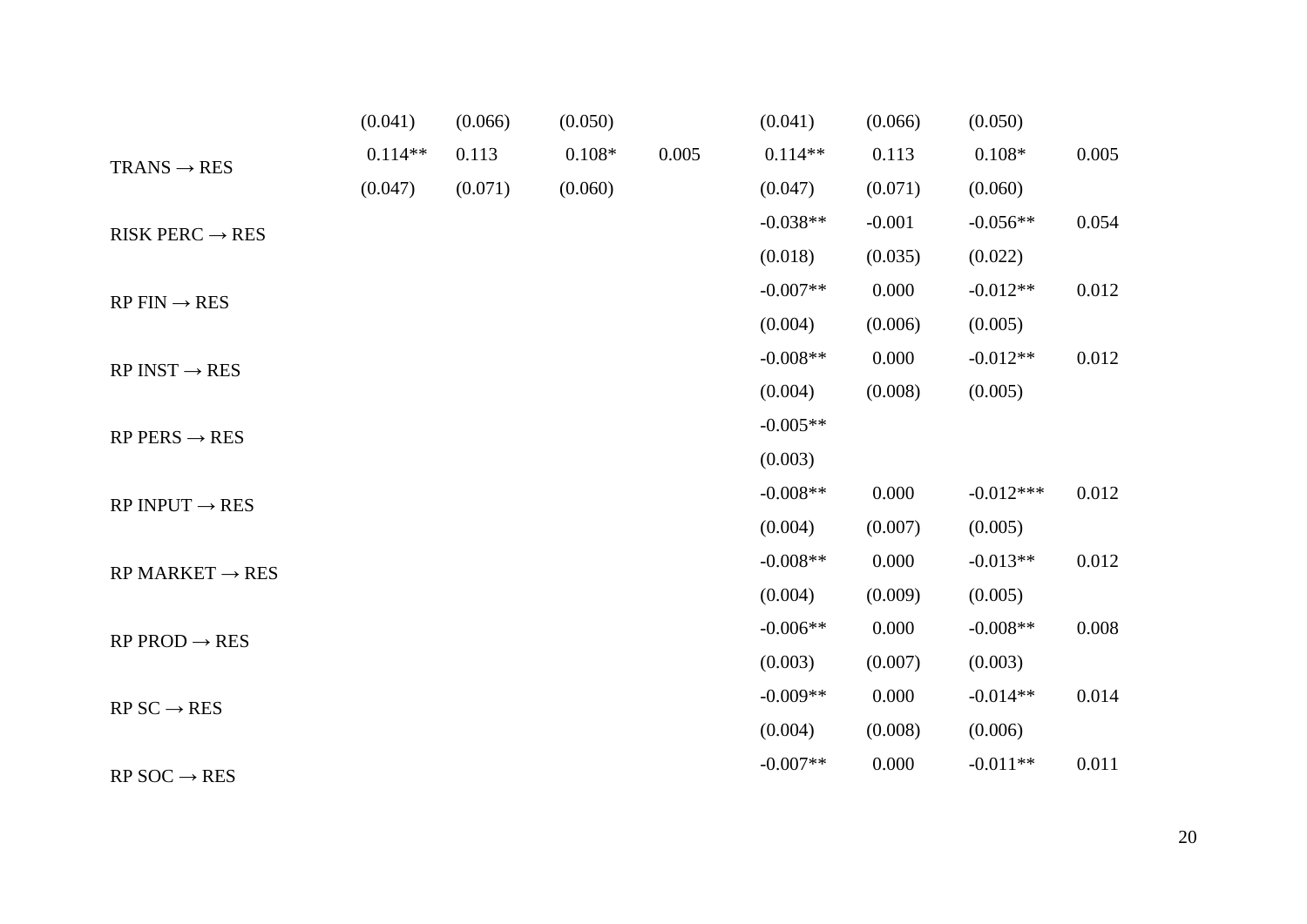| | | | | | | | | |
|---|---|---|---|---|---|---|---|---|
| | (0.041) | (0.066) | (0.050) | | (0.041) | (0.066) | (0.050) | |
| TRANS → RES | 0.114** | 0.113 | 0.108* | 0.005 | 0.114** | 0.113 | 0.108* | 0.005 |
| | (0.047) | (0.071) | (0.060) | | (0.047) | (0.071) | (0.060) | |
| RISK PERC → RES | | | | | -0.038** | -0.001 | -0.056** | 0.054 |
| | | | | | (0.018) | (0.035) | (0.022) | |
| RP FIN → RES | | | | | -0.007** | 0.000 | -0.012** | 0.012 |
| | | | | | (0.004) | (0.006) | (0.005) | |
| RP INST → RES | | | | | -0.008** | 0.000 | -0.012** | 0.012 |
| | | | | | (0.004) | (0.008) | (0.005) | |
| RP PERS → RES | | | | | -0.005** | | | |
| | | | | | (0.003) | | | |
| RP INPUT → RES | | | | | -0.008** | 0.000 | -0.012*** | 0.012 |
| | | | | | (0.004) | (0.007) | (0.005) | |
| RP MARKET → RES | | | | | -0.008** | 0.000 | -0.013** | 0.012 |
| | | | | | (0.004) | (0.009) | (0.005) | |
| RP PROD → RES | | | | | -0.006** | 0.000 | -0.008** | 0.008 |
| | | | | | (0.003) | (0.007) | (0.003) | |
| RP SC → RES | | | | | -0.009** | 0.000 | -0.014** | 0.014 |
| | | | | | (0.004) | (0.008) | (0.006) | |
| RP SOC → RES | | | | | -0.007** | 0.000 | -0.011** | 0.011 |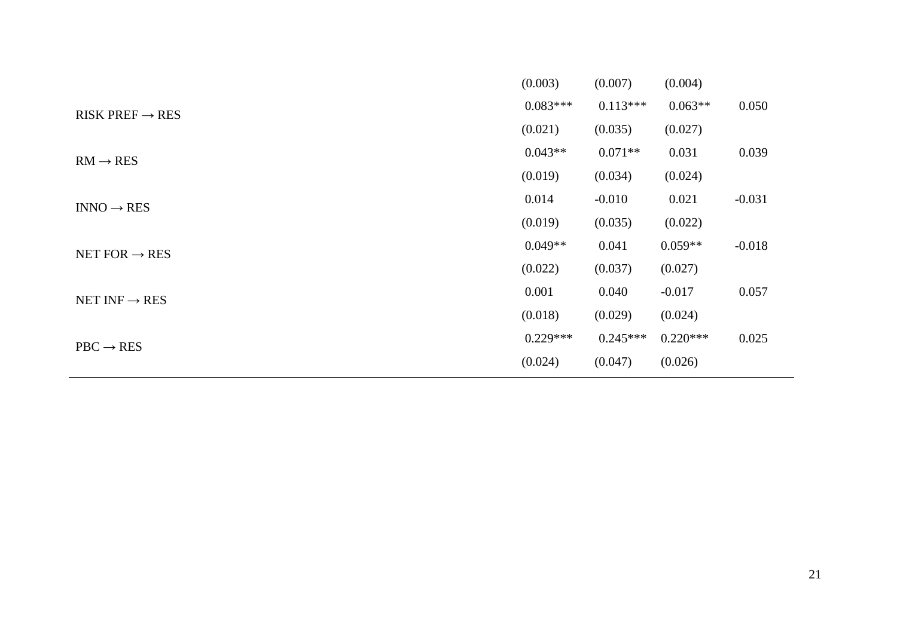| | | | | |
|---|---|---|---|---|
| | (0.003) | (0.007) | (0.004) | |
| RISK PREF → RES | 0.083*** | 0.113*** | 0.063** | 0.050 |
| | (0.021) | (0.035) | (0.027) | |
| RM → RES | 0.043** | 0.071** | 0.031 | 0.039 |
| | (0.019) | (0.034) | (0.024) | |
| INNO → RES | 0.014 | -0.010 | 0.021 | -0.031 |
| | (0.019) | (0.035) | (0.022) | |
| NET FOR → RES | 0.049** | 0.041 | 0.059** | -0.018 |
| | (0.022) | (0.037) | (0.027) | |
| NET INF → RES | 0.001 | 0.040 | -0.017 | 0.057 |
| | (0.018) | (0.029) | (0.024) | |
| PBC → RES | 0.229*** | 0.245*** | 0.220*** | 0.025 |
| | (0.024) | (0.047) | (0.026) | |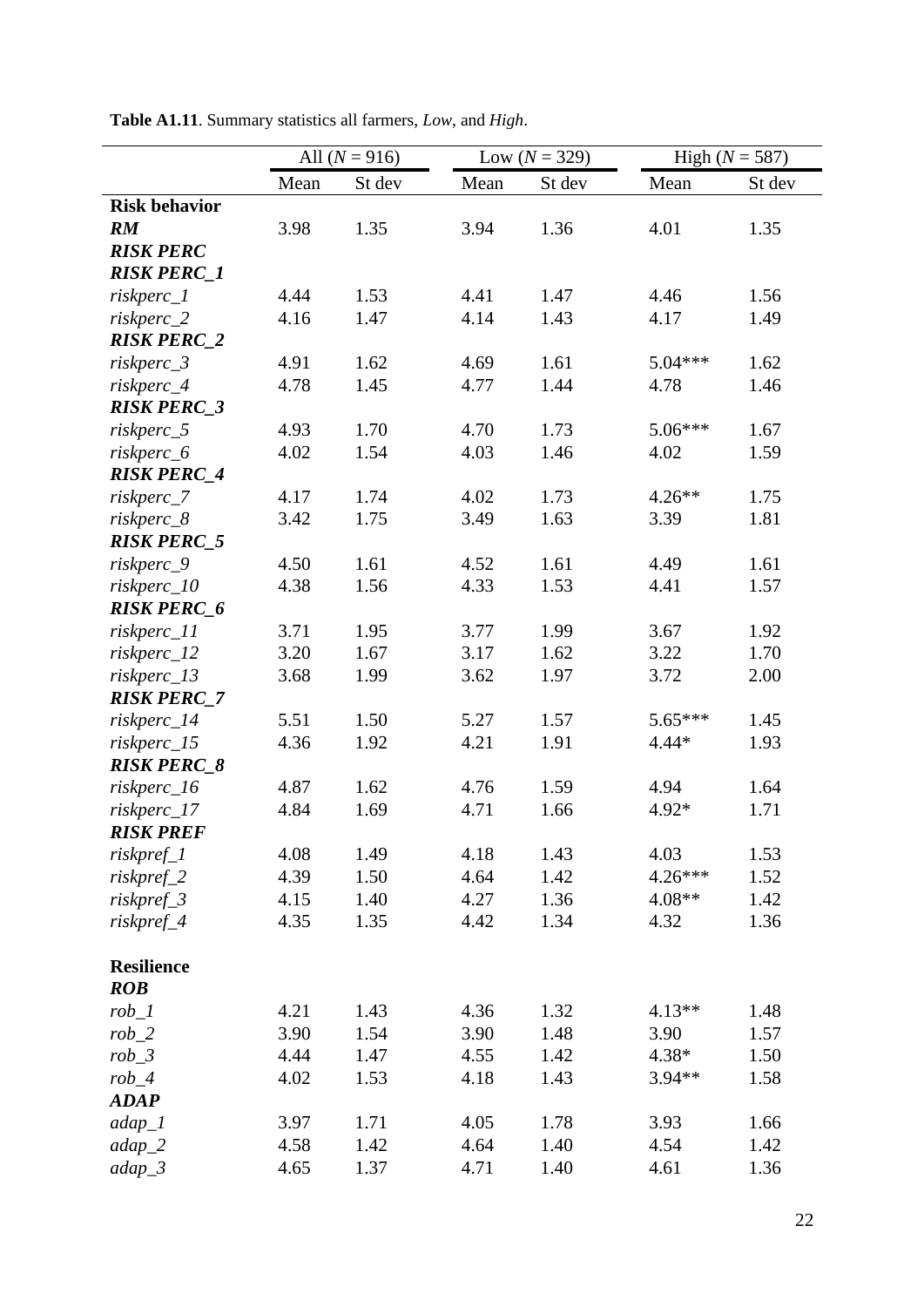**Table A1.11**. Summary statistics all farmers, *Low*, and *High*.

| | All ($N$ = 916) | | Low ($N$ = 329) | | High ($N$ = 587) | |
|---|---|---|---|---|---|---|
| | Mean | St dev | Mean | St dev | Mean | St dev |
| **Risk behavior** | | | | | | |
| ***RM*** | 3.98 | 1.35 | 3.94 | 1.36 | 4.01 | 1.35 |
| ***RISK PERC*** | | | | | | |
| ***RISK PERC_1*** | | | | | | |
| *riskperc_1* | 4.44 | 1.53 | 4.41 | 1.47 | 4.46 | 1.56 |
| *riskperc_2* | 4.16 | 1.47 | 4.14 | 1.43 | 4.17 | 1.49 |
| ***RISK PERC_2*** | | | | | | |
| *riskperc_3* | 4.91 | 1.62 | 4.69 | 1.61 | 5.04*** | 1.62 |
| *riskperc_4* | 4.78 | 1.45 | 4.77 | 1.44 | 4.78 | 1.46 |
| ***RISK PERC_3*** | | | | | | |
| *riskperc_5* | 4.93 | 1.70 | 4.70 | 1.73 | 5.06*** | 1.67 |
| *riskperc_6* | 4.02 | 1.54 | 4.03 | 1.46 | 4.02 | 1.59 |
| ***RISK PERC_4*** | | | | | | |
| *riskperc_7* | 4.17 | 1.74 | 4.02 | 1.73 | 4.26** | 1.75 |
| *riskperc_8* | 3.42 | 1.75 | 3.49 | 1.63 | 3.39 | 1.81 |
| ***RISK PERC_5*** | | | | | | |
| *riskperc_9* | 4.50 | 1.61 | 4.52 | 1.61 | 4.49 | 1.61 |
| *riskperc_10* | 4.38 | 1.56 | 4.33 | 1.53 | 4.41 | 1.57 |
| ***RISK PERC_6*** | | | | | | |
| *riskperc_11* | 3.71 | 1.95 | 3.77 | 1.99 | 3.67 | 1.92 |
| *riskperc_12* | 3.20 | 1.67 | 3.17 | 1.62 | 3.22 | 1.70 |
| *riskperc_13* | 3.68 | 1.99 | 3.62 | 1.97 | 3.72 | 2.00 |
| ***RISK PERC_7*** | | | | | | |
| *riskperc_14* | 5.51 | 1.50 | 5.27 | 1.57 | 5.65*** | 1.45 |
| *riskperc_15* | 4.36 | 1.92 | 4.21 | 1.91 | 4.44* | 1.93 |
| ***RISK PERC_8*** | | | | | | |
| *riskperc_16* | 4.87 | 1.62 | 4.76 | 1.59 | 4.94 | 1.64 |
| *riskperc_17* | 4.84 | 1.69 | 4.71 | 1.66 | 4.92* | 1.71 |
| ***RISK PREF*** | | | | | | |
| *riskpref_1* | 4.08 | 1.49 | 4.18 | 1.43 | 4.03 | 1.53 |
| *riskpref_2* | 4.39 | 1.50 | 4.64 | 1.42 | 4.26*** | 1.52 |
| *riskpref_3* | 4.15 | 1.40 | 4.27 | 1.36 | 4.08** | 1.42 |
| *riskpref_4* | 4.35 | 1.35 | 4.42 | 1.34 | 4.32 | 1.36 |
| | | | | | | |
| **Resilience** | | | | | | |
| ***ROB*** | | | | | | |
| *rob_1* | 4.21 | 1.43 | 4.36 | 1.32 | 4.13** | 1.48 |
| *rob_2* | 3.90 | 1.54 | 3.90 | 1.48 | 3.90 | 1.57 |
| *rob_3* | 4.44 | 1.47 | 4.55 | 1.42 | 4.38* | 1.50 |
| *rob_4* | 4.02 | 1.53 | 4.18 | 1.43 | 3.94** | 1.58 |
| ***ADAP*** | | | | | | |
| *adap_1* | 3.97 | 1.71 | 4.05 | 1.78 | 3.93 | 1.66 |
| *adap_2* | 4.58 | 1.42 | 4.64 | 1.40 | 4.54 | 1.42 |
| *adap_3* | 4.65 | 1.37 | 4.71 | 1.40 | 4.61 | 1.36 |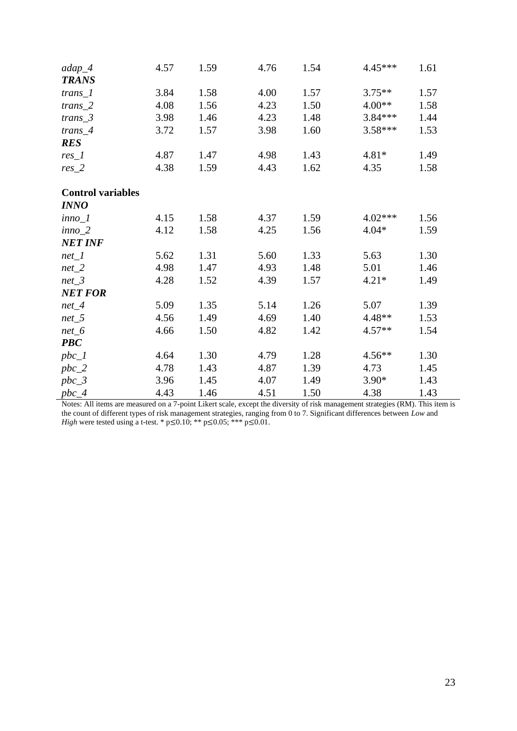| | | | | | | |
|---|---|---|---|---|---|---|
| *adap_4* | 4.57 | 1.59 | 4.76 | 1.54 | 4.45*** | 1.61 |
| ***TRANS*** | | | | | | |
| *trans_1* | 3.84 | 1.58 | 4.00 | 1.57 | 3.75** | 1.57 |
| *trans_2* | 4.08 | 1.56 | 4.23 | 1.50 | 4.00** | 1.58 |
| *trans_3* | 3.98 | 1.46 | 4.23 | 1.48 | 3.84*** | 1.44 |
| *trans_4* | 3.72 | 1.57 | 3.98 | 1.60 | 3.58*** | 1.53 |
| ***RES*** | | | | | | |
| *res_1* | 4.87 | 1.47 | 4.98 | 1.43 | 4.81* | 1.49 |
| *res_2* | 4.38 | 1.59 | 4.43 | 1.62 | 4.35 | 1.58 |
| **Control variables** | | | | | | |
| ***INNO*** | | | | | | |
| *inno_1* | 4.15 | 1.58 | 4.37 | 1.59 | 4.02*** | 1.56 |
| *inno_2* | 4.12 | 1.58 | 4.25 | 1.56 | 4.04* | 1.59 |
| ***NET INF*** | | | | | | |
| *net_1* | 5.62 | 1.31 | 5.60 | 1.33 | 5.63 | 1.30 |
| *net_2* | 4.98 | 1.47 | 4.93 | 1.48 | 5.01 | 1.46 |
| *net_3* | 4.28 | 1.52 | 4.39 | 1.57 | 4.21* | 1.49 |
| ***NET FOR*** | | | | | | |
| *net_4* | 5.09 | 1.35 | 5.14 | 1.26 | 5.07 | 1.39 |
| *net_5* | 4.56 | 1.49 | 4.69 | 1.40 | 4.48** | 1.53 |
| *net_6* | 4.66 | 1.50 | 4.82 | 1.42 | 4.57** | 1.54 |
| ***PBC*** | | | | | | |
| *pbc_1* | 4.64 | 1.30 | 4.79 | 1.28 | 4.56** | 1.30 |
| *pbc_2* | 4.78 | 1.43 | 4.87 | 1.39 | 4.73 | 1.45 |
| *pbc_3* | 3.96 | 1.45 | 4.07 | 1.49 | 3.90* | 1.43 |
| *pbc_4* | 4.43 | 1.46 | 4.51 | 1.50 | 4.38 | 1.43 |

Notes: All items are measured on a 7-point Likert scale, except the diversity of risk management strategies (RM). This item is the count of different types of risk management strategies, ranging from 0 to 7. Significant differences between *Low* and *High* were tested using a t-test. * $p \leq 0.10$; ** $p \leq 0.05$; *** $p \leq 0.01$.